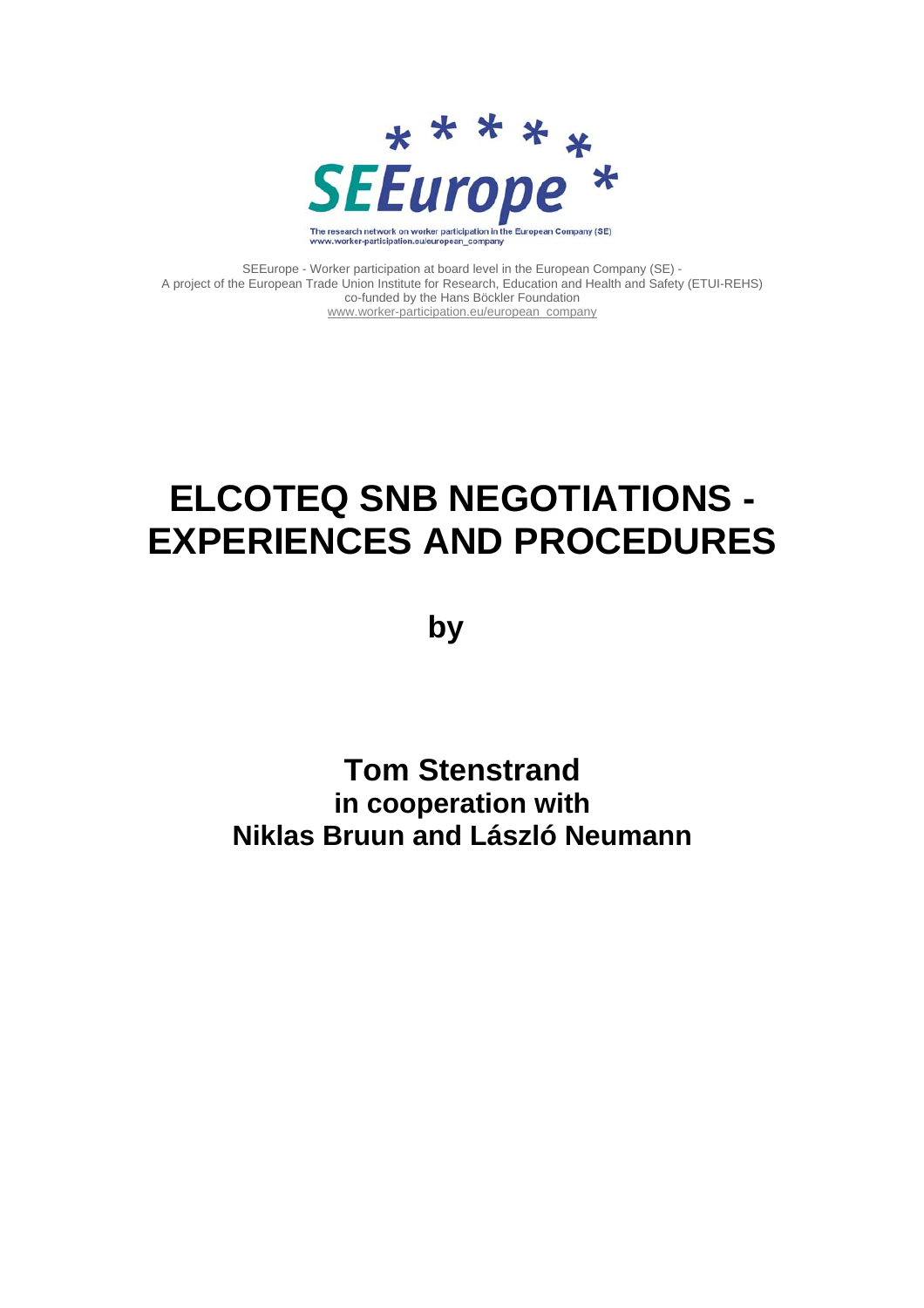SEEurope

The research network on worker participation in the European Company (SE)
www.worker-participation.eu/european_company

SEEurope - Worker participation at board level in the European Company (SE) -
A project of the European Trade Union Institute for Research, Education and Health and Safety (ETUI-REHS)
co-funded by the Hans Böckler Foundation
www.worker-participation.eu/european_company

# ELCOTEQ SNB NEGOTIATIONS - EXPERIENCES AND PROCEDURES

**by**

**Tom Stenstrand**
**in cooperation with**
**Niklas Bruun and László Neumann**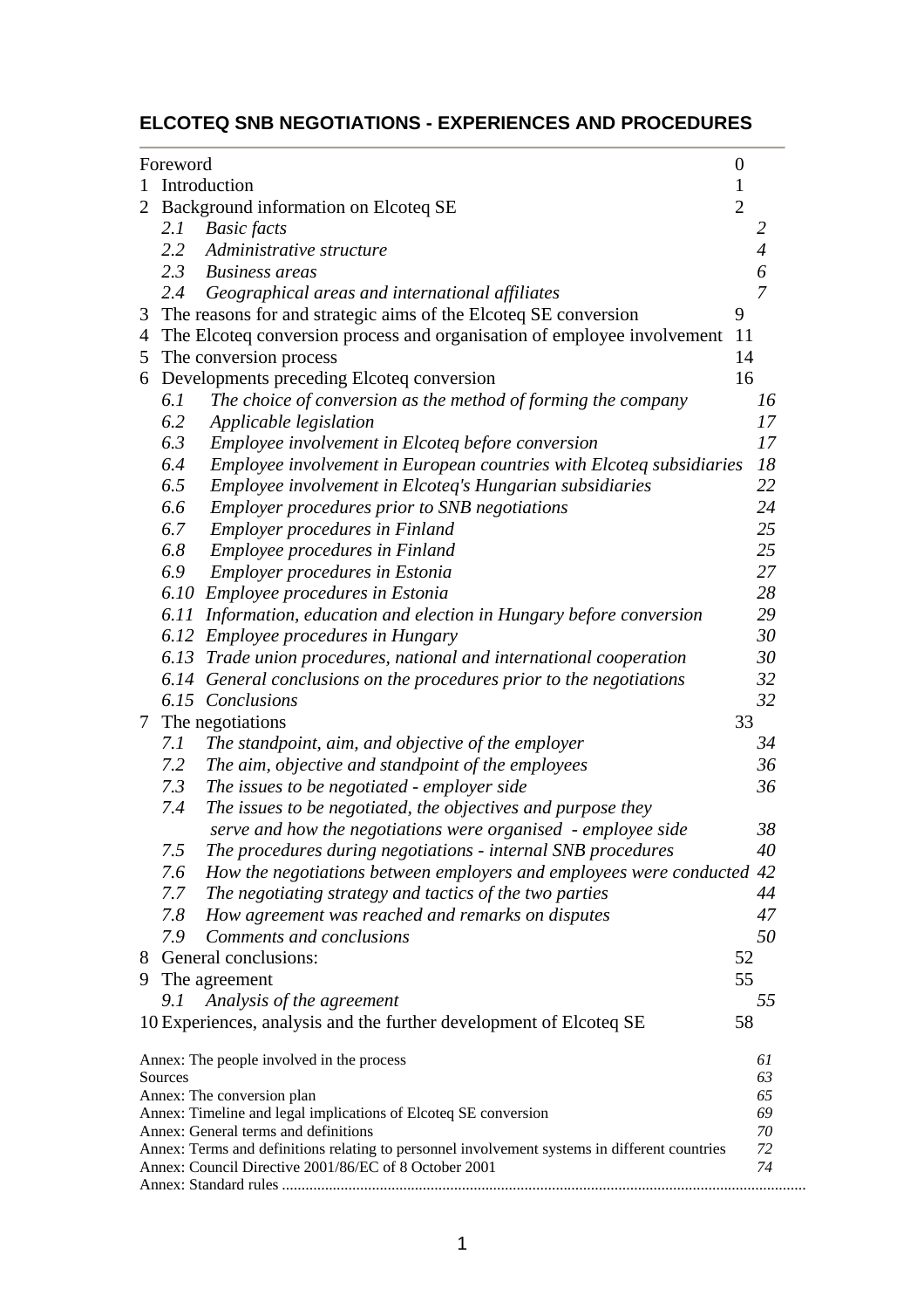## ELCOTEQ SNB NEGOTIATIONS - EXPERIENCES AND PROCEDURES

| | | |
|---|---|---|
| Foreword | | 0 |
| 1 | Introduction | 1 |
| 2 | Background information on Elcoteq SE | 2 |
| | *2.1 Basic facts* | *2* |
| | *2.2 Administrative structure* | *4* |
| | *2.3 Business areas* | *6* |
| | *2.4 Geographical areas and international affiliates* | *7* |
| 3 | The reasons for and strategic aims of the Elcoteq SE conversion | 9 |
| 4 | The Elcoteq conversion process and organisation of employee involvement | 11 |
| 5 | The conversion process | 14 |
| 6 | Developments preceding Elcoteq conversion | 16 |
| | *6.1 The choice of conversion as the method of forming the company* | *16* |
| | *6.2 Applicable legislation* | *17* |
| | *6.3 Employee involvement in Elcoteq before conversion* | *17* |
| | *6.4 Employee involvement in European countries with Elcoteq subsidiaries* | *18* |
| | *6.5 Employee involvement in Elcoteq's Hungarian subsidiaries* | *22* |
| | *6.6 Employer procedures prior to SNB negotiations* | *24* |
| | *6.7 Employer procedures in Finland* | *25* |
| | *6.8 Employee procedures in Finland* | *25* |
| | *6.9 Employer procedures in Estonia* | *27* |
| | *6.10 Employee procedures in Estonia* | *28* |
| | *6.11 Information, education and election in Hungary before conversion* | *29* |
| | *6.12 Employee procedures in Hungary* | *30* |
| | *6.13 Trade union procedures, national and international cooperation* | *30* |
| | *6.14 General conclusions on the procedures prior to the negotiations* | *32* |
| | *6.15 Conclusions* | *32* |
| 7 | The negotiations | 33 |
| | *7.1 The standpoint, aim, and objective of the employer* | *34* |
| | *7.2 The aim, objective and standpoint of the employees* | *36* |
| | *7.3 The issues to be negotiated - employer side* | *36* |
| | *7.4 The issues to be negotiated, the objectives and purpose they serve and how the negotiations were organised - employee side* | *38* |
| | *7.5 The procedures during negotiations - internal SNB procedures* | *40* |
| | *7.6 How the negotiations between employers and employees were conducted* | *42* |
| | *7.7 The negotiating strategy and tactics of the two parties* | *44* |
| | *7.8 How agreement was reached and remarks on disputes* | *47* |
| | *7.9 Comments and conclusions* | *50* |
| 8 | General conclusions: | 52 |
| 9 | The agreement | 55 |
| | *9.1 Analysis of the agreement* | *55* |
| 10 | Experiences, analysis and the further development of Elcoteq SE | 58 |

| | |
|---|---|
| Annex: The people involved in the process | *61* |
| Sources | *63* |
| Annex: The conversion plan | *65* |
| Annex: Timeline and legal implications of Elcoteq SE conversion | *69* |
| Annex: General terms and definitions | *70* |
| Annex: Terms and definitions relating to personnel involvement systems in different countries | *72* |
| Annex: Council Directive 2001/86/EC of 8 October 2001 | *74* |
| Annex: Standard rules ..................................................................................................................................... | |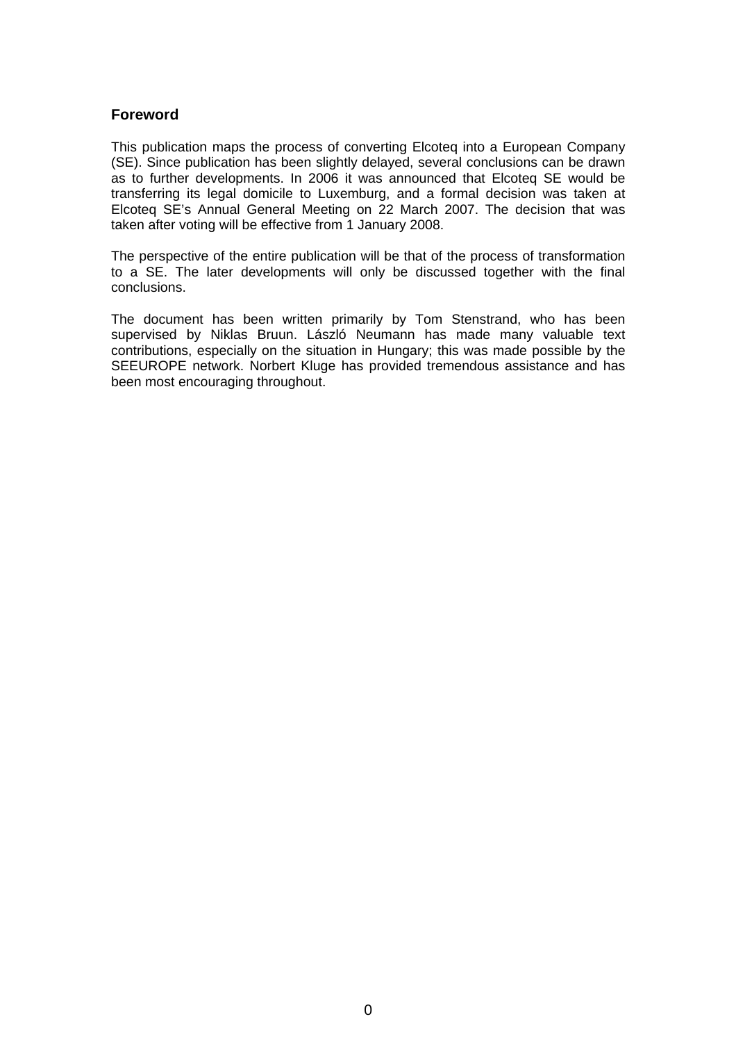## Foreword

This publication maps the process of converting Elcoteq into a European Company (SE). Since publication has been slightly delayed, several conclusions can be drawn as to further developments. In 2006 it was announced that Elcoteq SE would be transferring its legal domicile to Luxemburg, and a formal decision was taken at Elcoteq SE's Annual General Meeting on 22 March 2007. The decision that was taken after voting will be effective from 1 January 2008.

The perspective of the entire publication will be that of the process of transformation to a SE. The later developments will only be discussed together with the final conclusions.

The document has been written primarily by Tom Stenstrand, who has been supervised by Niklas Bruun. László Neumann has made many valuable text contributions, especially on the situation in Hungary; this was made possible by the SEEUROPE network. Norbert Kluge has provided tremendous assistance and has been most encouraging throughout.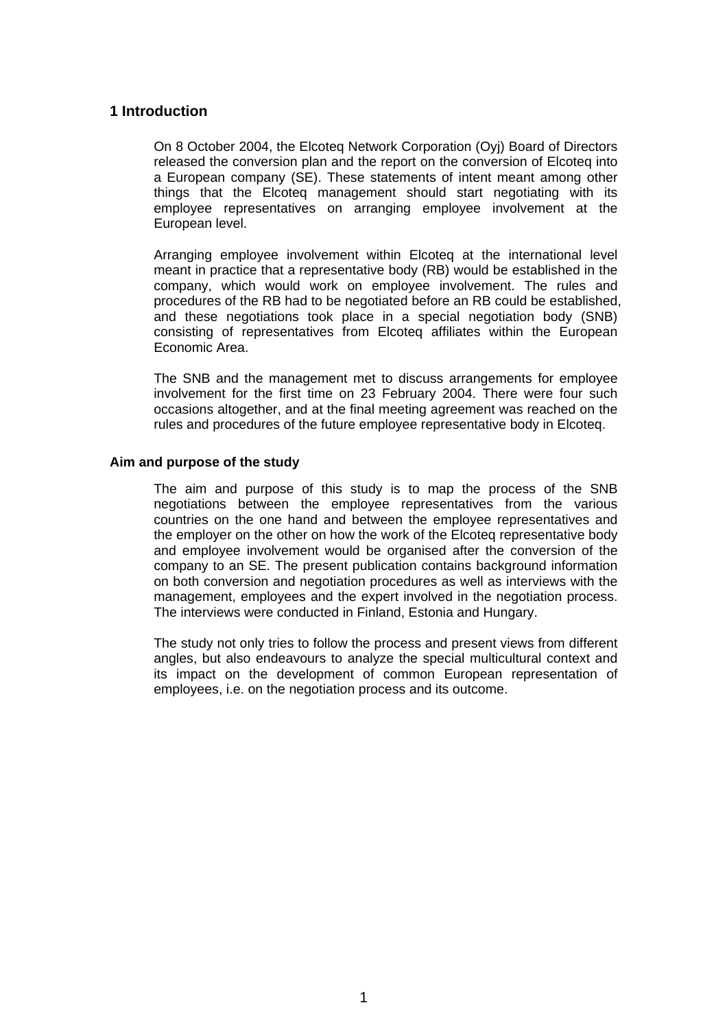# 1 Introduction

On 8 October 2004, the Elcoteq Network Corporation (Oyj) Board of Directors released the conversion plan and the report on the conversion of Elcoteq into a European company (SE). These statements of intent meant among other things that the Elcoteq management should start negotiating with its employee representatives on arranging employee involvement at the European level.

Arranging employee involvement within Elcoteq at the international level meant in practice that a representative body (RB) would be established in the company, which would work on employee involvement. The rules and procedures of the RB had to be negotiated before an RB could be established, and these negotiations took place in a special negotiation body (SNB) consisting of representatives from Elcoteq affiliates within the European Economic Area.

The SNB and the management met to discuss arrangements for employee involvement for the first time on 23 February 2004. There were four such occasions altogether, and at the final meeting agreement was reached on the rules and procedures of the future employee representative body in Elcoteq.

### Aim and purpose of the study

The aim and purpose of this study is to map the process of the SNB negotiations between the employee representatives from the various countries on the one hand and between the employee representatives and the employer on the other on how the work of the Elcoteq representative body and employee involvement would be organised after the conversion of the company to an SE. The present publication contains background information on both conversion and negotiation procedures as well as interviews with the management, employees and the expert involved in the negotiation process. The interviews were conducted in Finland, Estonia and Hungary.

The study not only tries to follow the process and present views from different angles, but also endeavours to analyze the special multicultural context and its impact on the development of common European representation of employees, i.e. on the negotiation process and its outcome.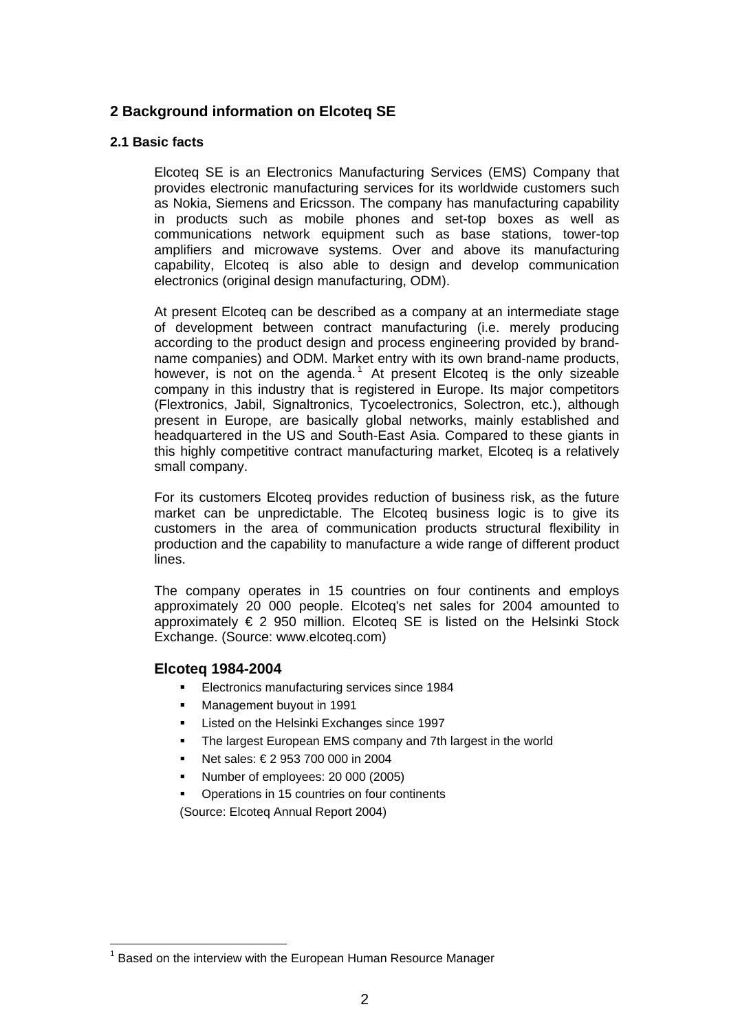## 2 Background information on Elcoteq SE

### 2.1 Basic facts

Elcoteq SE is an Electronics Manufacturing Services (EMS) Company that provides electronic manufacturing services for its worldwide customers such as Nokia, Siemens and Ericsson. The company has manufacturing capability in products such as mobile phones and set-top boxes as well as communications network equipment such as base stations, tower-top amplifiers and microwave systems. Over and above its manufacturing capability, Elcoteq is also able to design and develop communication electronics (original design manufacturing, ODM).

At present Elcoteq can be described as a company at an intermediate stage of development between contract manufacturing (i.e. merely producing according to the product design and process engineering provided by brand-name companies) and ODM. Market entry with its own brand-name products, however, is not on the agenda.[1] At present Elcoteq is the only sizeable company in this industry that is registered in Europe. Its major competitors (Flextronics, Jabil, Signaltronics, Tycoelectronics, Solectron, etc.), although present in Europe, are basically global networks, mainly established and headquartered in the US and South-East Asia. Compared to these giants in this highly competitive contract manufacturing market, Elcoteq is a relatively small company.

For its customers Elcoteq provides reduction of business risk, as the future market can be unpredictable. The Elcoteq business logic is to give its customers in the area of communication products structural flexibility in production and the capability to manufacture a wide range of different product lines.

The company operates in 15 countries on four continents and employs approximately 20 000 people. Elcoteq's net sales for 2004 amounted to approximately € 2 950 million. Elcoteq SE is listed on the Helsinki Stock Exchange. (Source: www.elcoteq.com)

### Elcoteq 1984-2004

- Electronics manufacturing services since 1984
- Management buyout in 1991
- Listed on the Helsinki Exchanges since 1997
- The largest European EMS company and 7th largest in the world
- Net sales: € 2 953 700 000 in 2004
- Number of employees: 20 000 (2005)
- Operations in 15 countries on four continents

(Source: Elcoteq Annual Report 2004)

[1] Based on the interview with the European Human Resource Manager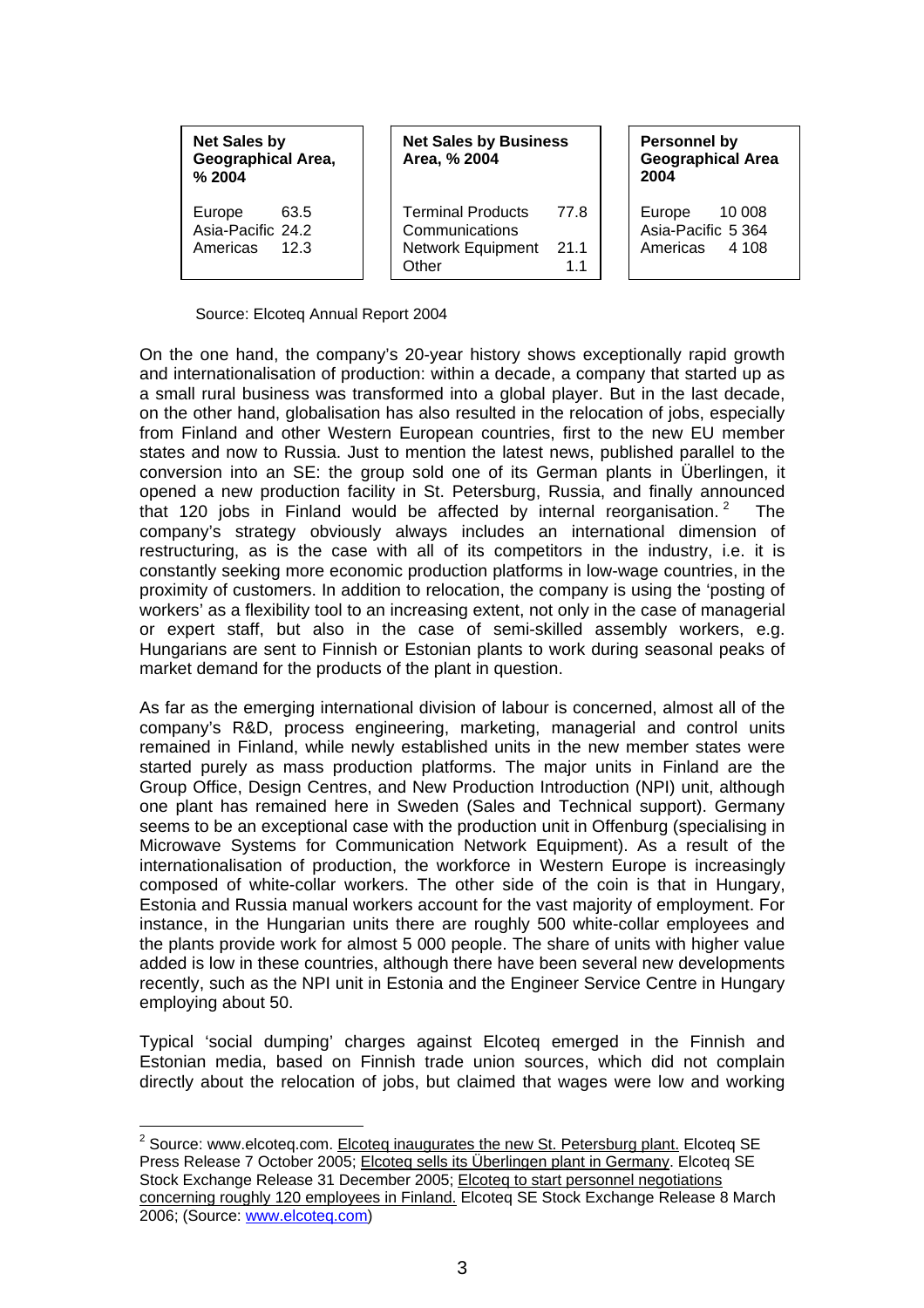| **Net Sales by Geographical Area, % 2004** | |
|---|---|
| Europe | 63.5 |
| Asia-Pacific | 24.2 |
| Americas | 12.3 |

| **Net Sales by Business Area, % 2004** | |
|---|---|
| Terminal Products | 77.8 |
| Communications Network Equipment | 21.1 |
| Other | 1.1 |

| **Personnel by Geographical Area 2004** | |
|---|---|
| Europe | 10 008 |
| Asia-Pacific | 5 364 |
| Americas | 4 108 |

Source: Elcoteq Annual Report 2004

On the one hand, the company's 20-year history shows exceptionally rapid growth and internationalisation of production: within a decade, a company that started up as a small rural business was transformed into a global player. But in the last decade, on the other hand, globalisation has also resulted in the relocation of jobs, especially from Finland and other Western European countries, first to the new EU member states and now to Russia. Just to mention the latest news, published parallel to the conversion into an SE: the group sold one of its German plants in Überlingen, it opened a new production facility in St. Petersburg, Russia, and finally announced that 120 jobs in Finland would be affected by internal reorganisation.[2] The company's strategy obviously always includes an international dimension of restructuring, as is the case with all of its competitors in the industry, i.e. it is constantly seeking more economic production platforms in low-wage countries, in the proximity of customers. In addition to relocation, the company is using the 'posting of workers' as a flexibility tool to an increasing extent, not only in the case of managerial or expert staff, but also in the case of semi-skilled assembly workers, e.g. Hungarians are sent to Finnish or Estonian plants to work during seasonal peaks of market demand for the products of the plant in question.

As far as the emerging international division of labour is concerned, almost all of the company's R&D, process engineering, marketing, managerial and control units remained in Finland, while newly established units in the new member states were started purely as mass production platforms. The major units in Finland are the Group Office, Design Centres, and New Production Introduction (NPI) unit, although one plant has remained here in Sweden (Sales and Technical support). Germany seems to be an exceptional case with the production unit in Offenburg (specialising in Microwave Systems for Communication Network Equipment). As a result of the internationalisation of production, the workforce in Western Europe is increasingly composed of white-collar workers. The other side of the coin is that in Hungary, Estonia and Russia manual workers account for the vast majority of employment. For instance, in the Hungarian units there are roughly 500 white-collar employees and the plants provide work for almost 5 000 people. The share of units with higher value added is low in these countries, although there have been several new developments recently, such as the NPI unit in Estonia and the Engineer Service Centre in Hungary employing about 50.

Typical 'social dumping' charges against Elcoteq emerged in the Finnish and Estonian media, based on Finnish trade union sources, which did not complain directly about the relocation of jobs, but claimed that wages were low and working

[2] Source: www.elcoteq.com. Elcoteq inaugurates the new St. Petersburg plant. Elcoteq SE Press Release 7 October 2005; Elcoteq sells its Überlingen plant in Germany. Elcoteq SE Stock Exchange Release 31 December 2005; Elcoteq to start personnel negotiations concerning roughly 120 employees in Finland. Elcoteq SE Stock Exchange Release 8 March 2006; (Source: www.elcoteq.com)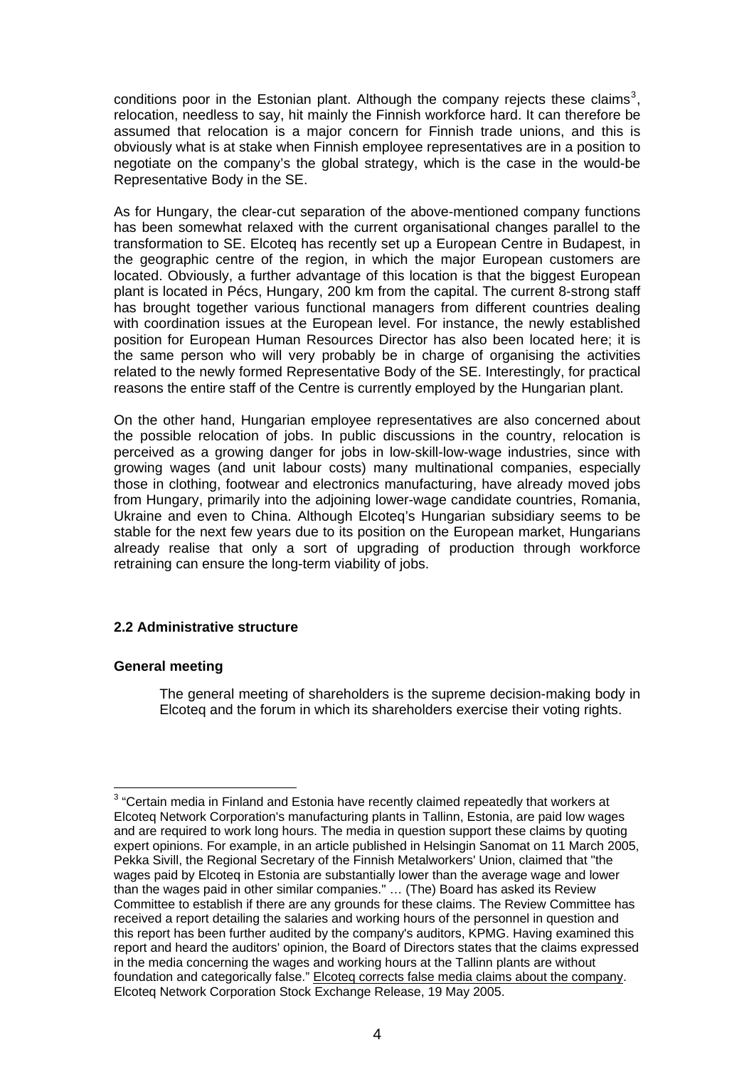conditions poor in the Estonian plant. Although the company rejects these claims[3], relocation, needless to say, hit mainly the Finnish workforce hard. It can therefore be assumed that relocation is a major concern for Finnish trade unions, and this is obviously what is at stake when Finnish employee representatives are in a position to negotiate on the company's the global strategy, which is the case in the would-be Representative Body in the SE.

As for Hungary, the clear-cut separation of the above-mentioned company functions has been somewhat relaxed with the current organisational changes parallel to the transformation to SE. Elcoteq has recently set up a European Centre in Budapest, in the geographic centre of the region, in which the major European customers are located. Obviously, a further advantage of this location is that the biggest European plant is located in Pécs, Hungary, 200 km from the capital. The current 8-strong staff has brought together various functional managers from different countries dealing with coordination issues at the European level. For instance, the newly established position for European Human Resources Director has also been located here; it is the same person who will very probably be in charge of organising the activities related to the newly formed Representative Body of the SE. Interestingly, for practical reasons the entire staff of the Centre is currently employed by the Hungarian plant.

On the other hand, Hungarian employee representatives are also concerned about the possible relocation of jobs. In public discussions in the country, relocation is perceived as a growing danger for jobs in low-skill-low-wage industries, since with growing wages (and unit labour costs) many multinational companies, especially those in clothing, footwear and electronics manufacturing, have already moved jobs from Hungary, primarily into the adjoining lower-wage candidate countries, Romania, Ukraine and even to China. Although Elcoteq's Hungarian subsidiary seems to be stable for the next few years due to its position on the European market, Hungarians already realise that only a sort of upgrading of production through workforce retraining can ensure the long-term viability of jobs.

### 2.2 Administrative structure

#### General meeting

> The general meeting of shareholders is the supreme decision-making body in Elcoteq and the forum in which its shareholders exercise their voting rights.

---

[3] "Certain media in Finland and Estonia have recently claimed repeatedly that workers at Elcoteq Network Corporation's manufacturing plants in Tallinn, Estonia, are paid low wages and are required to work long hours. The media in question support these claims by quoting expert opinions. For example, in an article published in Helsingin Sanomat on 11 March 2005, Pekka Sivill, the Regional Secretary of the Finnish Metalworkers' Union, claimed that "the wages paid by Elcoteq in Estonia are substantially lower than the average wage and lower than the wages paid in other similar companies." … (The) Board has asked its Review Committee to establish if there are any grounds for these claims. The Review Committee has received a report detailing the salaries and working hours of the personnel in question and this report has been further audited by the company's auditors, KPMG. Having examined this report and heard the auditors' opinion, the Board of Directors states that the claims expressed in the media concerning the wages and working hours at the Tallinn plants are without foundation and categorically false." Elcoteq corrects false media claims about the company. Elcoteq Network Corporation Stock Exchange Release, 19 May 2005.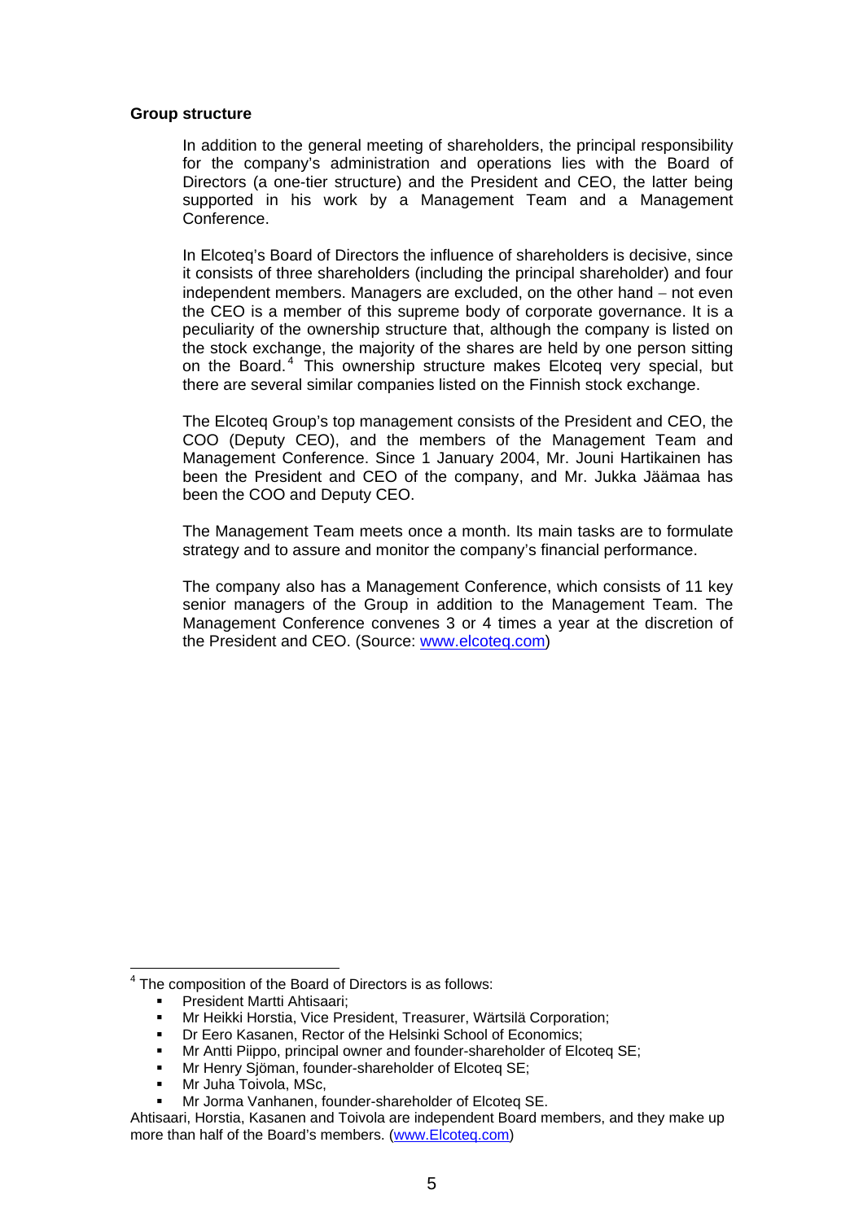**Group structure**

In addition to the general meeting of shareholders, the principal responsibility for the company's administration and operations lies with the Board of Directors (a one-tier structure) and the President and CEO, the latter being supported in his work by a Management Team and a Management Conference.

In Elcoteq's Board of Directors the influence of shareholders is decisive, since it consists of three shareholders (including the principal shareholder) and four independent members. Managers are excluded, on the other hand – not even the CEO is a member of this supreme body of corporate governance. It is a peculiarity of the ownership structure that, although the company is listed on the stock exchange, the majority of the shares are held by one person sitting on the Board.[4] This ownership structure makes Elcoteq very special, but there are several similar companies listed on the Finnish stock exchange.

The Elcoteq Group's top management consists of the President and CEO, the COO (Deputy CEO), and the members of the Management Team and Management Conference. Since 1 January 2004, Mr. Jouni Hartikainen has been the President and CEO of the company, and Mr. Jukka Jäämaa has been the COO and Deputy CEO.

The Management Team meets once a month. Its main tasks are to formulate strategy and to assure and monitor the company's financial performance.

The company also has a Management Conference, which consists of 11 key senior managers of the Group in addition to the Management Team. The Management Conference convenes 3 or 4 times a year at the discretion of the President and CEO. (Source: www.elcoteq.com)

---

[4] The composition of the Board of Directors is as follows:

- President Martti Ahtisaari;
- Mr Heikki Horstia, Vice President, Treasurer, Wärtsilä Corporation;
- Dr Eero Kasanen, Rector of the Helsinki School of Economics;
- Mr Antti Piippo, principal owner and founder-shareholder of Elcoteq SE;
- Mr Henry Sjöman, founder-shareholder of Elcoteq SE;
- Mr Juha Toivola, MSc,
- Mr Jorma Vanhanen, founder-shareholder of Elcoteq SE.

Ahtisaari, Horstia, Kasanen and Toivola are independent Board members, and they make up more than half of the Board's members. (www.Elcoteq.com)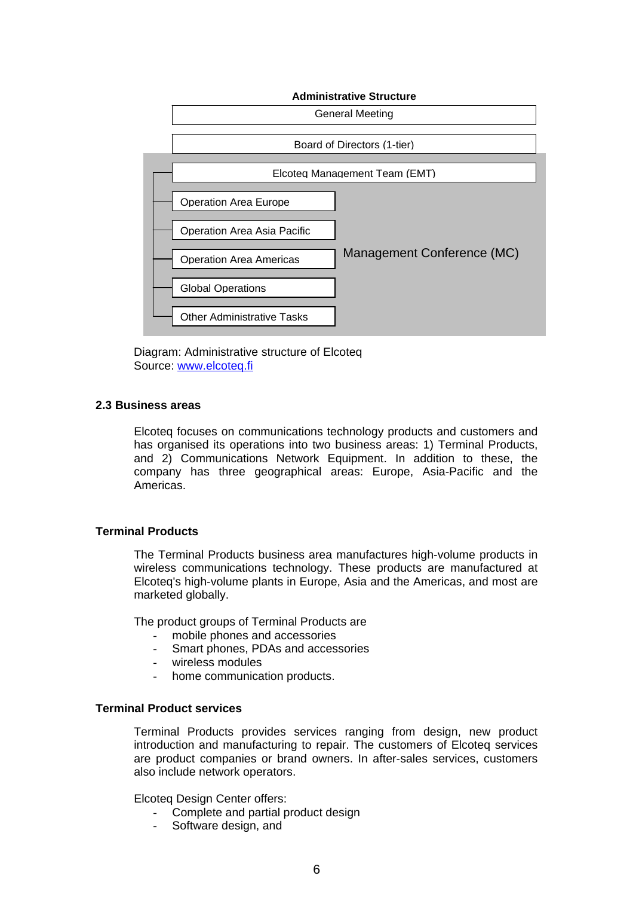**Administrative Structure**

| Administrative Structure | |
|---|---|
| General Meeting | |
| Board of Directors (1-tier) | |
| Elcoteq Management Team (EMT) | Management Conference (MC) |
| Operation Area Europe | |
| Operation Area Asia Pacific | |
| Operation Area Americas | |
| Global Operations | |
| Other Administrative Tasks | |

Diagram: Administrative structure of Elcoteq
Source: [www.elcoteq.fi](http://www.elcoteq.fi)

## 2.3 Business areas

Elcoteq focuses on communications technology products and customers and has organised its operations into two business areas: 1) Terminal Products, and 2) Communications Network Equipment. In addition to these, the company has three geographical areas: Europe, Asia-Pacific and the Americas.

### Terminal Products

The Terminal Products business area manufactures high-volume products in wireless communications technology. These products are manufactured at Elcoteq's high-volume plants in Europe, Asia and the Americas, and most are marketed globally.

The product groups of Terminal Products are

- mobile phones and accessories
- Smart phones, PDAs and accessories
- wireless modules
- home communication products.

### Terminal Product services

Terminal Products provides services ranging from design, new product introduction and manufacturing to repair. The customers of Elcoteq services are product companies or brand owners. In after-sales services, customers also include network operators.

Elcoteq Design Center offers:

- Complete and partial product design
- Software design, and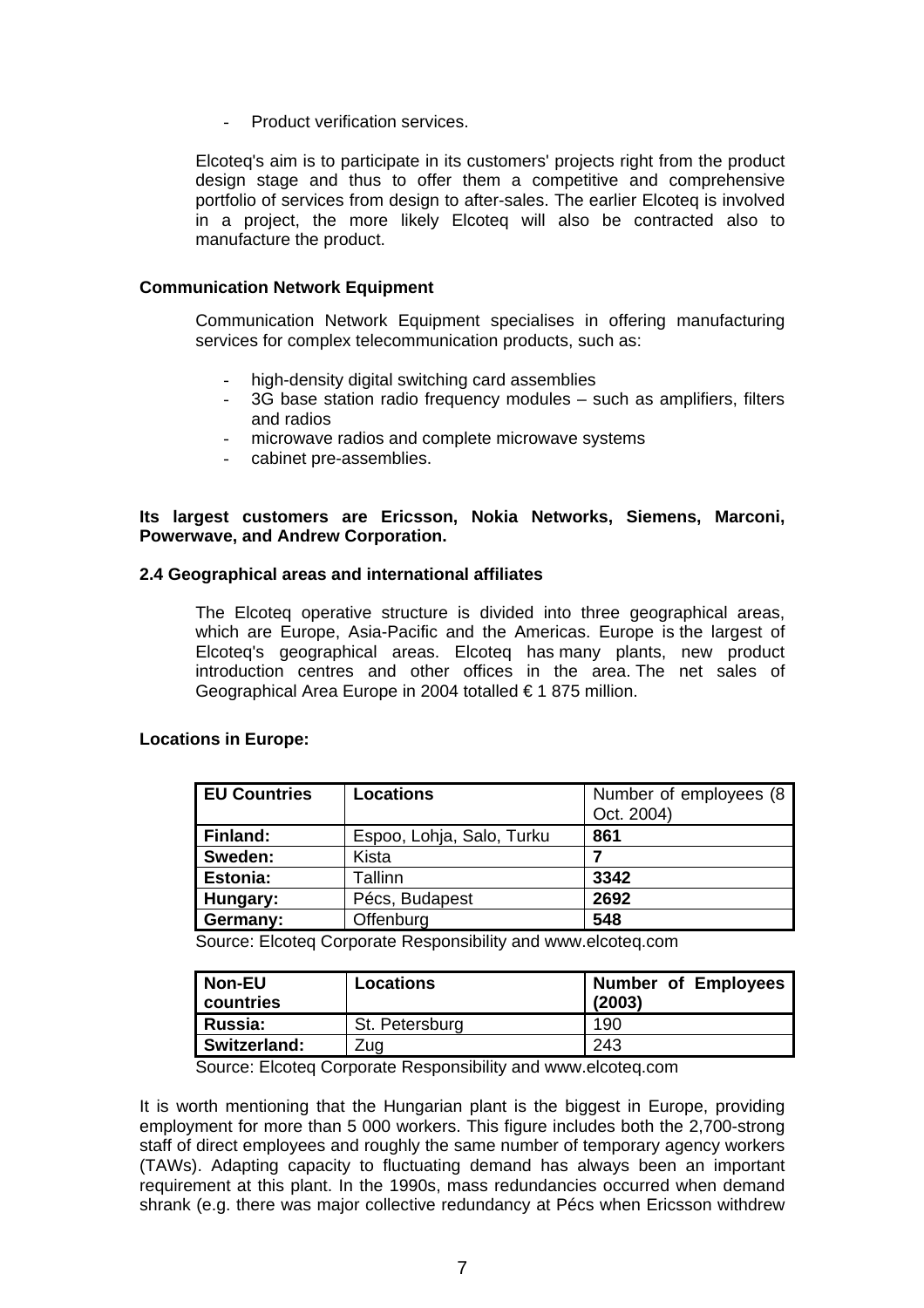- Product verification services.

Elcoteq's aim is to participate in its customers' projects right from the product design stage and thus to offer them a competitive and comprehensive portfolio of services from design to after-sales. The earlier Elcoteq is involved in a project, the more likely Elcoteq will also be contracted also to manufacture the product.

**Communication Network Equipment**

Communication Network Equipment specialises in offering manufacturing services for complex telecommunication products, such as:

- high-density digital switching card assemblies
- 3G base station radio frequency modules – such as amplifiers, filters and radios
- microwave radios and complete microwave systems
- cabinet pre-assemblies.

**Its largest customers are Ericsson, Nokia Networks, Siemens, Marconi, Powerwave, and Andrew Corporation.**

**2.4 Geographical areas and international affiliates**

The Elcoteq operative structure is divided into three geographical areas, which are Europe, Asia-Pacific and the Americas. Europe is the largest of Elcoteq's geographical areas. Elcoteq has many plants, new product introduction centres and other offices in the area. The net sales of Geographical Area Europe in 2004 totalled € 1 875 million.

**Locations in Europe:**

| **EU Countries** | **Locations** | Number of employees (8 Oct. 2004) |
|---|---|---|
| **Finland:** | Espoo, Lohja, Salo, Turku | **861** |
| **Sweden:** | Kista | **7** |
| **Estonia:** | Tallinn | **3342** |
| **Hungary:** | Pécs, Budapest | **2692** |
| **Germany:** | Offenburg | **548** |

Source: Elcoteq Corporate Responsibility and www.elcoteq.com

| **Non-EU countries** | **Locations** | **Number of Employees (2003)** |
|---|---|---|
| **Russia:** | St. Petersburg | 190 |
| **Switzerland:** | Zug | 243 |

Source: Elcoteq Corporate Responsibility and www.elcoteq.com

It is worth mentioning that the Hungarian plant is the biggest in Europe, providing employment for more than 5 000 workers. This figure includes both the 2,700-strong staff of direct employees and roughly the same number of temporary agency workers (TAWs). Adapting capacity to fluctuating demand has always been an important requirement at this plant. In the 1990s, mass redundancies occurred when demand shrank (e.g. there was major collective redundancy at Pécs when Ericsson withdrew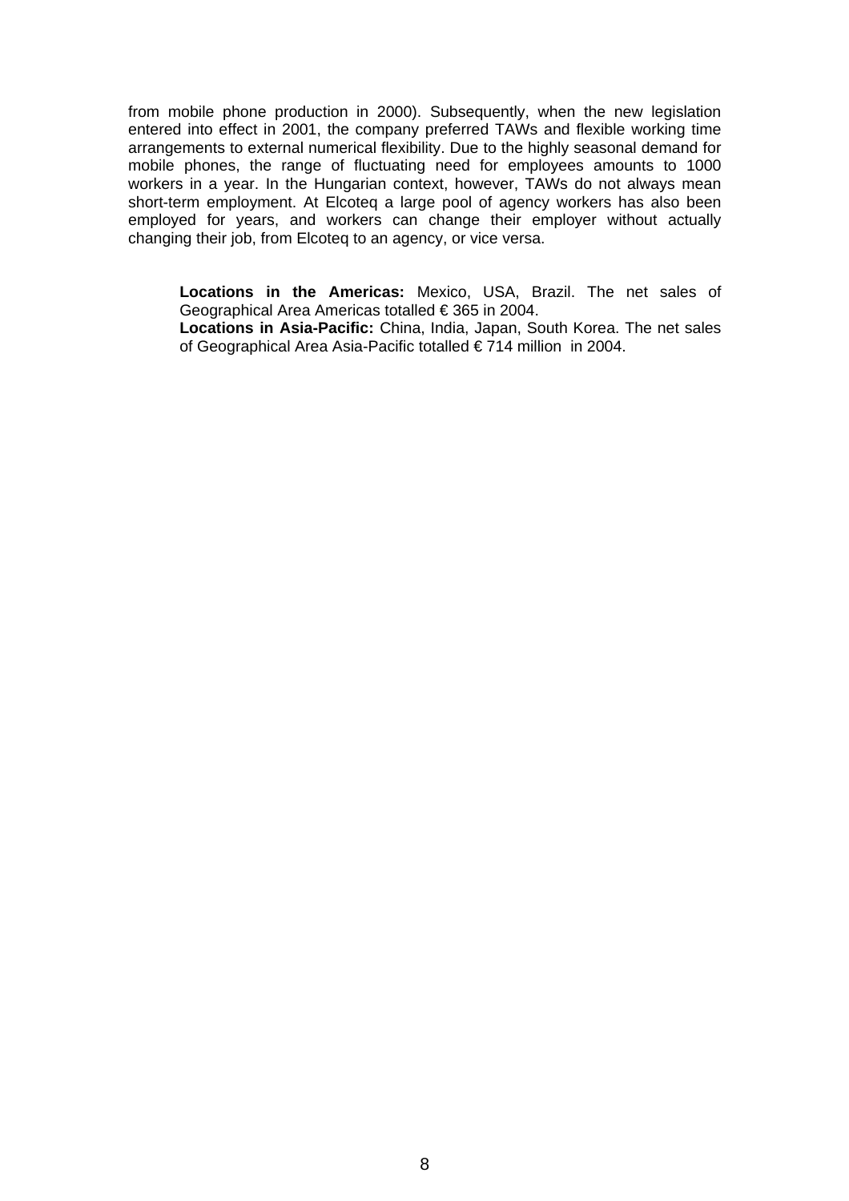from mobile phone production in 2000). Subsequently, when the new legislation entered into effect in 2001, the company preferred TAWs and flexible working time arrangements to external numerical flexibility. Due to the highly seasonal demand for mobile phones, the range of fluctuating need for employees amounts to 1000 workers in a year. In the Hungarian context, however, TAWs do not always mean short-term employment. At Elcoteq a large pool of agency workers has also been employed for years, and workers can change their employer without actually changing their job, from Elcoteq to an agency, or vice versa.

**Locations in the Americas:** Mexico, USA, Brazil. The net sales of Geographical Area Americas totalled € 365 in 2004.
**Locations in Asia-Pacific:** China, India, Japan, South Korea. The net sales of Geographical Area Asia-Pacific totalled € 714 million in 2004.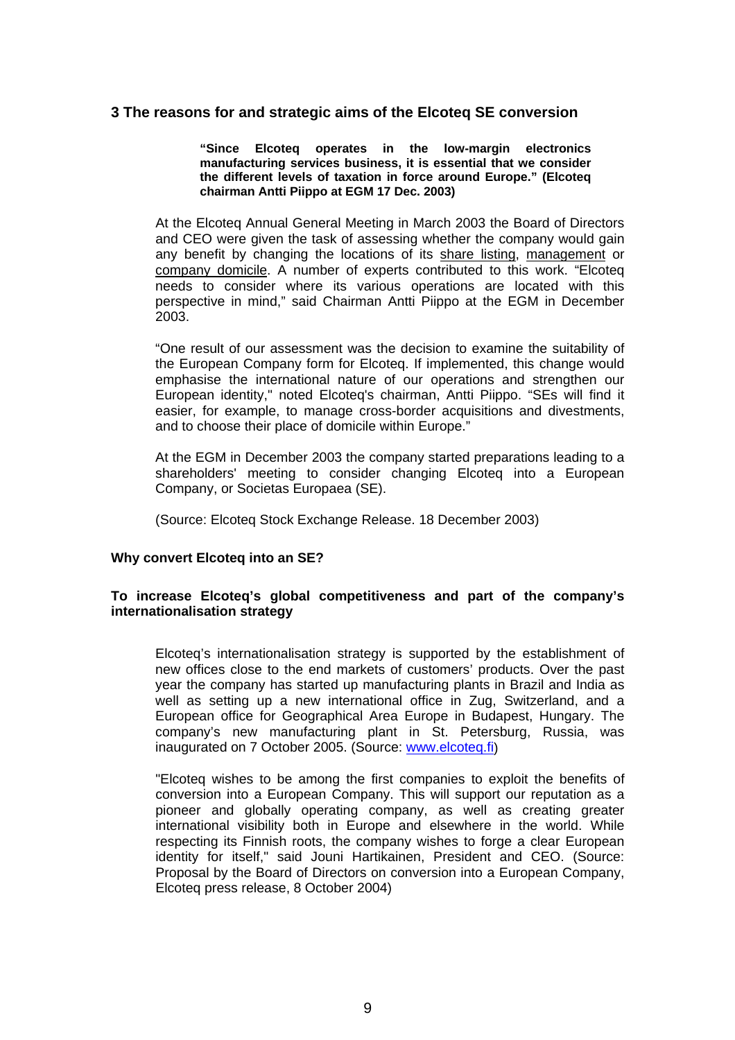## 3 The reasons for and strategic aims of the Elcoteq SE conversion

> **"Since Elcoteq operates in the low-margin electronics manufacturing services business, it is essential that we consider the different levels of taxation in force around Europe." (Elcoteq chairman Antti Piippo at EGM 17 Dec. 2003)**

At the Elcoteq Annual General Meeting in March 2003 the Board of Directors and CEO were given the task of assessing whether the company would gain any benefit by changing the locations of its share listing, management or company domicile. A number of experts contributed to this work. "Elcoteq needs to consider where its various operations are located with this perspective in mind," said Chairman Antti Piippo at the EGM in December 2003.

"One result of our assessment was the decision to examine the suitability of the European Company form for Elcoteq. If implemented, this change would emphasise the international nature of our operations and strengthen our European identity," noted Elcoteq's chairman, Antti Piippo. "SEs will find it easier, for example, to manage cross-border acquisitions and divestments, and to choose their place of domicile within Europe."

At the EGM in December 2003 the company started preparations leading to a shareholders' meeting to consider changing Elcoteq into a European Company, or Societas Europaea (SE).

(Source: Elcoteq Stock Exchange Release. 18 December 2003)

### Why convert Elcoteq into an SE?

#### To increase Elcoteq's global competitiveness and part of the company's internationalisation strategy

Elcoteq's internationalisation strategy is supported by the establishment of new offices close to the end markets of customers' products. Over the past year the company has started up manufacturing plants in Brazil and India as well as setting up a new international office in Zug, Switzerland, and a European office for Geographical Area Europe in Budapest, Hungary. The company's new manufacturing plant in St. Petersburg, Russia, was inaugurated on 7 October 2005. (Source: www.elcoteq.fi)

"Elcoteq wishes to be among the first companies to exploit the benefits of conversion into a European Company. This will support our reputation as a pioneer and globally operating company, as well as creating greater international visibility both in Europe and elsewhere in the world. While respecting its Finnish roots, the company wishes to forge a clear European identity for itself," said Jouni Hartikainen, President and CEO. (Source: Proposal by the Board of Directors on conversion into a European Company, Elcoteq press release, 8 October 2004)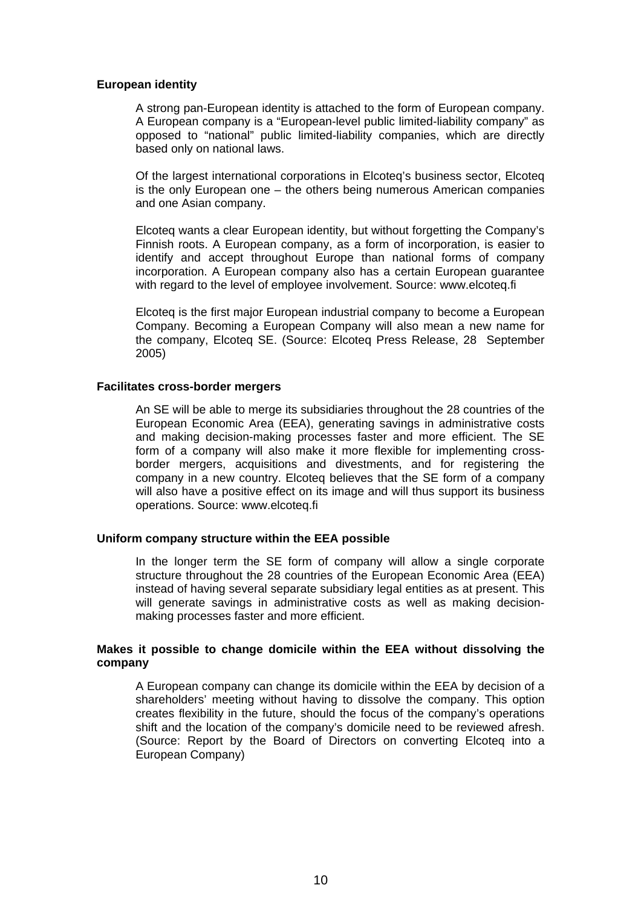**European identity**

A strong pan-European identity is attached to the form of European company. A European company is a "European-level public limited-liability company" as opposed to "national" public limited-liability companies, which are directly based only on national laws.

Of the largest international corporations in Elcoteq's business sector, Elcoteq is the only European one – the others being numerous American companies and one Asian company.

Elcoteq wants a clear European identity, but without forgetting the Company's Finnish roots. A European company, as a form of incorporation, is easier to identify and accept throughout Europe than national forms of company incorporation. A European company also has a certain European guarantee with regard to the level of employee involvement. Source: www.elcoteq.fi

Elcoteq is the first major European industrial company to become a European Company. Becoming a European Company will also mean a new name for the company, Elcoteq SE. (Source: Elcoteq Press Release, 28 September 2005)

**Facilitates cross-border mergers**

An SE will be able to merge its subsidiaries throughout the 28 countries of the European Economic Area (EEA), generating savings in administrative costs and making decision-making processes faster and more efficient. The SE form of a company will also make it more flexible for implementing cross-border mergers, acquisitions and divestments, and for registering the company in a new country. Elcoteq believes that the SE form of a company will also have a positive effect on its image and will thus support its business operations. Source: www.elcoteq.fi

**Uniform company structure within the EEA possible**

In the longer term the SE form of company will allow a single corporate structure throughout the 28 countries of the European Economic Area (EEA) instead of having several separate subsidiary legal entities as at present. This will generate savings in administrative costs as well as making decision-making processes faster and more efficient.

**Makes it possible to change domicile within the EEA without dissolving the company**

A European company can change its domicile within the EEA by decision of a shareholders' meeting without having to dissolve the company. This option creates flexibility in the future, should the focus of the company's operations shift and the location of the company's domicile need to be reviewed afresh. (Source: Report by the Board of Directors on converting Elcoteq into a European Company)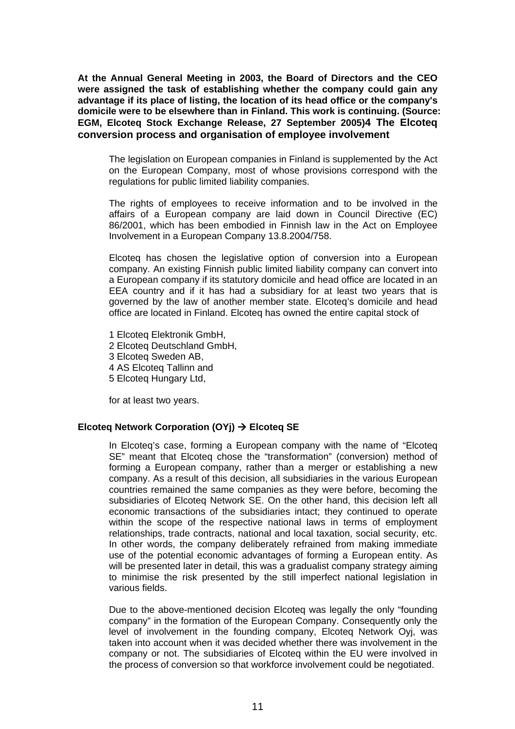**At the Annual General Meeting in 2003, the Board of Directors and the CEO were assigned the task of establishing whether the company could gain any advantage if its place of listing, the location of its head office or the company's domicile were to be elsewhere than in Finland. This work is continuing. (Source: EGM, Elcoteq Stock Exchange Release, 27 September 2005)**

## 4 The Elcoteq conversion process and organisation of employee involvement

The legislation on European companies in Finland is supplemented by the Act on the European Company, most of whose provisions correspond with the regulations for public limited liability companies.

The rights of employees to receive information and to be involved in the affairs of a European company are laid down in Council Directive (EC) 86/2001, which has been embodied in Finnish law in the Act on Employee Involvement in a European Company 13.8.2004/758.

Elcoteq has chosen the legislative option of conversion into a European company. An existing Finnish public limited liability company can convert into a European company if its statutory domicile and head office are located in an EEA country and if it has had a subsidiary for at least two years that is governed by the law of another member state. Elcoteq's domicile and head office are located in Finland. Elcoteq has owned the entire capital stock of

1 Elcoteq Elektronik GmbH,
2 Elcoteq Deutschland GmbH,
3 Elcoteq Sweden AB,
4 AS Elcoteq Tallinn and
5 Elcoteq Hungary Ltd,

for at least two years.

### Elcoteq Network Corporation (OYj) → Elcoteq SE

In Elcoteq's case, forming a European company with the name of "Elcoteq SE" meant that Elcoteq chose the "transformation" (conversion) method of forming a European company, rather than a merger or establishing a new company. As a result of this decision, all subsidiaries in the various European countries remained the same companies as they were before, becoming the subsidiaries of Elcoteq Network SE. On the other hand, this decision left all economic transactions of the subsidiaries intact; they continued to operate within the scope of the respective national laws in terms of employment relationships, trade contracts, national and local taxation, social security, etc. In other words, the company deliberately refrained from making immediate use of the potential economic advantages of forming a European entity. As will be presented later in detail, this was a gradualist company strategy aiming to minimise the risk presented by the still imperfect national legislation in various fields.

Due to the above-mentioned decision Elcoteq was legally the only "founding company" in the formation of the European Company. Consequently only the level of involvement in the founding company, Elcoteq Network Oyj, was taken into account when it was decided whether there was involvement in the company or not. The subsidiaries of Elcoteq within the EU were involved in the process of conversion so that workforce involvement could be negotiated.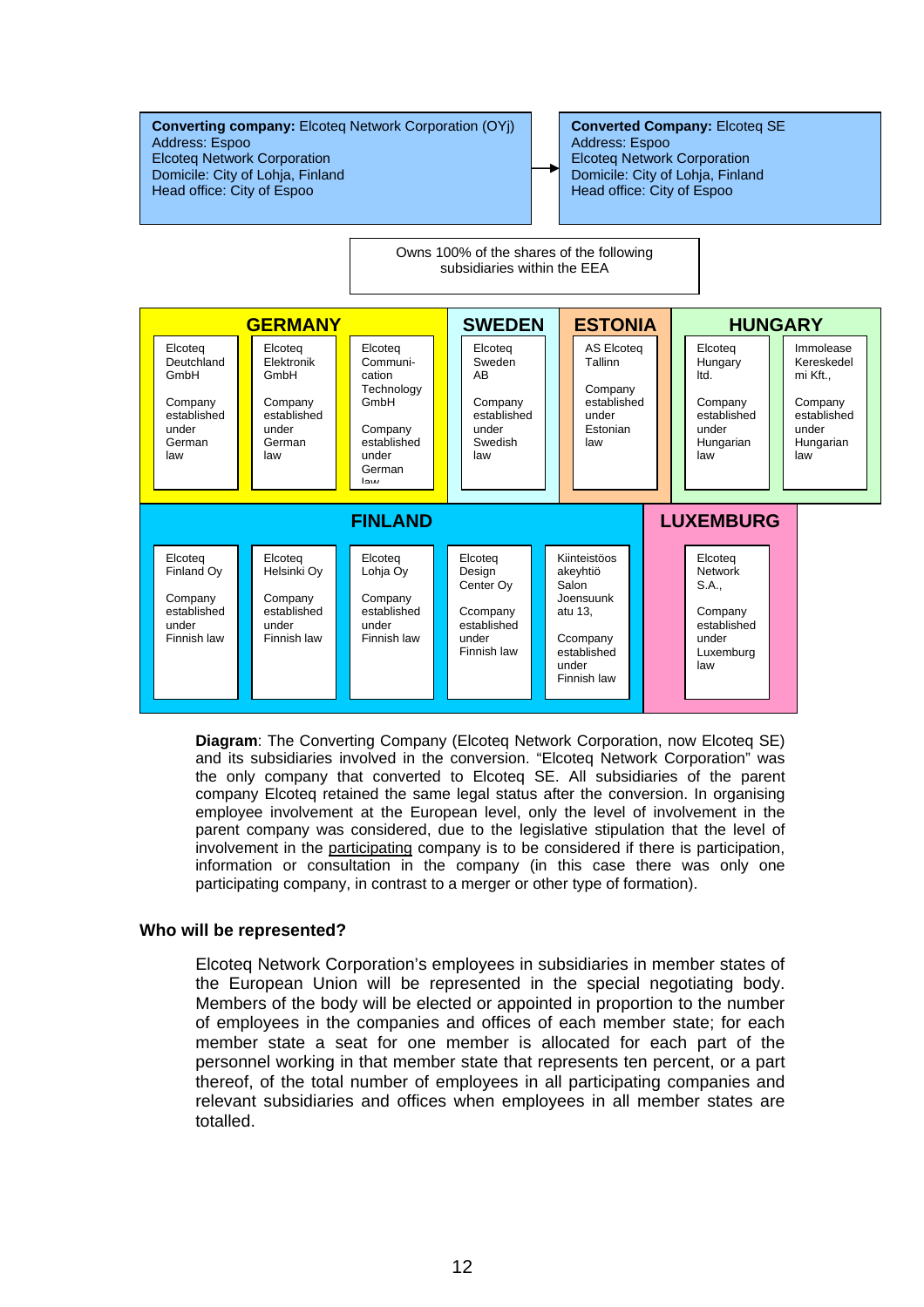**Converting company:** Elcoteq Network Corporation (OYj)
Address: Espoo
Elcoteq Network Corporation
Domicile: City of Lohja, Finland
Head office: City of Espoo

→

**Converted Company:** Elcoteq SE
Address: Espoo
Elcoteq Network Corporation
Domicile: City of Lohja, Finland
Head office: City of Espoo

Owns 100% of the following shares of the following subsidiaries within the EEA

**GERMANY**

- Elcoteq Deutchland GmbH — Company established under German law
- Elcoteq Elektronik GmbH — Company established under German law
- Elcoteq Communi-cation Technology GmbH — Company established under German law

**SWEDEN**

- Elcoteq Sweden AB — Company established under Swedish law

**ESTONIA**

- AS Elcoteq Tallinn — Company established under Estonian law

**HUNGARY**

- Elcoteq Hungary ltd. — Company established under Hungarian law
- Immolease Kereskedel mi Kft., — Company established under Hungarian law

**FINLAND**

- Elcoteq Finland Oy — Company established under Finnish law
- Elcoteq Helsinki Oy — Company established under Finnish law
- Elcoteq Lohja Oy — Company established under Finnish law
- Elcoteq Design Center Oy — Ccompany established under Finnish law
- Kiinteistöos akeyhtiö Salon Joensuunk atu 13, — Ccompany established under Finnish law

**LUXEMBURG**

- Elcoteq Network S.A., — Company established under Luxemburg law

**Diagram**: The Converting Company (Elcoteq Network Corporation, now Elcoteq SE) and its subsidiaries involved in the conversion. "Elcoteq Network Corporation" was the only company that converted to Elcoteq SE. All subsidiaries of the parent company Elcoteq retained the same legal status after the conversion. In organising employee involvement at the European level, only the level of involvement in the parent company was considered, due to the legislative stipulation that the level of involvement in the participating company is to be considered if there is participation, information or consultation in the company (in this case there was only one participating company, in contrast to a merger or other type of formation).

### Who will be represented?

Elcoteq Network Corporation's employees in subsidiaries in member states of the European Union will be represented in the special negotiating body. Members of the body will be elected or appointed in proportion to the number of employees in the companies and offices of each member state; for each member state a seat for one member is allocated for each part of the personnel working in that member state that represents ten percent, or a part thereof, of the total number of employees in all participating companies and relevant subsidiaries and offices when employees in all member states are totalled.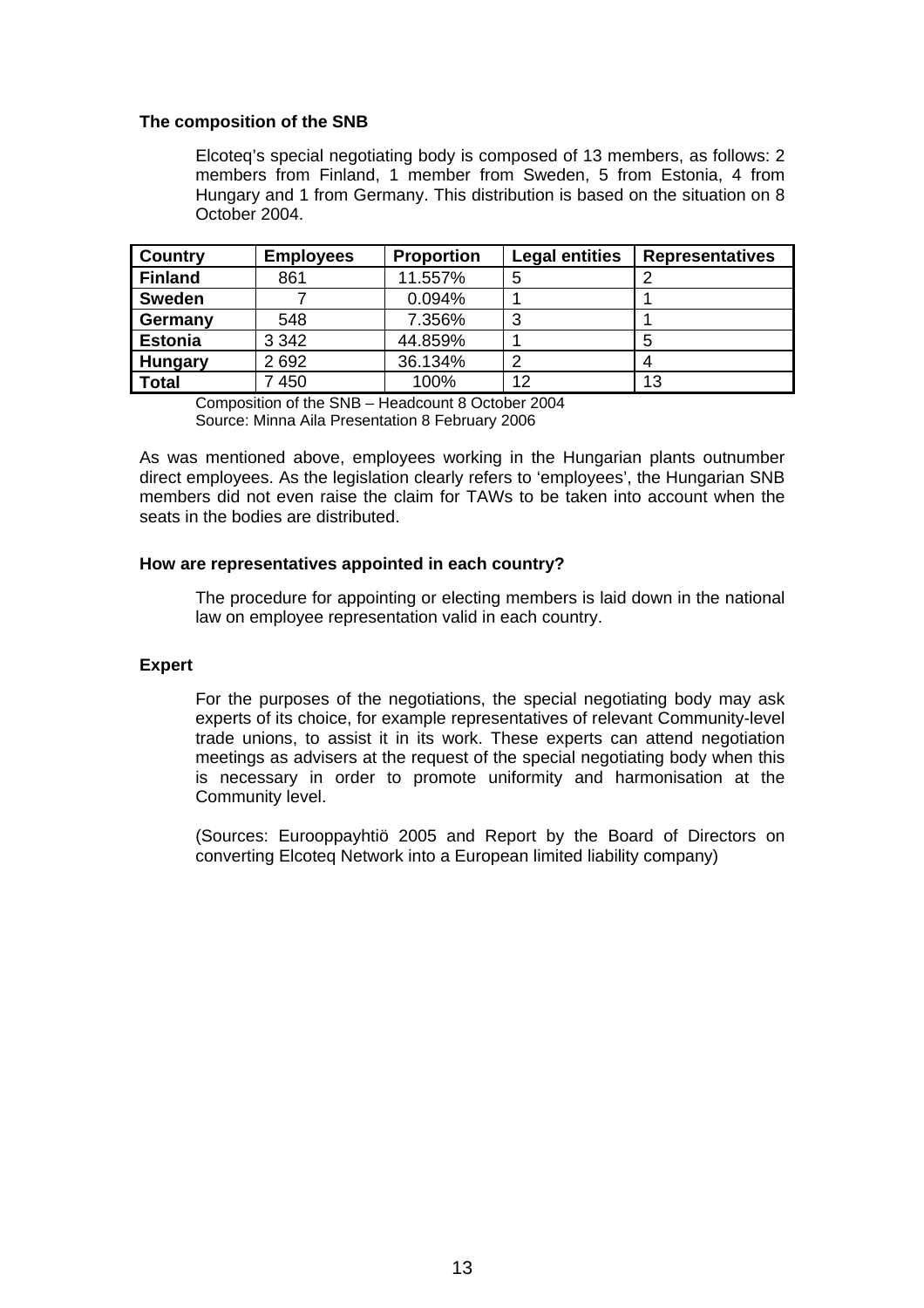**The composition of the SNB**

Elcoteq's special negotiating body is composed of 13 members, as follows: 2 members from Finland, 1 member from Sweden, 5 from Estonia, 4 from Hungary and 1 from Germany. This distribution is based on the situation on 8 October 2004.

| Country | Employees | Proportion | Legal entities | Representatives |
|---|---|---|---|---|
| **Finland** | 861 | 11.557% | 5 | 2 |
| **Sweden** | 7 | 0.094% | 1 | 1 |
| **Germany** | 548 | 7.356% | 3 | 1 |
| **Estonia** | 3 342 | 44.859% | 1 | 5 |
| **Hungary** | 2 692 | 36.134% | 2 | 4 |
| **Total** | 7 450 | 100% | 12 | 13 |

Composition of the SNB – Headcount 8 October 2004
Source: Minna Aila Presentation 8 February 2006

As was mentioned above, employees working in the Hungarian plants outnumber direct employees. As the legislation clearly refers to 'employees', the Hungarian SNB members did not even raise the claim for TAWs to be taken into account when the seats in the bodies are distributed.

**How are representatives appointed in each country?**

The procedure for appointing or electing members is laid down in the national law on employee representation valid in each country.

**Expert**

For the purposes of the negotiations, the special negotiating body may ask experts of its choice, for example representatives of relevant Community-level trade unions, to assist it in its work. These experts can attend negotiation meetings as advisers at the request of the special negotiating body when this is necessary in order to promote uniformity and harmonisation at the Community level.

(Sources: Eurooppayhtiö 2005 and Report by the Board of Directors on converting Elcoteq Network into a European limited liability company)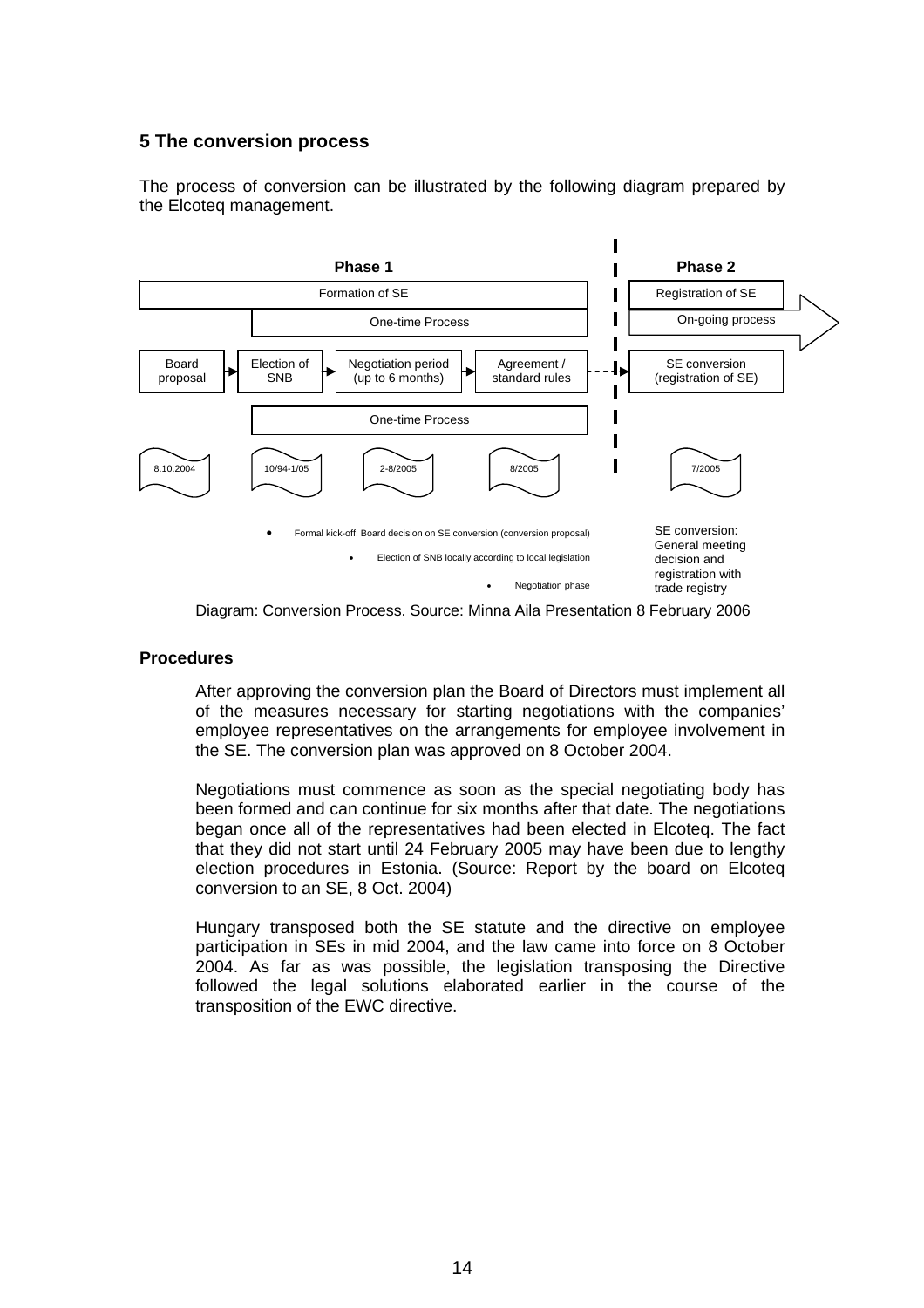## 5 The conversion process

The process of conversion can be illustrated by the following diagram prepared by the Elcoteq management.

| Phase 1 | | | | Phase 2 |
|---|---|---|---|---|
| Formation of SE | | | | Registration of SE |
| | One-time Process | | | On-going process |
| Board proposal | Election of SNB | Negotiation period (up to 6 months) | Agreement / standard rules | SE conversion (registration of SE) |
| | One-time Process | | | |
| 8.10.2004 | 10/94-1/05 | 2-8/2005 | 8/2005 | 7/2005 |

- Formal kick-off: Board decision on SE conversion (conversion proposal)
- Election of SNB locally according to local legislation
- Negotiation phase

SE conversion: General meeting decision and registration with trade registry

Diagram: Conversion Process. Source: Minna Aila Presentation 8 February 2006

### Procedures

After approving the conversion plan the Board of Directors must implement all of the measures necessary for starting negotiations with the companies' employee representatives on the arrangements for employee involvement in the SE. The conversion plan was approved on 8 October 2004.

Negotiations must commence as soon as the special negotiating body has been formed and can continue for six months after that date. The negotiations began once all of the representatives had been elected in Elcoteq. The fact that they did not start until 24 February 2005 may have been due to lengthy election procedures in Estonia. (Source: Report by the board on Elcoteq conversion to an SE, 8 Oct. 2004)

Hungary transposed both the SE statute and the directive on employee participation in SEs in mid 2004, and the law came into force on 8 October 2004. As far as was possible, the legislation transposing the Directive followed the legal solutions elaborated earlier in the course of the transposition of the EWC directive.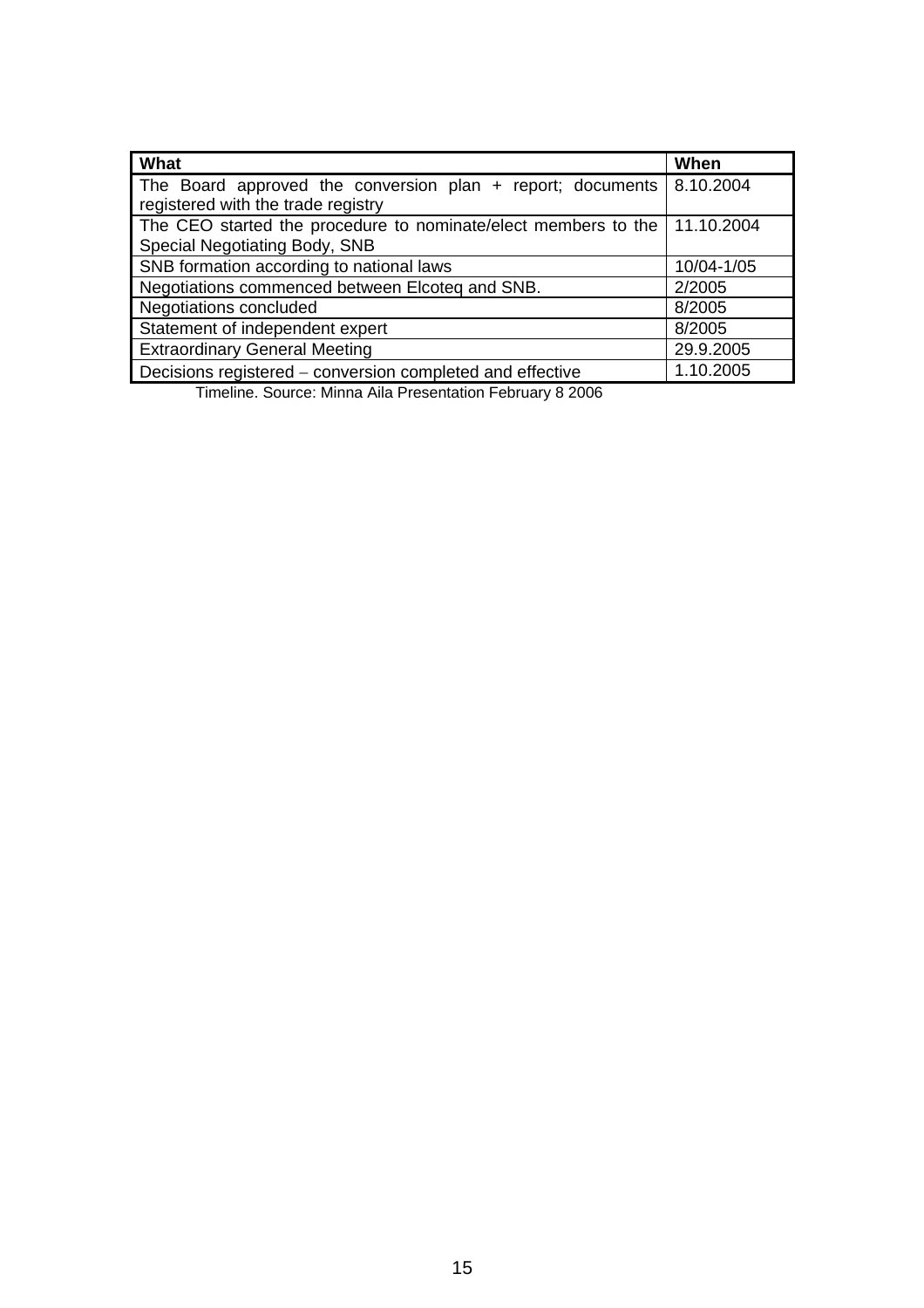| What | When |
| --- | --- |
| The Board approved the conversion plan + report; documents registered with the trade registry | 8.10.2004 |
| The CEO started the procedure to nominate/elect members to the Special Negotiating Body, SNB | 11.10.2004 |
| SNB formation according to national laws | 10/04-1/05 |
| Negotiations commenced between Elcoteq and SNB. | 2/2005 |
| Negotiations concluded | 8/2005 |
| Statement of independent expert | 8/2005 |
| Extraordinary General Meeting | 29.9.2005 |
| Decisions registered – conversion completed and effective | 1.10.2005 |

Timeline. Source: Minna Aila Presentation February 8 2006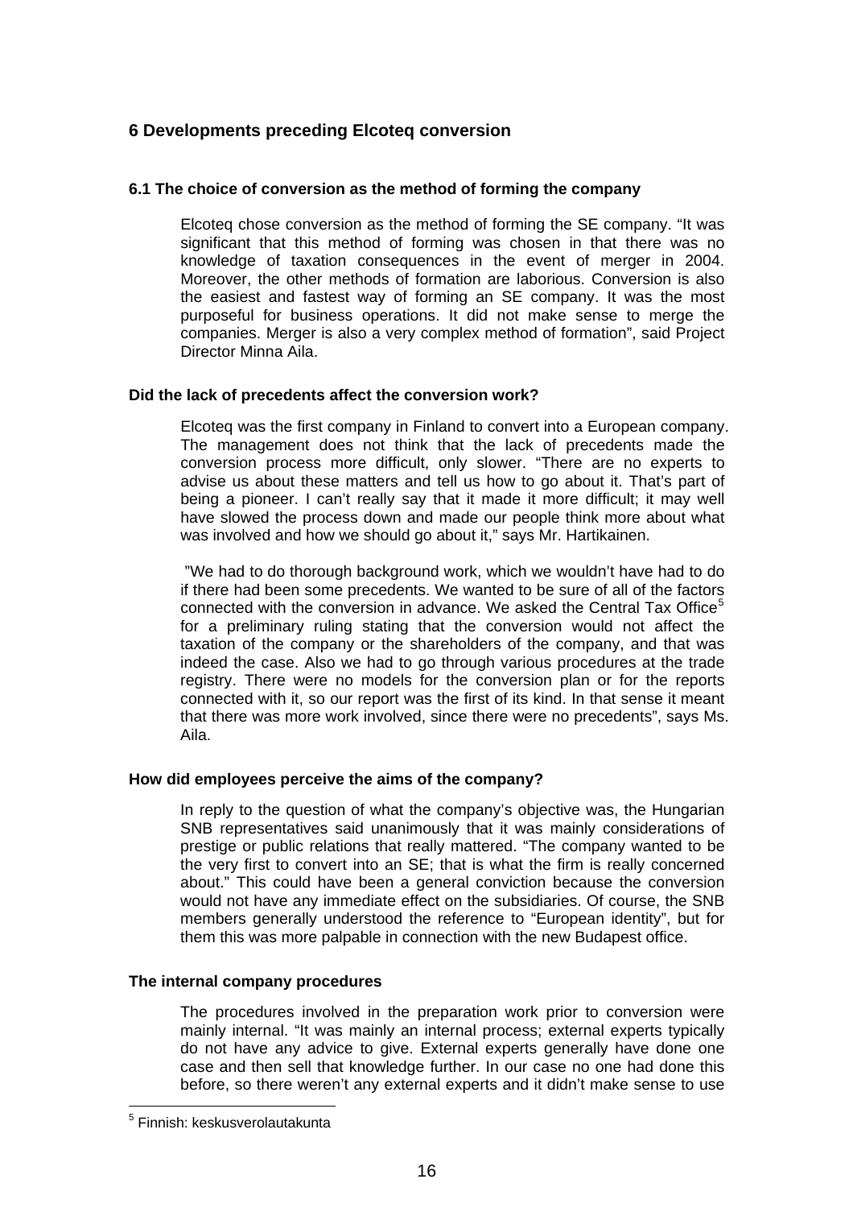## 6 Developments preceding Elcoteq conversion

### 6.1 The choice of conversion as the method of forming the company

Elcoteq chose conversion as the method of forming the SE company. “It was significant that this method of forming was chosen in that there was no knowledge of taxation consequences in the event of merger in 2004. Moreover, the other methods of formation are laborious. Conversion is also the easiest and fastest way of forming an SE company. It was the most purposeful for business operations. It did not make sense to merge the companies. Merger is also a very complex method of formation”, said Project Director Minna Aila.

**Did the lack of precedents affect the conversion work?**

Elcoteq was the first company in Finland to convert into a European company. The management does not think that the lack of precedents made the conversion process more difficult, only slower. “There are no experts to advise us about these matters and tell us how to go about it. That’s part of being a pioneer. I can’t really say that it made it more difficult; it may well have slowed the process down and made our people think more about what was involved and how we should go about it,” says Mr. Hartikainen.

”We had to do thorough background work, which we wouldn’t have had to do if there had been some precedents. We wanted to be sure of all of the factors connected with the conversion in advance. We asked the Central Tax Office[5] for a preliminary ruling stating that the conversion would not affect the taxation of the company or the shareholders of the company, and that was indeed the case. Also we had to go through various procedures at the trade registry. There were no models for the conversion plan or for the reports connected with it, so our report was the first of its kind. In that sense it meant that there was more work involved, since there were no precedents”, says Ms. Aila.

**How did employees perceive the aims of the company?**

In reply to the question of what the company’s objective was, the Hungarian SNB representatives said unanimously that it was mainly considerations of prestige or public relations that really mattered. “The company wanted to be the very first to convert into an SE; that is what the firm is really concerned about.” This could have been a general conviction because the conversion would not have any immediate effect on the subsidiaries. Of course, the SNB members generally understood the reference to “European identity”, but for them this was more palpable in connection with the new Budapest office.

**The internal company procedures**

The procedures involved in the preparation work prior to conversion were mainly internal. “It was mainly an internal process; external experts typically do not have any advice to give. External experts generally have done one case and then sell that knowledge further. In our case no one had done this before, so there weren’t any external experts and it didn’t make sense to use

[5] Finnish: keskusverolautakunta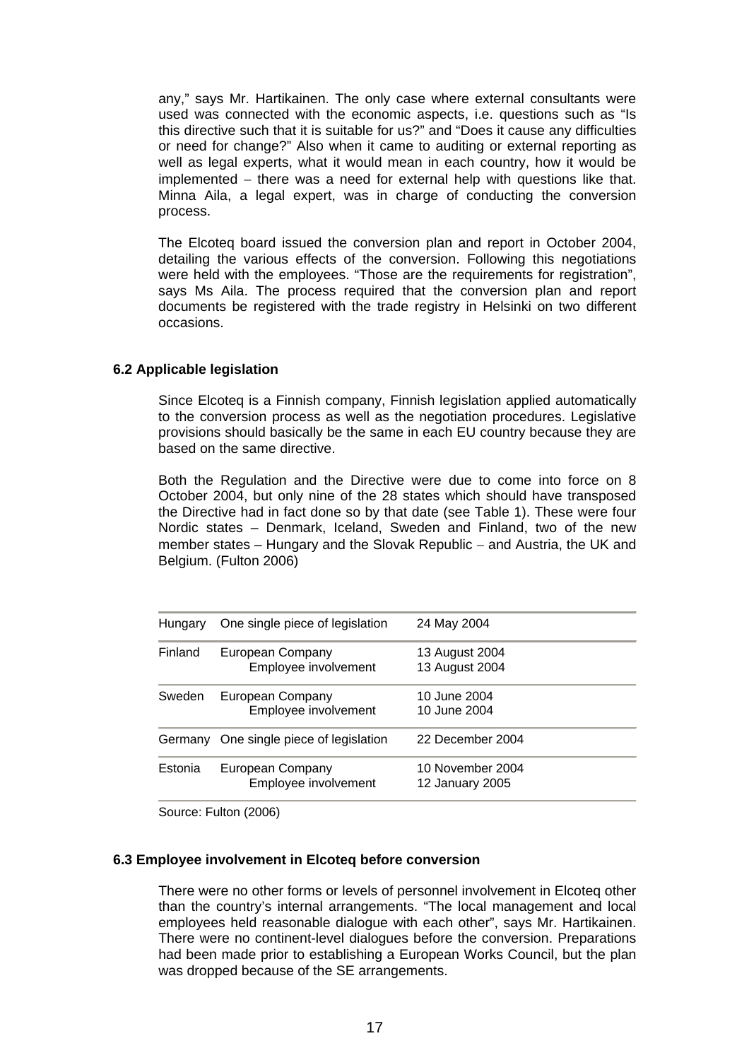any," says Mr. Hartikainen. The only case where external consultants were used was connected with the economic aspects, i.e. questions such as "Is this directive such that it is suitable for us?" and "Does it cause any difficulties or need for change?" Also when it came to auditing or external reporting as well as legal experts, what it would mean in each country, how it would be implemented – there was a need for external help with questions like that. Minna Aila, a legal expert, was in charge of conducting the conversion process.

The Elcoteq board issued the conversion plan and report in October 2004, detailing the various effects of the conversion. Following this negotiations were held with the employees. "Those are the requirements for registration", says Ms Aila. The process required that the conversion plan and report documents be registered with the trade registry in Helsinki on two different occasions.

### 6.2 Applicable legislation

Since Elcoteq is a Finnish company, Finnish legislation applied automatically to the conversion process as well as the negotiation procedures. Legislative provisions should basically be the same in each EU country because they are based on the same directive.

Both the Regulation and the Directive were due to come into force on 8 October 2004, but only nine of the 28 states which should have transposed the Directive had in fact done so by that date (see Table 1). These were four Nordic states – Denmark, Iceland, Sweden and Finland, two of the new member states – Hungary and the Slovak Republic – and Austria, the UK and Belgium. (Fulton 2006)

| | | |
|---|---|---|
| Hungary | One single piece of legislation | 24 May 2004 |
| Finland | European Company<br>Employee involvement | 13 August 2004<br>13 August 2004 |
| Sweden | European Company<br>Employee involvement | 10 June 2004<br>10 June 2004 |
| Germany | One single piece of legislation | 22 December 2004 |
| Estonia | European Company<br>Employee involvement | 10 November 2004<br>12 January 2005 |

Source: Fulton (2006)

### 6.3 Employee involvement in Elcoteq before conversion

There were no other forms or levels of personnel involvement in Elcoteq other than the country's internal arrangements. "The local management and local employees held reasonable dialogue with each other", says Mr. Hartikainen. There were no continent-level dialogues before the conversion. Preparations had been made prior to establishing a European Works Council, but the plan was dropped because of the SE arrangements.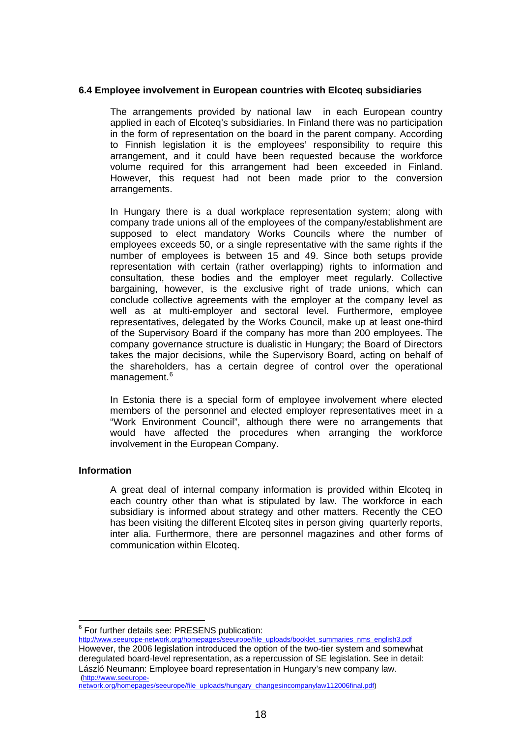### 6.4 Employee involvement in European countries with Elcoteq subsidiaries

The arrangements provided by national law in each European country applied in each of Elcoteq's subsidiaries. In Finland there was no participation in the form of representation on the board in the parent company. According to Finnish legislation it is the employees' responsibility to require this arrangement, and it could have been requested because the workforce volume required for this arrangement had been exceeded in Finland. However, this request had not been made prior to the conversion arrangements.

In Hungary there is a dual workplace representation system; along with company trade unions all of the employees of the company/establishment are supposed to elect mandatory Works Councils where the number of employees exceeds 50, or a single representative with the same rights if the number of employees is between 15 and 49. Since both setups provide representation with certain (rather overlapping) rights to information and consultation, these bodies and the employer meet regularly. Collective bargaining, however, is the exclusive right of trade unions, which can conclude collective agreements with the employer at the company level as well as at multi-employer and sectoral level. Furthermore, employee representatives, delegated by the Works Council, make up at least one-third of the Supervisory Board if the company has more than 200 employees. The company governance structure is dualistic in Hungary; the Board of Directors takes the major decisions, while the Supervisory Board, acting on behalf of the shareholders, has a certain degree of control over the operational management.[6]

In Estonia there is a special form of employee involvement where elected members of the personnel and elected employer representatives meet in a "Work Environment Council", although there were no arrangements that would have affected the procedures when arranging the workforce involvement in the European Company.

#### Information

A great deal of internal company information is provided within Elcoteq in each country other than what is stipulated by law. The workforce in each subsidiary is informed about strategy and other matters. Recently the CEO has been visiting the different Elcoteq sites in person giving quarterly reports, inter alia. Furthermore, there are personnel magazines and other forms of communication within Elcoteq.

---

[6] For further details see: PRESENS publication: http://www.seeurope-network.org/homepages/seeurope/file_uploads/booklet_summaries_nms_english3.pdf However, the 2006 legislation introduced the option of the two-tier system and somewhat deregulated board-level representation, as a repercussion of SE legislation. See in detail: László Neumann: Employee board representation in Hungary's new company law. (http://www.seeurope-network.org/homepages/seeurope/file_uploads/hungary_changesincompanylaw112006final.pdf)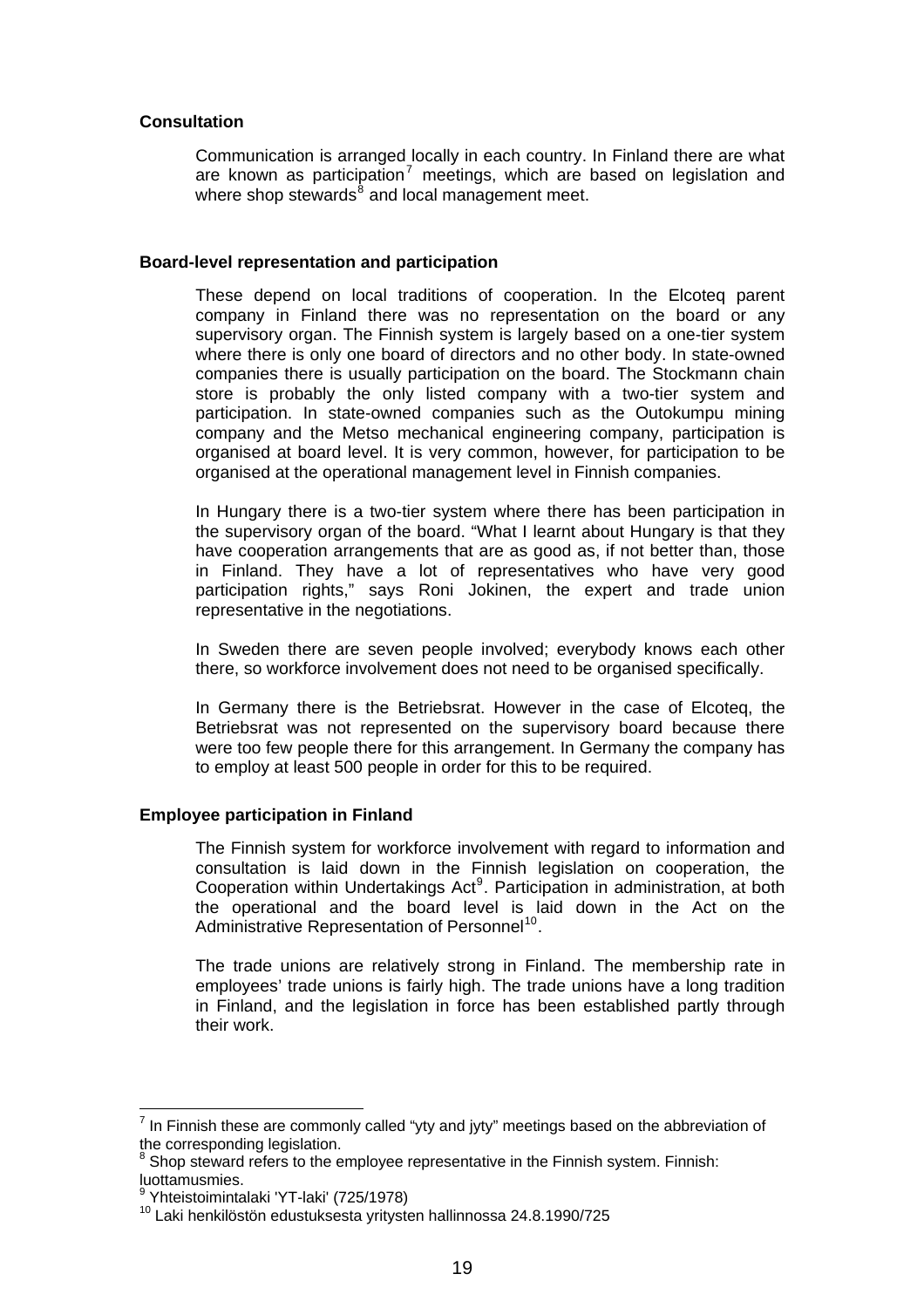### Consultation

Communication is arranged locally in each country. In Finland there are what are known as participation[7] meetings, which are based on legislation and where shop stewards[8] and local management meet.

### Board-level representation and participation

These depend on local traditions of cooperation. In the Elcoteq parent company in Finland there was no representation on the board or any supervisory organ. The Finnish system is largely based on a one-tier system where there is only one board of directors and no other body. In state-owned companies there is usually participation on the board. The Stockmann chain store is probably the only listed company with a two-tier system and participation. In state-owned companies such as the Outokumpu mining company and the Metso mechanical engineering company, participation is organised at board level. It is very common, however, for participation to be organised at the operational management level in Finnish companies.

In Hungary there is a two-tier system where there has been participation in the supervisory organ of the board. "What I learnt about Hungary is that they have cooperation arrangements that are as good as, if not better than, those in Finland. They have a lot of representatives who have very good participation rights," says Roni Jokinen, the expert and trade union representative in the negotiations.

In Sweden there are seven people involved; everybody knows each other there, so workforce involvement does not need to be organised specifically.

In Germany there is the Betriebsrat. However in the case of Elcoteq, the Betriebsrat was not represented on the supervisory board because there were too few people there for this arrangement. In Germany the company has to employ at least 500 people in order for this to be required.

### Employee participation in Finland

The Finnish system for workforce involvement with regard to information and consultation is laid down in the Finnish legislation on cooperation, the Cooperation within Undertakings Act[9]. Participation in administration, at both the operational and the board level is laid down in the Act on the Administrative Representation of Personnel[10].

The trade unions are relatively strong in Finland. The membership rate in employees' trade unions is fairly high. The trade unions have a long tradition in Finland, and the legislation in force has been established partly through their work.

---

[7] In Finnish these are commonly called "yty and jyty" meetings based on the abbreviation of the corresponding legislation.

[8] Shop steward refers to the employee representative in the Finnish system. Finnish: luottamusmies.

[9] Yhteistoimintalaki 'YT-laki' (725/1978)

[10] Laki henkilöstön edustuksesta yritysten hallinnossa 24.8.1990/725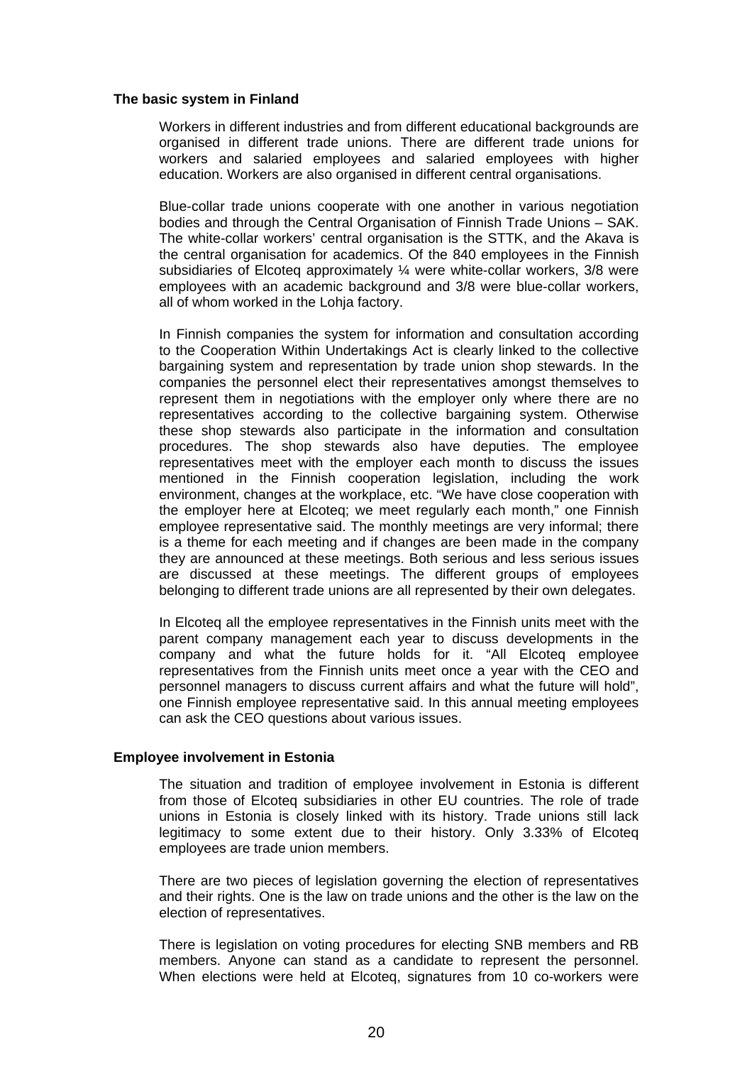**The basic system in Finland**

Workers in different industries and from different educational backgrounds are organised in different trade unions. There are different trade unions for workers and salaried employees and salaried employees with higher education. Workers are also organised in different central organisations.

Blue-collar trade unions cooperate with one another in various negotiation bodies and through the Central Organisation of Finnish Trade Unions – SAK. The white-collar workers' central organisation is the STTK, and the Akava is the central organisation for academics. Of the 840 employees in the Finnish subsidiaries of Elcoteq approximately ¼ were white-collar workers, 3/8 were employees with an academic background and 3/8 were blue-collar workers, all of whom worked in the Lohja factory.

In Finnish companies the system for information and consultation according to the Cooperation Within Undertakings Act is clearly linked to the collective bargaining system and representation by trade union shop stewards. In the companies the personnel elect their representatives amongst themselves to represent them in negotiations with the employer only where there are no representatives according to the collective bargaining system. Otherwise these shop stewards also participate in the information and consultation procedures. The shop stewards also have deputies. The employee representatives meet with the employer each month to discuss the issues mentioned in the Finnish cooperation legislation, including the work environment, changes at the workplace, etc. "We have close cooperation with the employer here at Elcoteq; we meet regularly each month," one Finnish employee representative said. The monthly meetings are very informal; there is a theme for each meeting and if changes are been made in the company they are announced at these meetings. Both serious and less serious issues are discussed at these meetings. The different groups of employees belonging to different trade unions are all represented by their own delegates.

In Elcoteq all the employee representatives in the Finnish units meet with the parent company management each year to discuss developments in the company and what the future holds for it. "All Elcoteq employee representatives from the Finnish units meet once a year with the CEO and personnel managers to discuss current affairs and what the future will hold", one Finnish employee representative said. In this annual meeting employees can ask the CEO questions about various issues.

**Employee involvement in Estonia**

The situation and tradition of employee involvement in Estonia is different from those of Elcoteq subsidiaries in other EU countries. The role of trade unions in Estonia is closely linked with its history. Trade unions still lack legitimacy to some extent due to their history. Only 3.33% of Elcoteq employees are trade union members.

There are two pieces of legislation governing the election of representatives and their rights. One is the law on trade unions and the other is the law on the election of representatives.

There is legislation on voting procedures for electing SNB members and RB members. Anyone can stand as a candidate to represent the personnel. When elections were held at Elcoteq, signatures from 10 co-workers were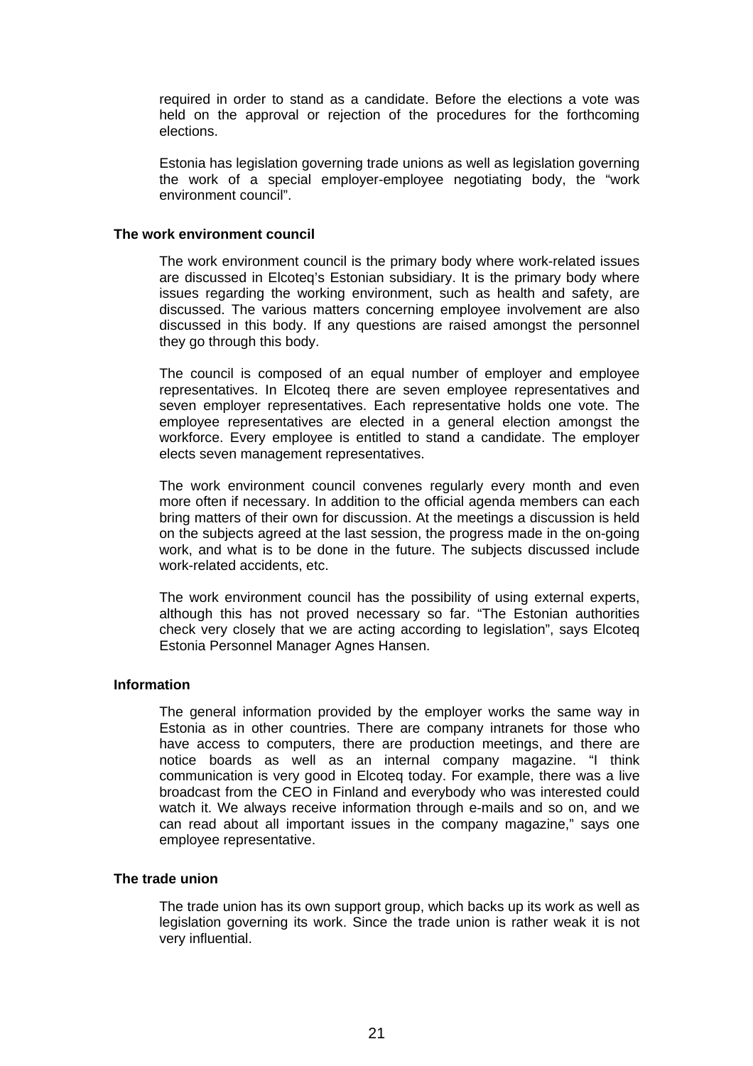required in order to stand as a candidate. Before the elections a vote was held on the approval or rejection of the procedures for the forthcoming elections.

Estonia has legislation governing trade unions as well as legislation governing the work of a special employer-employee negotiating body, the "work environment council".

**The work environment council**

The work environment council is the primary body where work-related issues are discussed in Elcoteq's Estonian subsidiary. It is the primary body where issues regarding the working environment, such as health and safety, are discussed. The various matters concerning employee involvement are also discussed in this body. If any questions are raised amongst the personnel they go through this body.

The council is composed of an equal number of employer and employee representatives. In Elcoteq there are seven employee representatives and seven employer representatives. Each representative holds one vote. The employee representatives are elected in a general election amongst the workforce. Every employee is entitled to stand a candidate. The employer elects seven management representatives.

The work environment council convenes regularly every month and even more often if necessary. In addition to the official agenda members can each bring matters of their own for discussion. At the meetings a discussion is held on the subjects agreed at the last session, the progress made in the on-going work, and what is to be done in the future. The subjects discussed include work-related accidents, etc.

The work environment council has the possibility of using external experts, although this has not proved necessary so far. "The Estonian authorities check very closely that we are acting according to legislation", says Elcoteq Estonia Personnel Manager Agnes Hansen.

**Information**

The general information provided by the employer works the same way in Estonia as in other countries. There are company intranets for those who have access to computers, there are production meetings, and there are notice boards as well as an internal company magazine. "I think communication is very good in Elcoteq today. For example, there was a live broadcast from the CEO in Finland and everybody who was interested could watch it. We always receive information through e-mails and so on, and we can read about all important issues in the company magazine," says one employee representative.

**The trade union**

The trade union has its own support group, which backs up its work as well as legislation governing its work. Since the trade union is rather weak it is not very influential.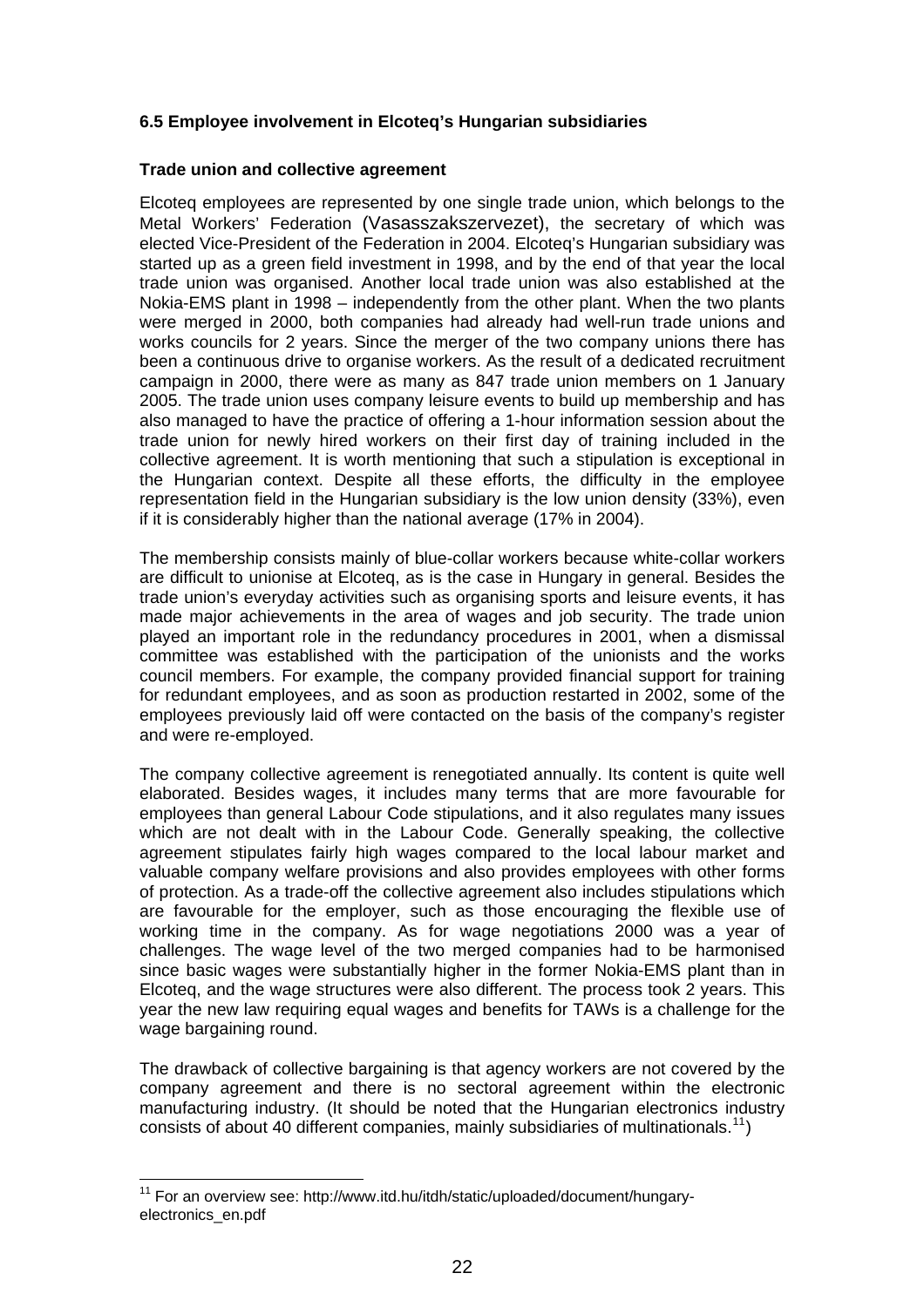### 6.5 Employee involvement in Elcoteq's Hungarian subsidiaries

**Trade union and collective agreement**

Elcoteq employees are represented by one single trade union, which belongs to the Metal Workers' Federation (Vasasszakszervezet), the secretary of which was elected Vice-President of the Federation in 2004. Elcoteq's Hungarian subsidiary was started up as a green field investment in 1998, and by the end of that year the local trade union was organised. Another local trade union was also established at the Nokia-EMS plant in 1998 – independently from the other plant. When the two plants were merged in 2000, both companies had already had well-run trade unions and works councils for 2 years. Since the merger of the two company unions there has been a continuous drive to organise workers. As the result of a dedicated recruitment campaign in 2000, there were as many as 847 trade union members on 1 January 2005. The trade union uses company leisure events to build up membership and has also managed to have the practice of offering a 1-hour information session about the trade union for newly hired workers on their first day of training included in the collective agreement. It is worth mentioning that such a stipulation is exceptional in the Hungarian context. Despite all these efforts, the difficulty in the employee representation field in the Hungarian subsidiary is the low union density (33%), even if it is considerably higher than the national average (17% in 2004).

The membership consists mainly of blue-collar workers because white-collar workers are difficult to unionise at Elcoteq, as is the case in Hungary in general. Besides the trade union's everyday activities such as organising sports and leisure events, it has made major achievements in the area of wages and job security. The trade union played an important role in the redundancy procedures in 2001, when a dismissal committee was established with the participation of the unionists and the works council members. For example, the company provided financial support for training for redundant employees, and as soon as production restarted in 2002, some of the employees previously laid off were contacted on the basis of the company's register and were re-employed.

The company collective agreement is renegotiated annually. Its content is quite well elaborated. Besides wages, it includes many terms that are more favourable for employees than general Labour Code stipulations, and it also regulates many issues which are not dealt with in the Labour Code. Generally speaking, the collective agreement stipulates fairly high wages compared to the local labour market and valuable company welfare provisions and also provides employees with other forms of protection. As a trade-off the collective agreement also includes stipulations which are favourable for the employer, such as those encouraging the flexible use of working time in the company. As for wage negotiations 2000 was a year of challenges. The wage level of the two merged companies had to be harmonised since basic wages were substantially higher in the former Nokia-EMS plant than in Elcoteq, and the wage structures were also different. The process took 2 years. This year the new law requiring equal wages and benefits for TAWs is a challenge for the wage bargaining round.

The drawback of collective bargaining is that agency workers are not covered by the company agreement and there is no sectoral agreement within the electronic manufacturing industry. (It should be noted that the Hungarian electronics industry consists of about 40 different companies, mainly subsidiaries of multinationals.[11])

---

[11] For an overview see: http://www.itd.hu/itdh/static/uploaded/document/hungary-electronics_en.pdf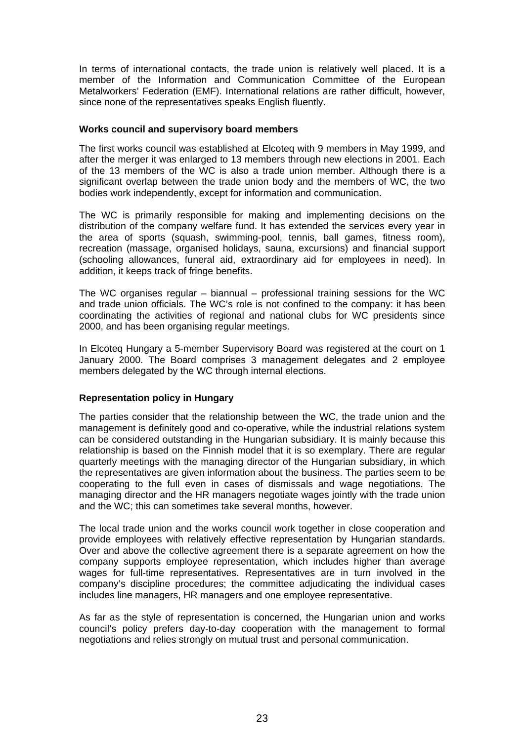In terms of international contacts, the trade union is relatively well placed. It is a member of the Information and Communication Committee of the European Metalworkers' Federation (EMF). International relations are rather difficult, however, since none of the representatives speaks English fluently.

**Works council and supervisory board members**

The first works council was established at Elcoteq with 9 members in May 1999, and after the merger it was enlarged to 13 members through new elections in 2001. Each of the 13 members of the WC is also a trade union member. Although there is a significant overlap between the trade union body and the members of WC, the two bodies work independently, except for information and communication.

The WC is primarily responsible for making and implementing decisions on the distribution of the company welfare fund. It has extended the services every year in the area of sports (squash, swimming-pool, tennis, ball games, fitness room), recreation (massage, organised holidays, sauna, excursions) and financial support (schooling allowances, funeral aid, extraordinary aid for employees in need). In addition, it keeps track of fringe benefits.

The WC organises regular – biannual – professional training sessions for the WC and trade union officials. The WC's role is not confined to the company: it has been coordinating the activities of regional and national clubs for WC presidents since 2000, and has been organising regular meetings.

In Elcoteq Hungary a 5-member Supervisory Board was registered at the court on 1 January 2000. The Board comprises 3 management delegates and 2 employee members delegated by the WC through internal elections.

**Representation policy in Hungary**

The parties consider that the relationship between the WC, the trade union and the management is definitely good and co-operative, while the industrial relations system can be considered outstanding in the Hungarian subsidiary. It is mainly because this relationship is based on the Finnish model that it is so exemplary. There are regular quarterly meetings with the managing director of the Hungarian subsidiary, in which the representatives are given information about the business. The parties seem to be cooperating to the full even in cases of dismissals and wage negotiations. The managing director and the HR managers negotiate wages jointly with the trade union and the WC; this can sometimes take several months, however.

The local trade union and the works council work together in close cooperation and provide employees with relatively effective representation by Hungarian standards. Over and above the collective agreement there is a separate agreement on how the company supports employee representation, which includes higher than average wages for full-time representatives. Representatives are in turn involved in the company's discipline procedures; the committee adjudicating the individual cases includes line managers, HR managers and one employee representative.

As far as the style of representation is concerned, the Hungarian union and works council's policy prefers day-to-day cooperation with the management to formal negotiations and relies strongly on mutual trust and personal communication.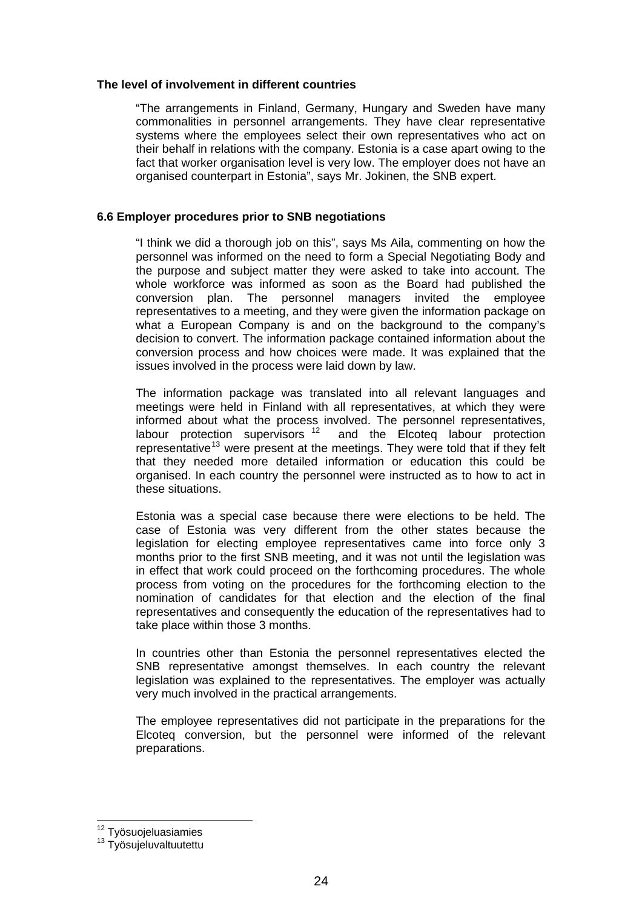**The level of involvement in different countries**

"The arrangements in Finland, Germany, Hungary and Sweden have many commonalities in personnel arrangements. They have clear representative systems where the employees select their own representatives who act on their behalf in relations with the company. Estonia is a case apart owing to the fact that worker organisation level is very low. The employer does not have an organised counterpart in Estonia", says Mr. Jokinen, the SNB expert.

**6.6 Employer procedures prior to SNB negotiations**

"I think we did a thorough job on this", says Ms Aila, commenting on how the personnel was informed on the need to form a Special Negotiating Body and the purpose and subject matter they were asked to take into account. The whole workforce was informed as soon as the Board had published the conversion plan. The personnel managers invited the employee representatives to a meeting, and they were given the information package on what a European Company is and on the background to the company's decision to convert. The information package contained information about the conversion process and how choices were made. It was explained that the issues involved in the process were laid down by law.

The information package was translated into all relevant languages and meetings were held in Finland with all representatives, at which they were informed about what the process involved. The personnel representatives, labour protection supervisors [12] and the Elcoteq labour protection representative[13] were present at the meetings. They were told that if they felt that they needed more detailed information or education this could be organised. In each country the personnel were instructed as to how to act in these situations.

Estonia was a special case because there were elections to be held. The case of Estonia was very different from the other states because the legislation for electing employee representatives came into force only 3 months prior to the first SNB meeting, and it was not until the legislation was in effect that work could proceed on the forthcoming procedures. The whole process from voting on the procedures for the forthcoming election to the nomination of candidates for that election and the election of the final representatives and consequently the education of the representatives had to take place within those 3 months.

In countries other than Estonia the personnel representatives elected the SNB representative amongst themselves. In each country the relevant legislation was explained to the representatives. The employer was actually very much involved in the practical arrangements.

The employee representatives did not participate in the preparations for the Elcoteq conversion, but the personnel were informed of the relevant preparations.

---

[12] Työsuojeluasiamies

[13] Työsujeluvaltuutettu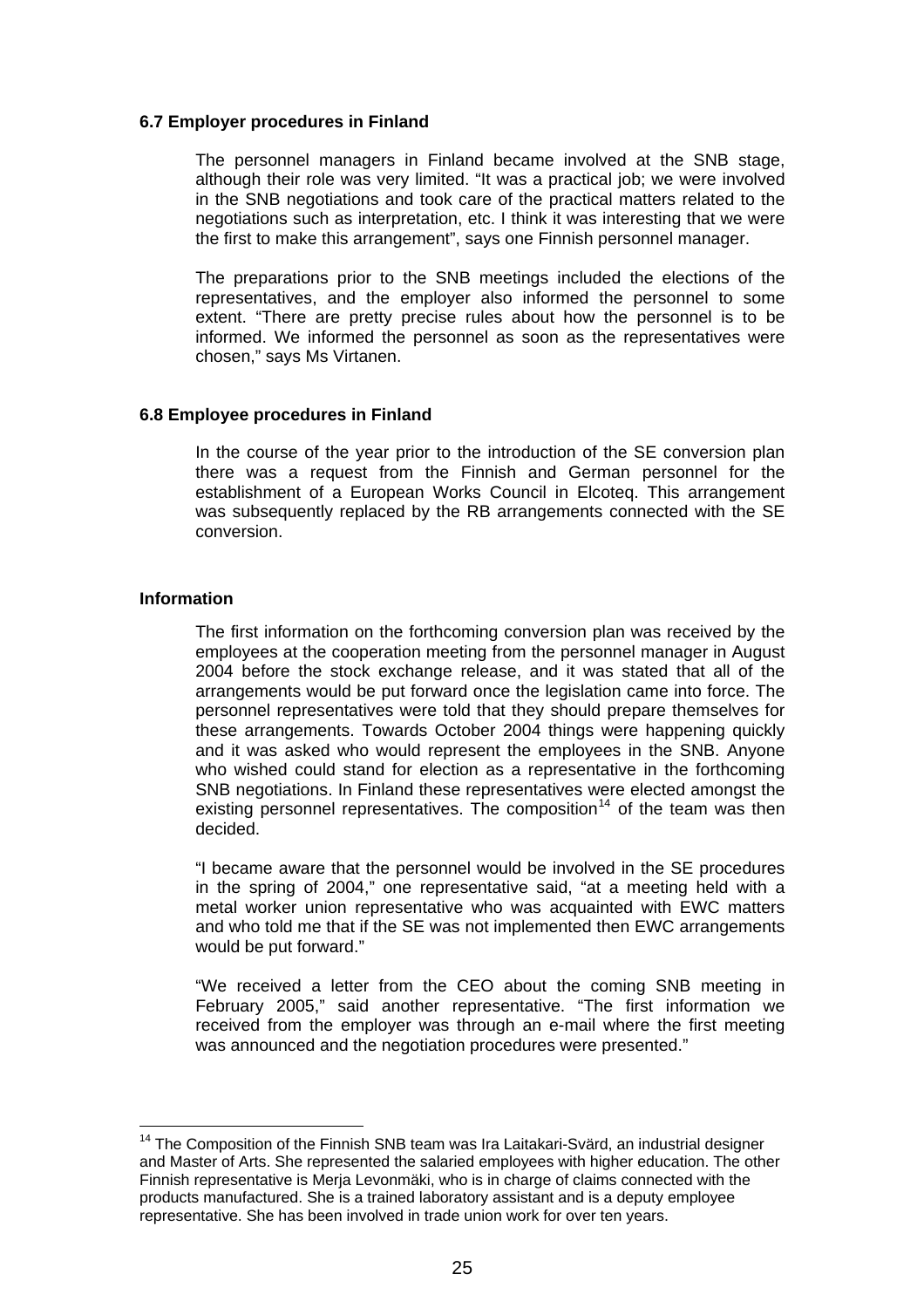### 6.7 Employer procedures in Finland

The personnel managers in Finland became involved at the SNB stage, although their role was very limited. "It was a practical job; we were involved in the SNB negotiations and took care of the practical matters related to the negotiations such as interpretation, etc. I think it was interesting that we were the first to make this arrangement", says one Finnish personnel manager.

The preparations prior to the SNB meetings included the elections of the representatives, and the employer also informed the personnel to some extent. "There are pretty precise rules about how the personnel is to be informed. We informed the personnel as soon as the representatives were chosen," says Ms Virtanen.

### 6.8 Employee procedures in Finland

In the course of the year prior to the introduction of the SE conversion plan there was a request from the Finnish and German personnel for the establishment of a European Works Council in Elcoteq. This arrangement was subsequently replaced by the RB arrangements connected with the SE conversion.

#### Information

The first information on the forthcoming conversion plan was received by the employees at the cooperation meeting from the personnel manager in August 2004 before the stock exchange release, and it was stated that all of the arrangements would be put forward once the legislation came into force. The personnel representatives were told that they should prepare themselves for these arrangements. Towards October 2004 things were happening quickly and it was asked who would represent the employees in the SNB. Anyone who wished could stand for election as a representative in the forthcoming SNB negotiations. In Finland these representatives were elected amongst the existing personnel representatives. The composition[14] of the team was then decided.

"I became aware that the personnel would be involved in the SE procedures in the spring of 2004," one representative said, "at a meeting held with a metal worker union representative who was acquainted with EWC matters and who told me that if the SE was not implemented then EWC arrangements would be put forward."

"We received a letter from the CEO about the coming SNB meeting in February 2005," said another representative. "The first information we received from the employer was through an e-mail where the first meeting was announced and the negotiation procedures were presented."

---

[14] The Composition of the Finnish SNB team was Ira Laitakari-Svärd, an industrial designer and Master of Arts. She represented the salaried employees with higher education. The other Finnish representative is Merja Levonmäki, who is in charge of claims connected with the products manufactured. She is a trained laboratory assistant and is a deputy employee representative. She has been involved in trade union work for over ten years.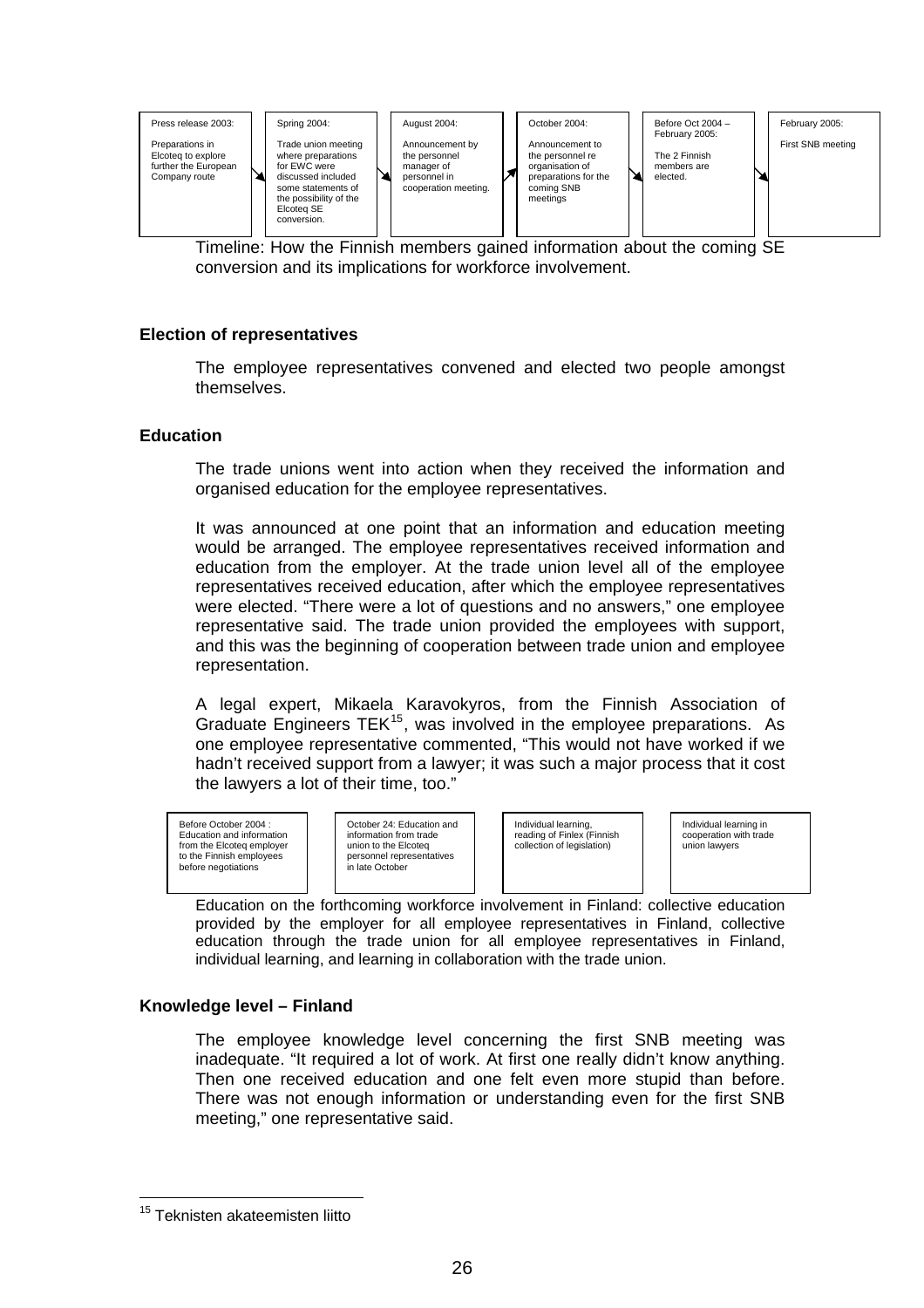| Press release 2003: | Spring 2004: | August 2004: | October 2004: | Before Oct 2004 – February 2005: | February 2005: |
| --- | --- | --- | --- | --- | --- |
| Preparations in Elcoteq to explore further the European Company route | Trade union meeting where preparations for EWC were discussed included some statements of the possibility of the Elcoteq SE conversion. | Announcement by the personnel manager of personnel in cooperation meeting. | Announcement to the personnel re organisation of preparations for the coming SNB meetings | The 2 Finnish members are elected. | First SNB meeting |

Timeline: How the Finnish members gained information about the coming SE conversion and its implications for workforce involvement.

**Election of representatives**

The employee representatives convened and elected two people amongst themselves.

**Education**

The trade unions went into action when they received the information and organised education for the employee representatives.

It was announced at one point that an information and education meeting would be arranged. The employee representatives received information and education from the employer. At the trade union level all of the employee representatives received education, after which the employee representatives were elected. "There were a lot of questions and no answers," one employee representative said. The trade union provided the employees with support, and this was the beginning of cooperation between trade union and employee representation.

A legal expert, Mikaela Karavokyros, from the Finnish Association of Graduate Engineers TEK[15], was involved in the employee preparations. As one employee representative commented, "This would not have worked if we hadn't received support from a lawyer; it was such a major process that it cost the lawyers a lot of their time, too."

| Before October 2004 : Education and information from the Elcoteq employer to the Finnish employees before negotiations | October 24: Education and information from trade union to the Elcoteq personnel representatives in late October | Individual learning, reading of Finlex (Finnish collection of legislation) | Individual learning in cooperation with trade union lawyers |
| --- | --- | --- | --- |

Education on the forthcoming workforce involvement in Finland: collective education provided by the employer for all employee representatives in Finland, collective education through the trade union for all employee representatives in Finland, individual learning, and learning in collaboration with the trade union.

**Knowledge level – Finland**

The employee knowledge level concerning the first SNB meeting was inadequate. "It required a lot of work. At first one really didn't know anything. Then one received education and one felt even more stupid than before. There was not enough information or understanding even for the first SNB meeting," one representative said.

[15] Teknisten akateemisten liitto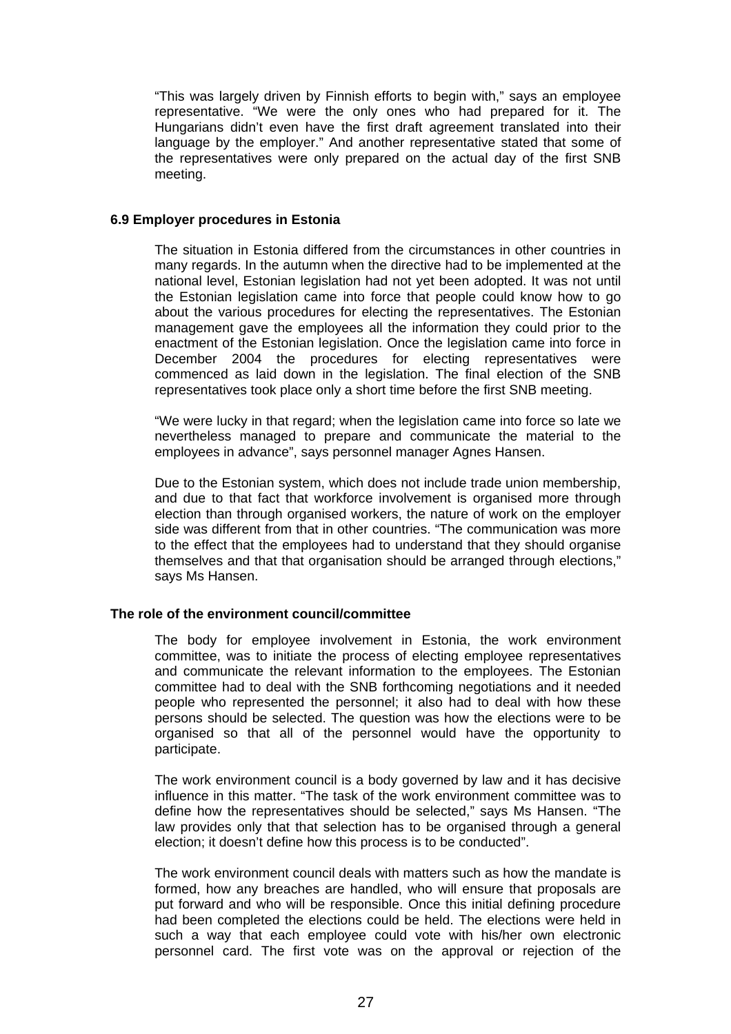"This was largely driven by Finnish efforts to begin with," says an employee representative. "We were the only ones who had prepared for it. The Hungarians didn't even have the first draft agreement translated into their language by the employer." And another representative stated that some of the representatives were only prepared on the actual day of the first SNB meeting.

### 6.9 Employer procedures in Estonia

The situation in Estonia differed from the circumstances in other countries in many regards. In the autumn when the directive had to be implemented at the national level, Estonian legislation had not yet been adopted. It was not until the Estonian legislation came into force that people could know how to go about the various procedures for electing the representatives. The Estonian management gave the employees all the information they could prior to the enactment of the Estonian legislation. Once the legislation came into force in December 2004 the procedures for electing representatives were commenced as laid down in the legislation. The final election of the SNB representatives took place only a short time before the first SNB meeting.

"We were lucky in that regard; when the legislation came into force so late we nevertheless managed to prepare and communicate the material to the employees in advance", says personnel manager Agnes Hansen.

Due to the Estonian system, which does not include trade union membership, and due to that fact that workforce involvement is organised more through election than through organised workers, the nature of work on the employer side was different from that in other countries. "The communication was more to the effect that the employees had to understand that they should organise themselves and that that organisation should be arranged through elections," says Ms Hansen.

### The role of the environment council/committee

The body for employee involvement in Estonia, the work environment committee, was to initiate the process of electing employee representatives and communicate the relevant information to the employees. The Estonian committee had to deal with the SNB forthcoming negotiations and it needed people who represented the personnel; it also had to deal with how these persons should be selected. The question was how the elections were to be organised so that all of the personnel would have the opportunity to participate.

The work environment council is a body governed by law and it has decisive influence in this matter. "The task of the work environment committee was to define how the representatives should be selected," says Ms Hansen. "The law provides only that that selection has to be organised through a general election; it doesn't define how this process is to be conducted".

The work environment council deals with matters such as how the mandate is formed, how any breaches are handled, who will ensure that proposals are put forward and who will be responsible. Once this initial defining procedure had been completed the elections could be held. The elections were held in such a way that each employee could vote with his/her own electronic personnel card. The first vote was on the approval or rejection of the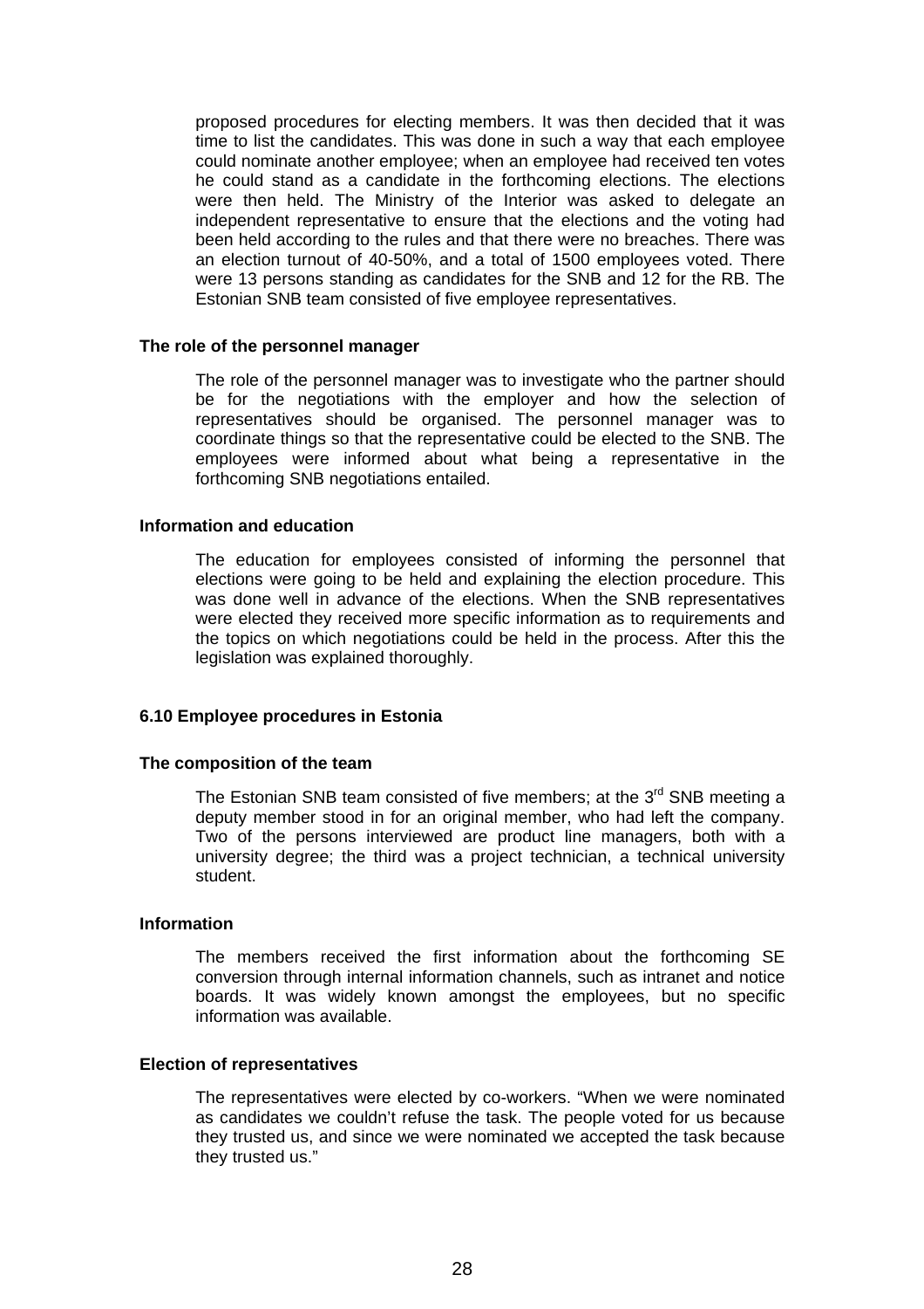proposed procedures for electing members. It was then decided that it was time to list the candidates. This was done in such a way that each employee could nominate another employee; when an employee had received ten votes he could stand as a candidate in the forthcoming elections. The elections were then held. The Ministry of the Interior was asked to delegate an independent representative to ensure that the elections and the voting had been held according to the rules and that there were no breaches. There was an election turnout of 40-50%, and a total of 1500 employees voted. There were 13 persons standing as candidates for the SNB and 12 for the RB. The Estonian SNB team consisted of five employee representatives.

**The role of the personnel manager**

The role of the personnel manager was to investigate who the partner should be for the negotiations with the employer and how the selection of representatives should be organised. The personnel manager was to coordinate things so that the representative could be elected to the SNB. The employees were informed about what being a representative in the forthcoming SNB negotiations entailed.

**Information and education**

The education for employees consisted of informing the personnel that elections were going to be held and explaining the election procedure. This was done well in advance of the elections. When the SNB representatives were elected they received more specific information as to requirements and the topics on which negotiations could be held in the process. After this the legislation was explained thoroughly.

### 6.10 Employee procedures in Estonia

**The composition of the team**

The Estonian SNB team consisted of five members; at the 3rd SNB meeting a deputy member stood in for an original member, who had left the company. Two of the persons interviewed are product line managers, both with a university degree; the third was a project technician, a technical university student.

**Information**

The members received the first information about the forthcoming SE conversion through internal information channels, such as intranet and notice boards. It was widely known amongst the employees, but no specific information was available.

**Election of representatives**

The representatives were elected by co-workers. "When we were nominated as candidates we couldn't refuse the task. The people voted for us because they trusted us, and since we were nominated we accepted the task because they trusted us."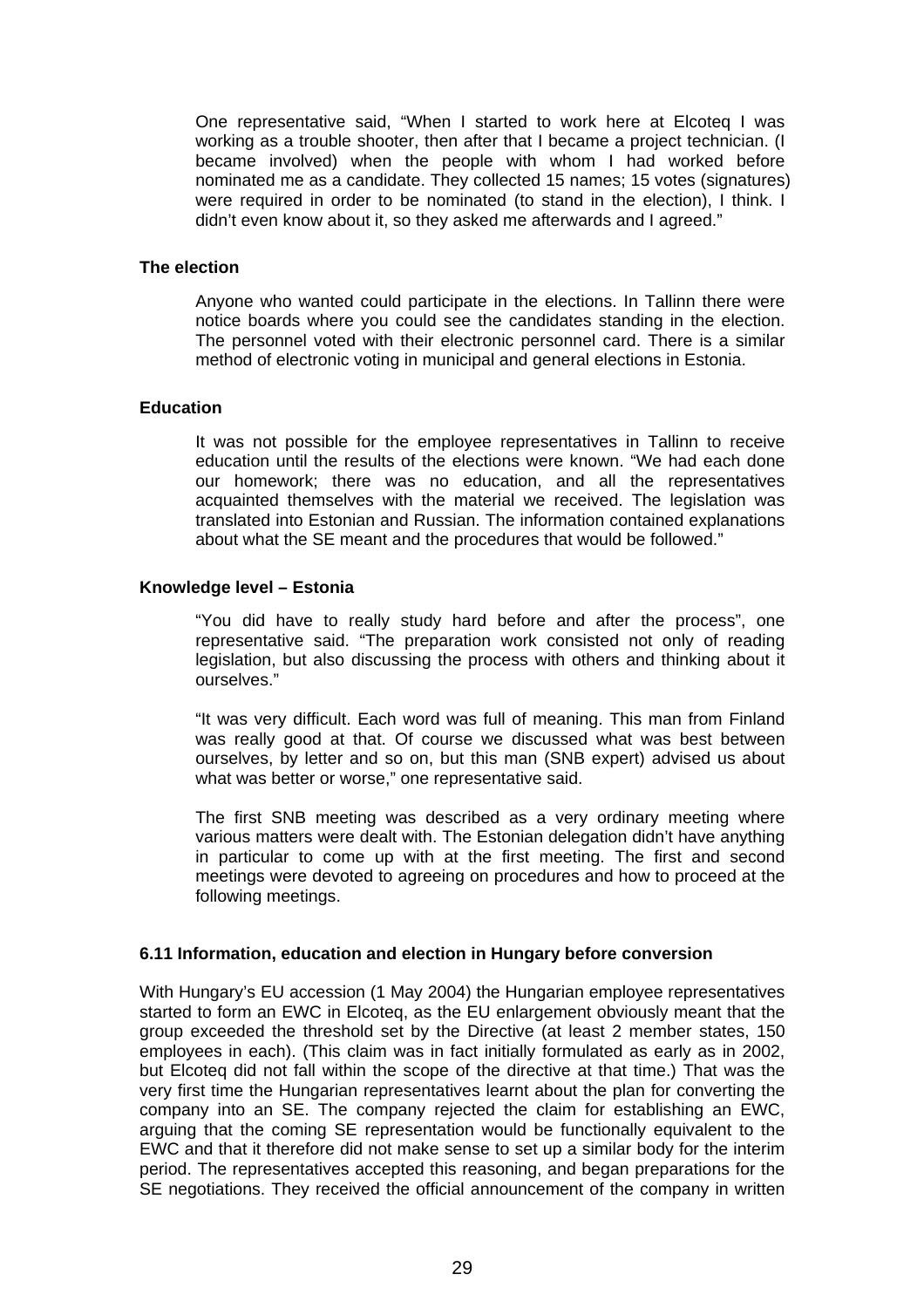One representative said, "When I started to work here at Elcoteq I was working as a trouble shooter, then after that I became a project technician. (I became involved) when the people with whom I had worked before nominated me as a candidate. They collected 15 names; 15 votes (signatures) were required in order to be nominated (to stand in the election), I think. I didn't even know about it, so they asked me afterwards and I agreed."

**The election**

Anyone who wanted could participate in the elections. In Tallinn there were notice boards where you could see the candidates standing in the election. The personnel voted with their electronic personnel card. There is a similar method of electronic voting in municipal and general elections in Estonia.

**Education**

It was not possible for the employee representatives in Tallinn to receive education until the results of the elections were known. "We had each done our homework; there was no education, and all the representatives acquainted themselves with the material we received. The legislation was translated into Estonian and Russian. The information contained explanations about what the SE meant and the procedures that would be followed."

**Knowledge level – Estonia**

"You did have to really study hard before and after the process", one representative said. "The preparation work consisted not only of reading legislation, but also discussing the process with others and thinking about it ourselves."

"It was very difficult. Each word was full of meaning. This man from Finland was really good at that. Of course we discussed what was best between ourselves, by letter and so on, but this man (SNB expert) advised us about what was better or worse," one representative said.

The first SNB meeting was described as a very ordinary meeting where various matters were dealt with. The Estonian delegation didn't have anything in particular to come up with at the first meeting. The first and second meetings were devoted to agreeing on procedures and how to proceed at the following meetings.

**6.11 Information, education and election in Hungary before conversion**

With Hungary's EU accession (1 May 2004) the Hungarian employee representatives started to form an EWC in Elcoteq, as the EU enlargement obviously meant that the group exceeded the threshold set by the Directive (at least 2 member states, 150 employees in each). (This claim was in fact initially formulated as early as in 2002, but Elcoteq did not fall within the scope of the directive at that time.) That was the very first time the Hungarian representatives learnt about the plan for converting the company into an SE. The company rejected the claim for establishing an EWC, arguing that the coming SE representation would be functionally equivalent to the EWC and that it therefore did not make sense to set up a similar body for the interim period. The representatives accepted this reasoning, and began preparations for the SE negotiations. They received the official announcement of the company in written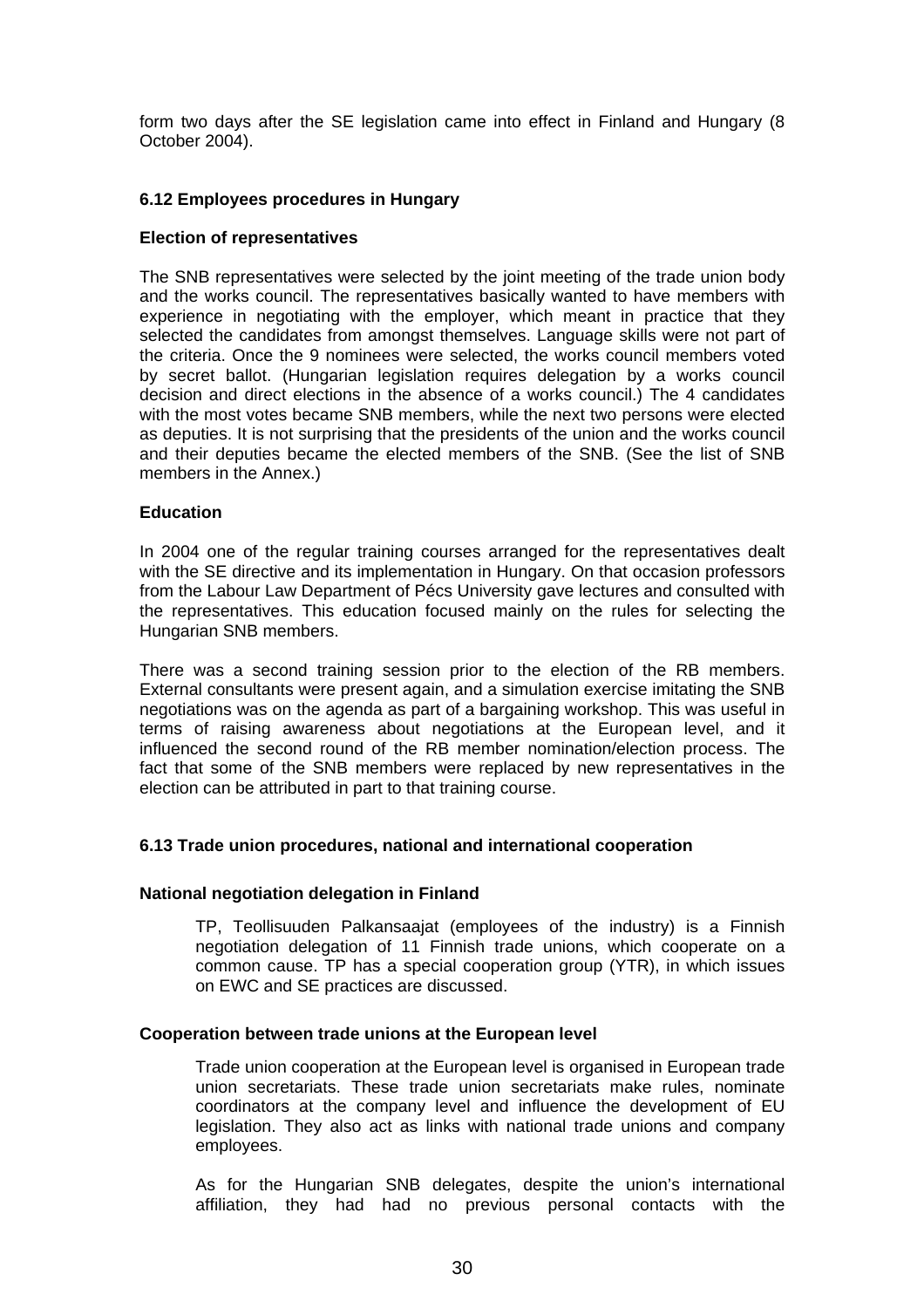form two days after the SE legislation came into effect in Finland and Hungary (8 October 2004).

### 6.12 Employees procedures in Hungary

**Election of representatives**

The SNB representatives were selected by the joint meeting of the trade union body and the works council. The representatives basically wanted to have members with experience in negotiating with the employer, which meant in practice that they selected the candidates from amongst themselves. Language skills were not part of the criteria. Once the 9 nominees were selected, the works council members voted by secret ballot. (Hungarian legislation requires delegation by a works council decision and direct elections in the absence of a works council.) The 4 candidates with the most votes became SNB members, while the next two persons were elected as deputies. It is not surprising that the presidents of the union and the works council and their deputies became the elected members of the SNB. (See the list of SNB members in the Annex.)

**Education**

In 2004 one of the regular training courses arranged for the representatives dealt with the SE directive and its implementation in Hungary. On that occasion professors from the Labour Law Department of Pécs University gave lectures and consulted with the representatives. This education focused mainly on the rules for selecting the Hungarian SNB members.

There was a second training session prior to the election of the RB members. External consultants were present again, and a simulation exercise imitating the SNB negotiations was on the agenda as part of a bargaining workshop. This was useful in terms of raising awareness about negotiations at the European level, and it influenced the second round of the RB member nomination/election process. The fact that some of the SNB members were replaced by new representatives in the election can be attributed in part to that training course.

### 6.13 Trade union procedures, national and international cooperation

**National negotiation delegation in Finland**

TP, Teollisuuden Palkansaajat (employees of the industry) is a Finnish negotiation delegation of 11 Finnish trade unions, which cooperate on a common cause. TP has a special cooperation group (YTR), in which issues on EWC and SE practices are discussed.

**Cooperation between trade unions at the European level**

Trade union cooperation at the European level is organised in European trade union secretariats. These trade union secretariats make rules, nominate coordinators at the company level and influence the development of EU legislation. They also act as links with national trade unions and company employees.

As for the Hungarian SNB delegates, despite the union's international affiliation, they had had no previous personal contacts with the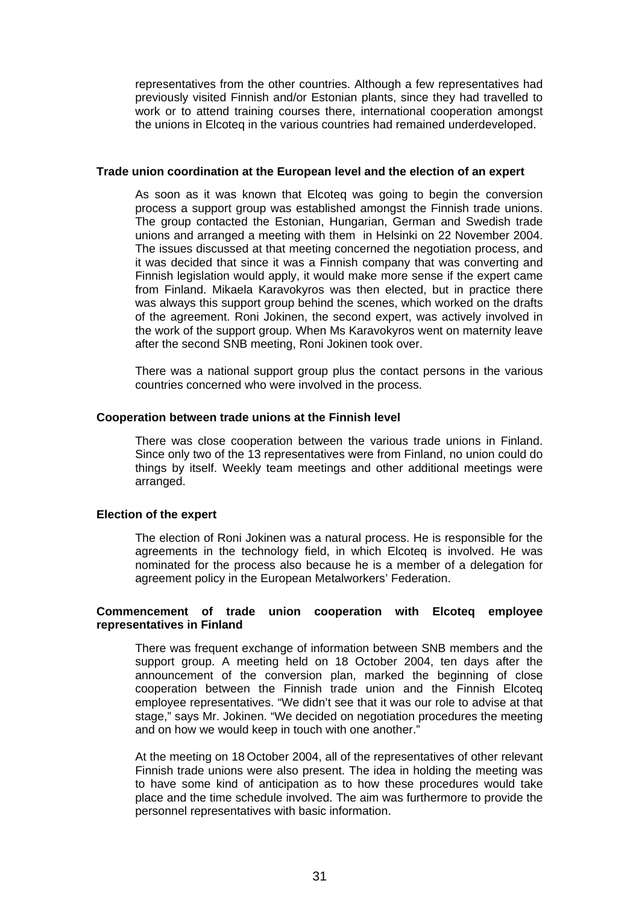representatives from the other countries. Although a few representatives had previously visited Finnish and/or Estonian plants, since they had travelled to work or to attend training courses there, international cooperation amongst the unions in Elcoteq in the various countries had remained underdeveloped.

**Trade union coordination at the European level and the election of an expert**

As soon as it was known that Elcoteq was going to begin the conversion process a support group was established amongst the Finnish trade unions. The group contacted the Estonian, Hungarian, German and Swedish trade unions and arranged a meeting with them in Helsinki on 22 November 2004. The issues discussed at that meeting concerned the negotiation process, and it was decided that since it was a Finnish company that was converting and Finnish legislation would apply, it would make more sense if the expert came from Finland. Mikaela Karavokyros was then elected, but in practice there was always this support group behind the scenes, which worked on the drafts of the agreement. Roni Jokinen, the second expert, was actively involved in the work of the support group. When Ms Karavokyros went on maternity leave after the second SNB meeting, Roni Jokinen took over.

There was a national support group plus the contact persons in the various countries concerned who were involved in the process.

**Cooperation between trade unions at the Finnish level**

There was close cooperation between the various trade unions in Finland. Since only two of the 13 representatives were from Finland, no union could do things by itself. Weekly team meetings and other additional meetings were arranged.

**Election of the expert**

The election of Roni Jokinen was a natural process. He is responsible for the agreements in the technology field, in which Elcoteq is involved. He was nominated for the process also because he is a member of a delegation for agreement policy in the European Metalworkers' Federation.

**Commencement of trade union cooperation with Elcoteq employee representatives in Finland**

There was frequent exchange of information between SNB members and the support group. A meeting held on 18 October 2004, ten days after the announcement of the conversion plan, marked the beginning of close cooperation between the Finnish trade union and the Finnish Elcoteq employee representatives. "We didn't see that it was our role to advise at that stage," says Mr. Jokinen. "We decided on negotiation procedures the meeting and on how we would keep in touch with one another."

At the meeting on 18 October 2004, all of the representatives of other relevant Finnish trade unions were also present. The idea in holding the meeting was to have some kind of anticipation as to how these procedures would take place and the time schedule involved. The aim was furthermore to provide the personnel representatives with basic information.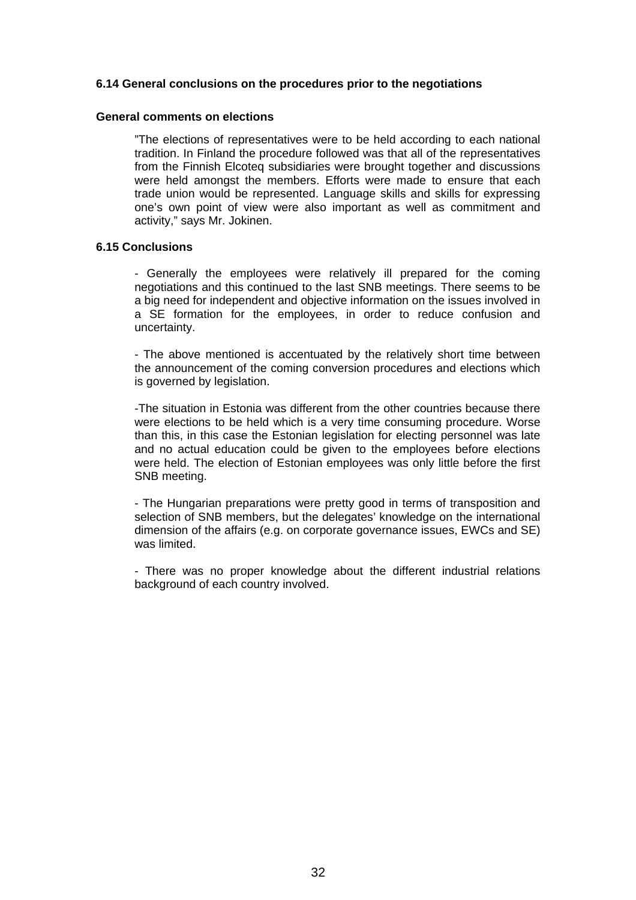### 6.14 General conclusions on the procedures prior to the negotiations

**General comments on elections**

"The elections of representatives were to be held according to each national tradition. In Finland the procedure followed was that all of the representatives from the Finnish Elcoteq subsidiaries were brought together and discussions were held amongst the members. Efforts were made to ensure that each trade union would be represented. Language skills and skills for expressing one's own point of view were also important as well as commitment and activity," says Mr. Jokinen.

### 6.15 Conclusions

- Generally the employees were relatively ill prepared for the coming negotiations and this continued to the last SNB meetings. There seems to be a big need for independent and objective information on the issues involved in a SE formation for the employees, in order to reduce confusion and uncertainty.

- The above mentioned is accentuated by the relatively short time between the announcement of the coming conversion procedures and elections which is governed by legislation.

-The situation in Estonia was different from the other countries because there were elections to be held which is a very time consuming procedure. Worse than this, in this case the Estonian legislation for electing personnel was late and no actual education could be given to the employees before elections were held. The election of Estonian employees was only little before the first SNB meeting.

- The Hungarian preparations were pretty good in terms of transposition and selection of SNB members, but the delegates' knowledge on the international dimension of the affairs (e.g. on corporate governance issues, EWCs and SE) was limited.

- There was no proper knowledge about the different industrial relations background of each country involved.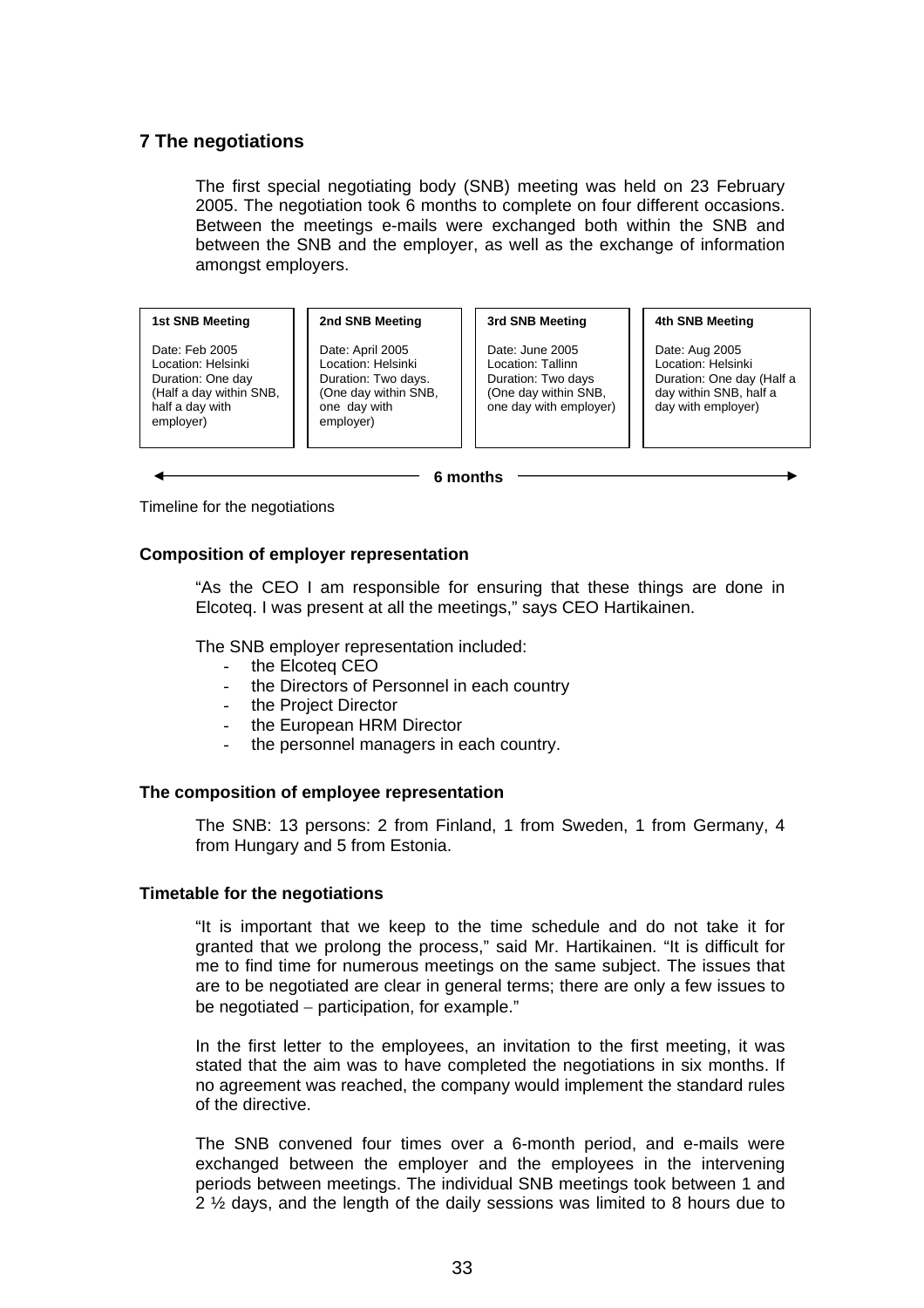## 7 The negotiations

The first special negotiating body (SNB) meeting was held on 23 February 2005. The negotiation took 6 months to complete on four different occasions. Between the meetings e-mails were exchanged both within the SNB and between the SNB and the employer, as well as the exchange of information amongst employers.

| 1st SNB Meeting | 2nd SNB Meeting | 3rd SNB Meeting | 4th SNB Meeting |
|---|---|---|---|
| Date: Feb 2005<br>Location: Helsinki<br>Duration: One day (Half a day within SNB, half a day with employer) | Date: April 2005<br>Location: Helsinki<br>Duration: Two days. (One day within SNB, one day with employer) | Date: June 2005<br>Location: Tallinn<br>Duration: Two days (One day within SNB, one day with employer) | Date: Aug 2005<br>Location: Helsinki<br>Duration: One day (Half a day within SNB, half a day with employer) |

← 6 months →

Timeline for the negotiations

#### Composition of employer representation

"As the CEO I am responsible for ensuring that these things are done in Elcoteq. I was present at all the meetings," says CEO Hartikainen.

The SNB employer representation included:

- the Elcoteq CEO
- the Directors of Personnel in each country
- the Project Director
- the European HRM Director
- the personnel managers in each country.

#### The composition of employee representation

The SNB: 13 persons: 2 from Finland, 1 from Sweden, 1 from Germany, 4 from Hungary and 5 from Estonia.

#### Timetable for the negotiations

"It is important that we keep to the time schedule and do not take it for granted that we prolong the process," said Mr. Hartikainen. "It is difficult for me to find time for numerous meetings on the same subject. The issues that are to be negotiated are clear in general terms; there are only a few issues to be negotiated – participation, for example."

In the first letter to the employees, an invitation to the first meeting, it was stated that the aim was to have completed the negotiations in six months. If no agreement was reached, the company would implement the standard rules of the directive.

The SNB convened four times over a 6-month period, and e-mails were exchanged between the employer and the employees in the intervening periods between meetings. The individual SNB meetings took between 1 and 2 ½ days, and the length of the daily sessions was limited to 8 hours due to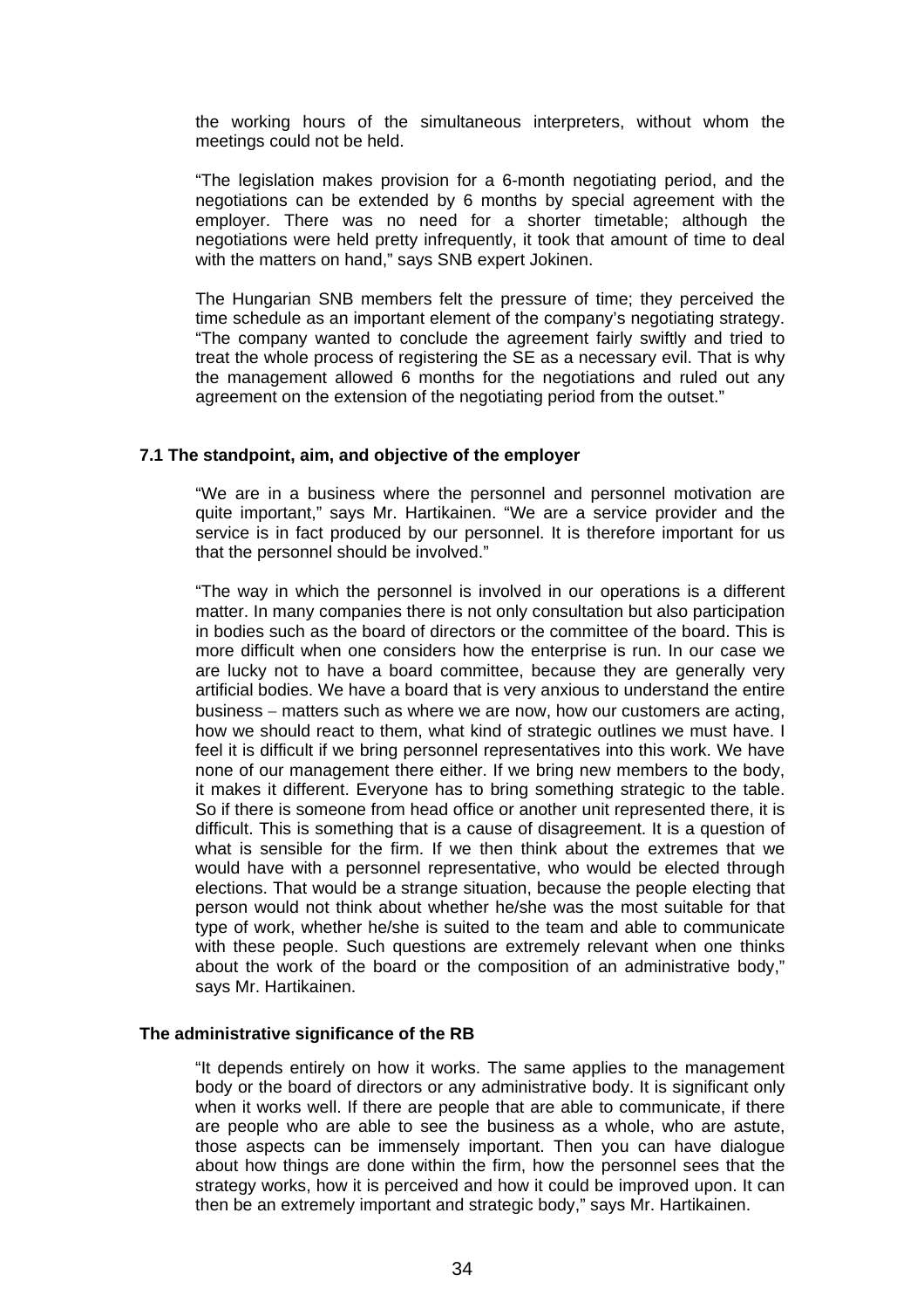the working hours of the simultaneous interpreters, without whom the meetings could not be held.

"The legislation makes provision for a 6-month negotiating period, and the negotiations can be extended by 6 months by special agreement with the employer. There was no need for a shorter timetable; although the negotiations were held pretty infrequently, it took that amount of time to deal with the matters on hand," says SNB expert Jokinen.

The Hungarian SNB members felt the pressure of time; they perceived the time schedule as an important element of the company's negotiating strategy. "The company wanted to conclude the agreement fairly swiftly and tried to treat the whole process of registering the SE as a necessary evil. That is why the management allowed 6 months for the negotiations and ruled out any agreement on the extension of the negotiating period from the outset."

### 7.1 The standpoint, aim, and objective of the employer

"We are in a business where the personnel and personnel motivation are quite important," says Mr. Hartikainen. "We are a service provider and the service is in fact produced by our personnel. It is therefore important for us that the personnel should be involved."

"The way in which the personnel is involved in our operations is a different matter. In many companies there is not only consultation but also participation in bodies such as the board of directors or the committee of the board. This is more difficult when one considers how the enterprise is run. In our case we are lucky not to have a board committee, because they are generally very artificial bodies. We have a board that is very anxious to understand the entire business – matters such as where we are now, how our customers are acting, how we should react to them, what kind of strategic outlines we must have. I feel it is difficult if we bring personnel representatives into this work. We have none of our management there either. If we bring new members to the body, it makes it different. Everyone has to bring something strategic to the table. So if there is someone from head office or another unit represented there, it is difficult. This is something that is a cause of disagreement. It is a question of what is sensible for the firm. If we then think about the extremes that we would have with a personnel representative, who would be elected through elections. That would be a strange situation, because the people electing that person would not think about whether he/she was the most suitable for that type of work, whether he/she is suited to the team and able to communicate with these people. Such questions are extremely relevant when one thinks about the work of the board or the composition of an administrative body," says Mr. Hartikainen.

### The administrative significance of the RB

"It depends entirely on how it works. The same applies to the management body or the board of directors or any administrative body. It is significant only when it works well. If there are people that are able to communicate, if there are people who are able to see the business as a whole, who are astute, those aspects can be immensely important. Then you can have dialogue about how things are done within the firm, how the personnel sees that the strategy works, how it is perceived and how it could be improved upon. It can then be an extremely important and strategic body," says Mr. Hartikainen.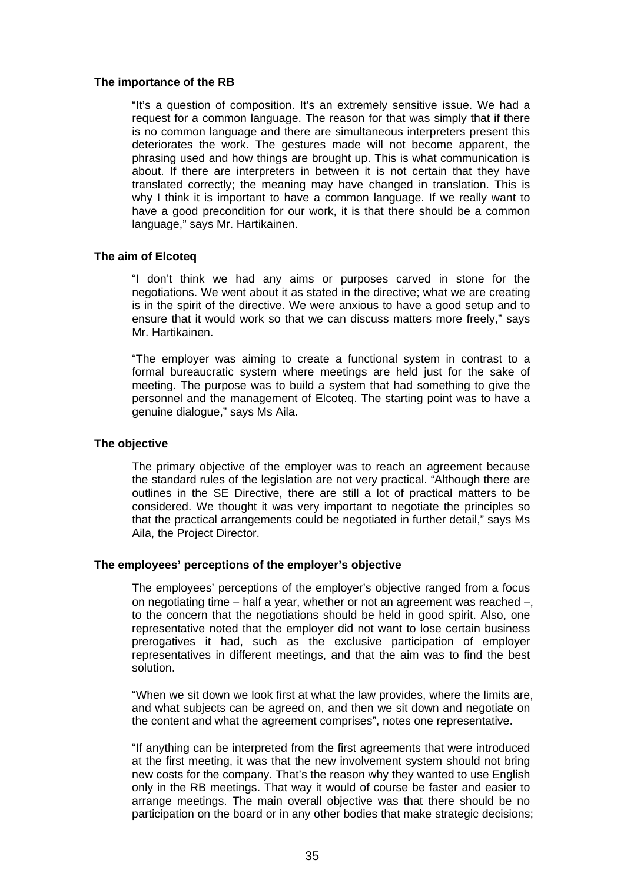### The importance of the RB

"It's a question of composition. It's an extremely sensitive issue. We had a request for a common language. The reason for that was simply that if there is no common language and there are simultaneous interpreters present this deteriorates the work. The gestures made will not become apparent, the phrasing used and how things are brought up. This is what communication is about. If there are interpreters in between it is not certain that they have translated correctly; the meaning may have changed in translation. This is why I think it is important to have a common language. If we really want to have a good precondition for our work, it is that there should be a common language," says Mr. Hartikainen.

### The aim of Elcoteq

"I don't think we had any aims or purposes carved in stone for the negotiations. We went about it as stated in the directive; what we are creating is in the spirit of the directive. We were anxious to have a good setup and to ensure that it would work so that we can discuss matters more freely," says Mr. Hartikainen.

"The employer was aiming to create a functional system in contrast to a formal bureaucratic system where meetings are held just for the sake of meeting. The purpose was to build a system that had something to give the personnel and the management of Elcoteq. The starting point was to have a genuine dialogue," says Ms Aila.

### The objective

The primary objective of the employer was to reach an agreement because the standard rules of the legislation are not very practical. "Although there are outlines in the SE Directive, there are still a lot of practical matters to be considered. We thought it was very important to negotiate the principles so that the practical arrangements could be negotiated in further detail," says Ms Aila, the Project Director.

### The employees' perceptions of the employer's objective

The employees' perceptions of the employer's objective ranged from a focus on negotiating time – half a year, whether or not an agreement was reached –, to the concern that the negotiations should be held in good spirit. Also, one representative noted that the employer did not want to lose certain business prerogatives it had, such as the exclusive participation of employer representatives in different meetings, and that the aim was to find the best solution.

"When we sit down we look first at what the law provides, where the limits are, and what subjects can be agreed on, and then we sit down and negotiate on the content and what the agreement comprises", notes one representative.

"If anything can be interpreted from the first agreements that were introduced at the first meeting, it was that the new involvement system should not bring new costs for the company. That's the reason why they wanted to use English only in the RB meetings. That way it would of course be faster and easier to arrange meetings. The main overall objective was that there should be no participation on the board or in any other bodies that make strategic decisions;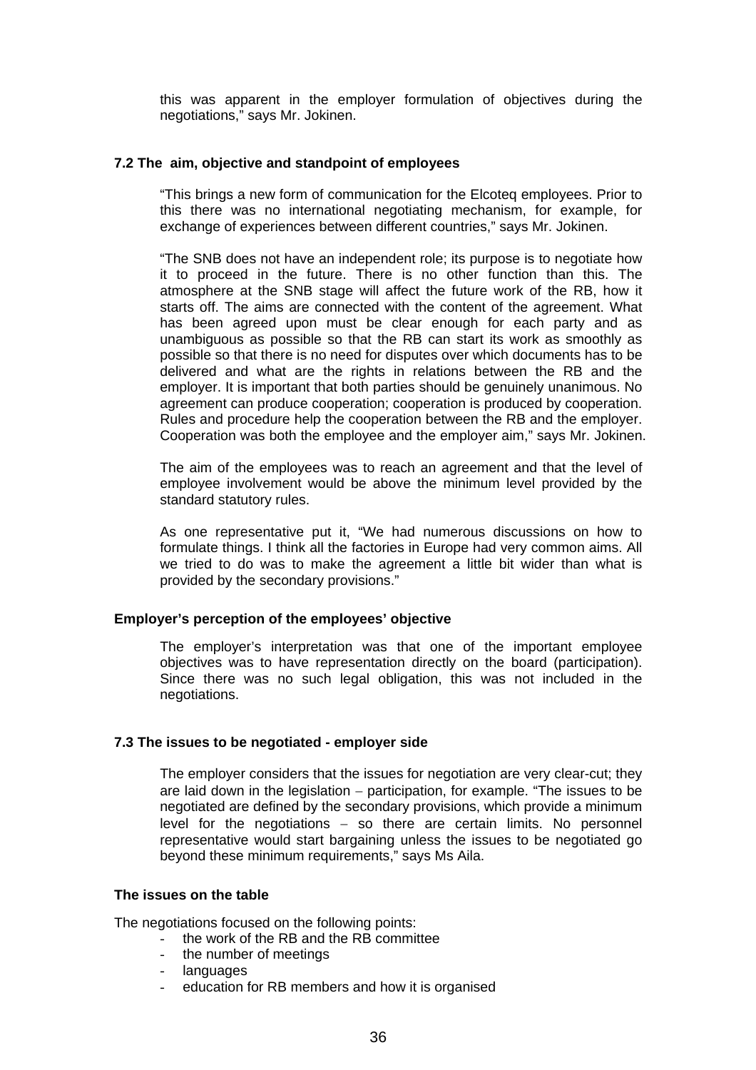this was apparent in the employer formulation of objectives during the negotiations," says Mr. Jokinen.

### 7.2 The aim, objective and standpoint of employees

"This brings a new form of communication for the Elcoteq employees. Prior to this there was no international negotiating mechanism, for example, for exchange of experiences between different countries," says Mr. Jokinen.

"The SNB does not have an independent role; its purpose is to negotiate how it to proceed in the future. There is no other function than this. The atmosphere at the SNB stage will affect the future work of the RB, how it starts off. The aims are connected with the content of the agreement. What has been agreed upon must be clear enough for each party and as unambiguous as possible so that the RB can start its work as smoothly as possible so that there is no need for disputes over which documents has to be delivered and what are the rights in relations between the RB and the employer. It is important that both parties should be genuinely unanimous. No agreement can produce cooperation; cooperation is produced by cooperation. Rules and procedure help the cooperation between the RB and the employer. Cooperation was both the employee and the employer aim," says Mr. Jokinen.

The aim of the employees was to reach an agreement and that the level of employee involvement would be above the minimum level provided by the standard statutory rules.

As one representative put it, "We had numerous discussions on how to formulate things. I think all the factories in Europe had very common aims. All we tried to do was to make the agreement a little bit wider than what is provided by the secondary provisions."

#### Employer's perception of the employees' objective

The employer's interpretation was that one of the important employee objectives was to have representation directly on the board (participation). Since there was no such legal obligation, this was not included in the negotiations.

### 7.3 The issues to be negotiated - employer side

The employer considers that the issues for negotiation are very clear-cut; they are laid down in the legislation – participation, for example. "The issues to be negotiated are defined by the secondary provisions, which provide a minimum level for the negotiations – so there are certain limits. No personnel representative would start bargaining unless the issues to be negotiated go beyond these minimum requirements," says Ms Aila.

#### The issues on the table

The negotiations focused on the following points:

- the work of the RB and the RB committee
- the number of meetings
- languages
- education for RB members and how it is organised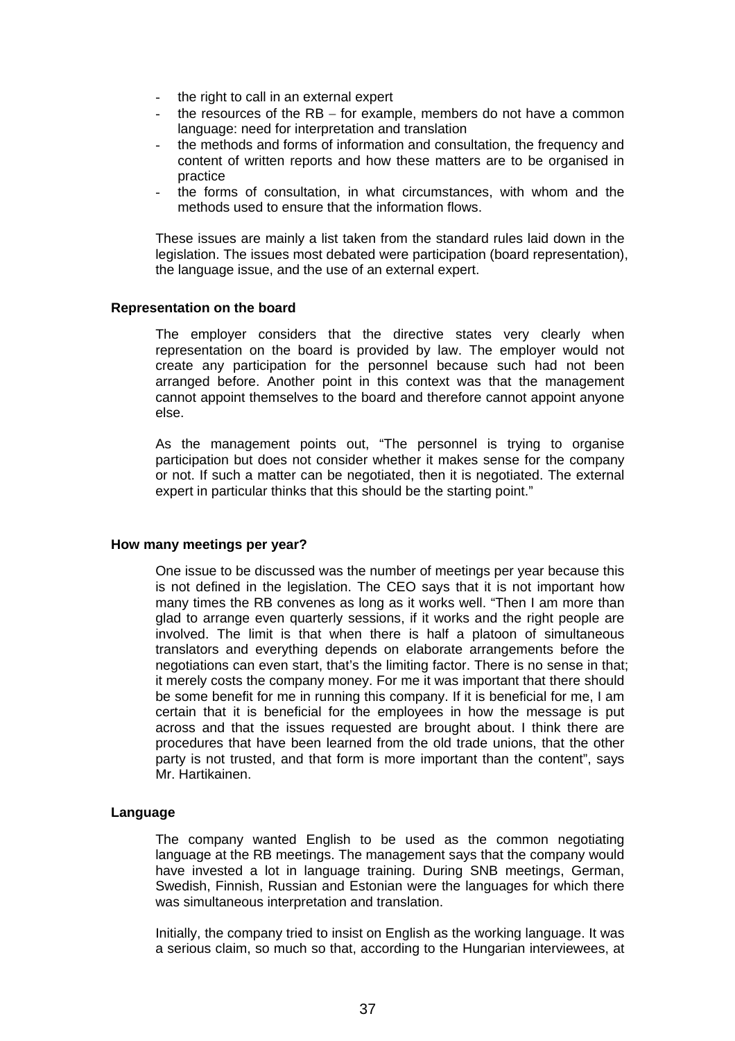- the right to call in an external expert
- the resources of the RB – for example, members do not have a common language: need for interpretation and translation
- the methods and forms of information and consultation, the frequency and content of written reports and how these matters are to be organised in practice
- the forms of consultation, in what circumstances, with whom and the methods used to ensure that the information flows.

These issues are mainly a list taken from the standard rules laid down in the legislation. The issues most debated were participation (board representation), the language issue, and the use of an external expert.

**Representation on the board**

The employer considers that the directive states very clearly when representation on the board is provided by law. The employer would not create any participation for the personnel because such had not been arranged before. Another point in this context was that the management cannot appoint themselves to the board and therefore cannot appoint anyone else.

As the management points out, "The personnel is trying to organise participation but does not consider whether it makes sense for the company or not. If such a matter can be negotiated, then it is negotiated. The external expert in particular thinks that this should be the starting point."

**How many meetings per year?**

One issue to be discussed was the number of meetings per year because this is not defined in the legislation. The CEO says that it is not important how many times the RB convenes as long as it works well. "Then I am more than glad to arrange even quarterly sessions, if it works and the right people are involved. The limit is that when there is half a platoon of simultaneous translators and everything depends on elaborate arrangements before the negotiations can even start, that's the limiting factor. There is no sense in that; it merely costs the company money. For me it was important that there should be some benefit for me in running this company. If it is beneficial for me, I am certain that it is beneficial for the employees in how the message is put across and that the issues requested are brought about. I think there are procedures that have been learned from the old trade unions, that the other party is not trusted, and that form is more important than the content", says Mr. Hartikainen.

**Language**

The company wanted English to be used as the common negotiating language at the RB meetings. The management says that the company would have invested a lot in language training. During SNB meetings, German, Swedish, Finnish, Russian and Estonian were the languages for which there was simultaneous interpretation and translation.

Initially, the company tried to insist on English as the working language. It was a serious claim, so much so that, according to the Hungarian interviewees, at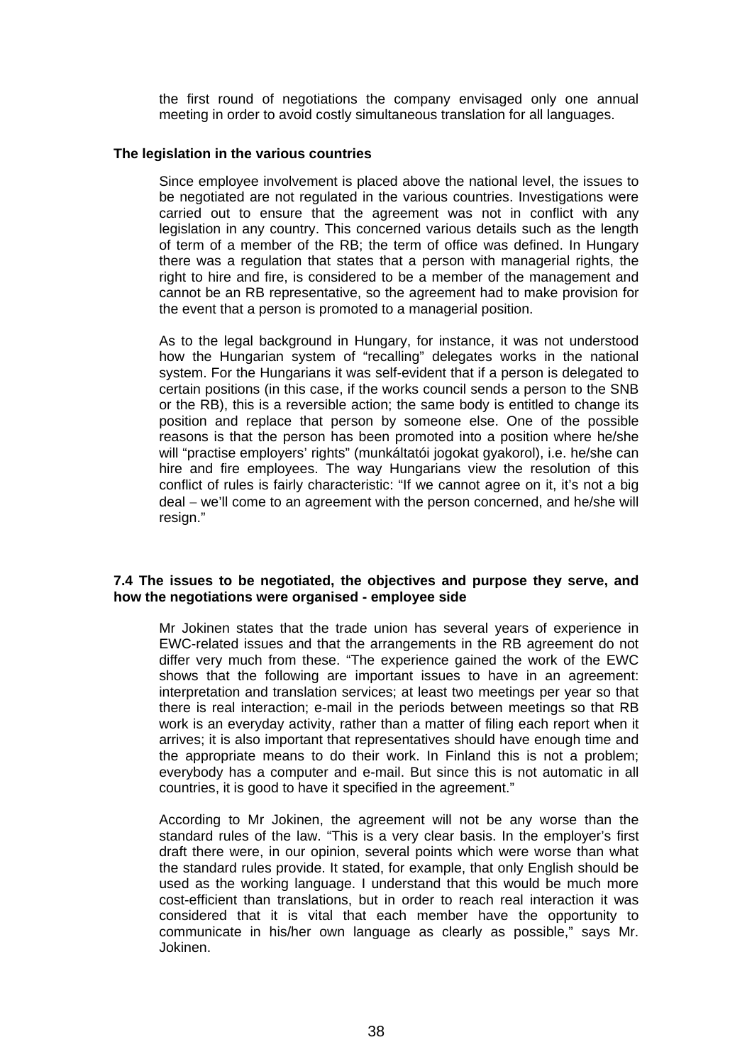the first round of negotiations the company envisaged only one annual meeting in order to avoid costly simultaneous translation for all languages.

**The legislation in the various countries**

Since employee involvement is placed above the national level, the issues to be negotiated are not regulated in the various countries. Investigations were carried out to ensure that the agreement was not in conflict with any legislation in any country. This concerned various details such as the length of term of a member of the RB; the term of office was defined. In Hungary there was a regulation that states that a person with managerial rights, the right to hire and fire, is considered to be a member of the management and cannot be an RB representative, so the agreement had to make provision for the event that a person is promoted to a managerial position.

As to the legal background in Hungary, for instance, it was not understood how the Hungarian system of "recalling" delegates works in the national system. For the Hungarians it was self-evident that if a person is delegated to certain positions (in this case, if the works council sends a person to the SNB or the RB), this is a reversible action; the same body is entitled to change its position and replace that person by someone else. One of the possible reasons is that the person has been promoted into a position where he/she will "practise employers' rights" (munkáltatói jogokat gyakorol), i.e. he/she can hire and fire employees. The way Hungarians view the resolution of this conflict of rules is fairly characteristic: "If we cannot agree on it, it's not a big deal – we'll come to an agreement with the person concerned, and he/she will resign."

**7.4 The issues to be negotiated, the objectives and purpose they serve, and how the negotiations were organised - employee side**

Mr Jokinen states that the trade union has several years of experience in EWC-related issues and that the arrangements in the RB agreement do not differ very much from these. "The experience gained the work of the EWC shows that the following are important issues to have in an agreement: interpretation and translation services; at least two meetings per year so that there is real interaction; e-mail in the periods between meetings so that RB work is an everyday activity, rather than a matter of filing each report when it arrives; it is also important that representatives should have enough time and the appropriate means to do their work. In Finland this is not a problem; everybody has a computer and e-mail. But since this is not automatic in all countries, it is good to have it specified in the agreement."

According to Mr Jokinen, the agreement will not be any worse than the standard rules of the law. "This is a very clear basis. In the employer's first draft there were, in our opinion, several points which were worse than what the standard rules provide. It stated, for example, that only English should be used as the working language. I understand that this would be much more cost-efficient than translations, but in order to reach real interaction it was considered that it is vital that each member have the opportunity to communicate in his/her own language as clearly as possible," says Mr. Jokinen.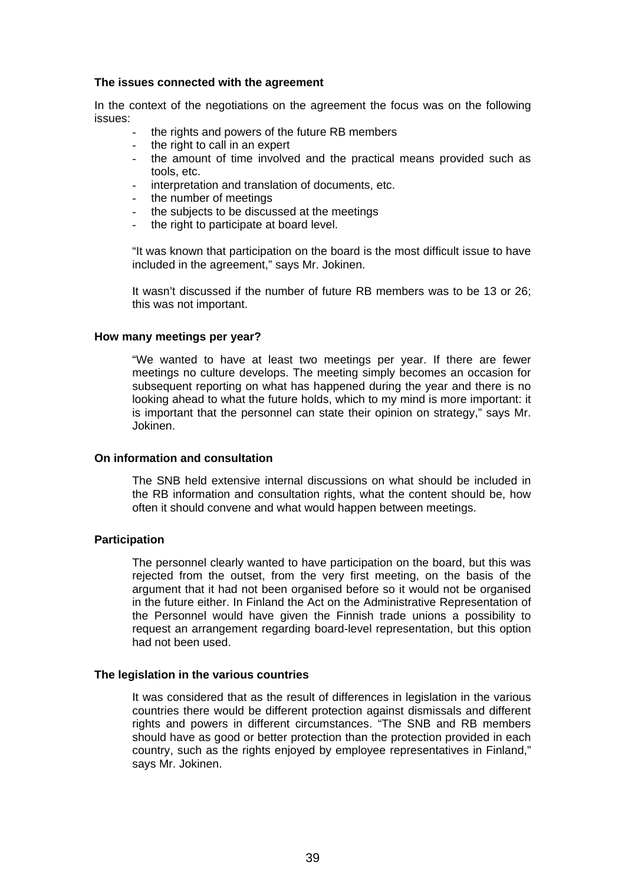**The issues connected with the agreement**

In the context of the negotiations on the agreement the focus was on the following issues:

- the rights and powers of the future RB members
- the right to call in an expert
- the amount of time involved and the practical means provided such as tools, etc.
- interpretation and translation of documents, etc.
- the number of meetings
- the subjects to be discussed at the meetings
- the right to participate at board level.

"It was known that participation on the board is the most difficult issue to have included in the agreement," says Mr. Jokinen.

It wasn't discussed if the number of future RB members was to be 13 or 26; this was not important.

**How many meetings per year?**

"We wanted to have at least two meetings per year. If there are fewer meetings no culture develops. The meeting simply becomes an occasion for subsequent reporting on what has happened during the year and there is no looking ahead to what the future holds, which to my mind is more important: it is important that the personnel can state their opinion on strategy," says Mr. Jokinen.

**On information and consultation**

The SNB held extensive internal discussions on what should be included in the RB information and consultation rights, what the content should be, how often it should convene and what would happen between meetings.

**Participation**

The personnel clearly wanted to have participation on the board, but this was rejected from the outset, from the very first meeting, on the basis of the argument that it had not been organised before so it would not be organised in the future either. In Finland the Act on the Administrative Representation of the Personnel would have given the Finnish trade unions a possibility to request an arrangement regarding board-level representation, but this option had not been used.

**The legislation in the various countries**

It was considered that as the result of differences in legislation in the various countries there would be different protection against dismissals and different rights and powers in different circumstances. "The SNB and RB members should have as good or better protection than the protection provided in each country, such as the rights enjoyed by employee representatives in Finland," says Mr. Jokinen.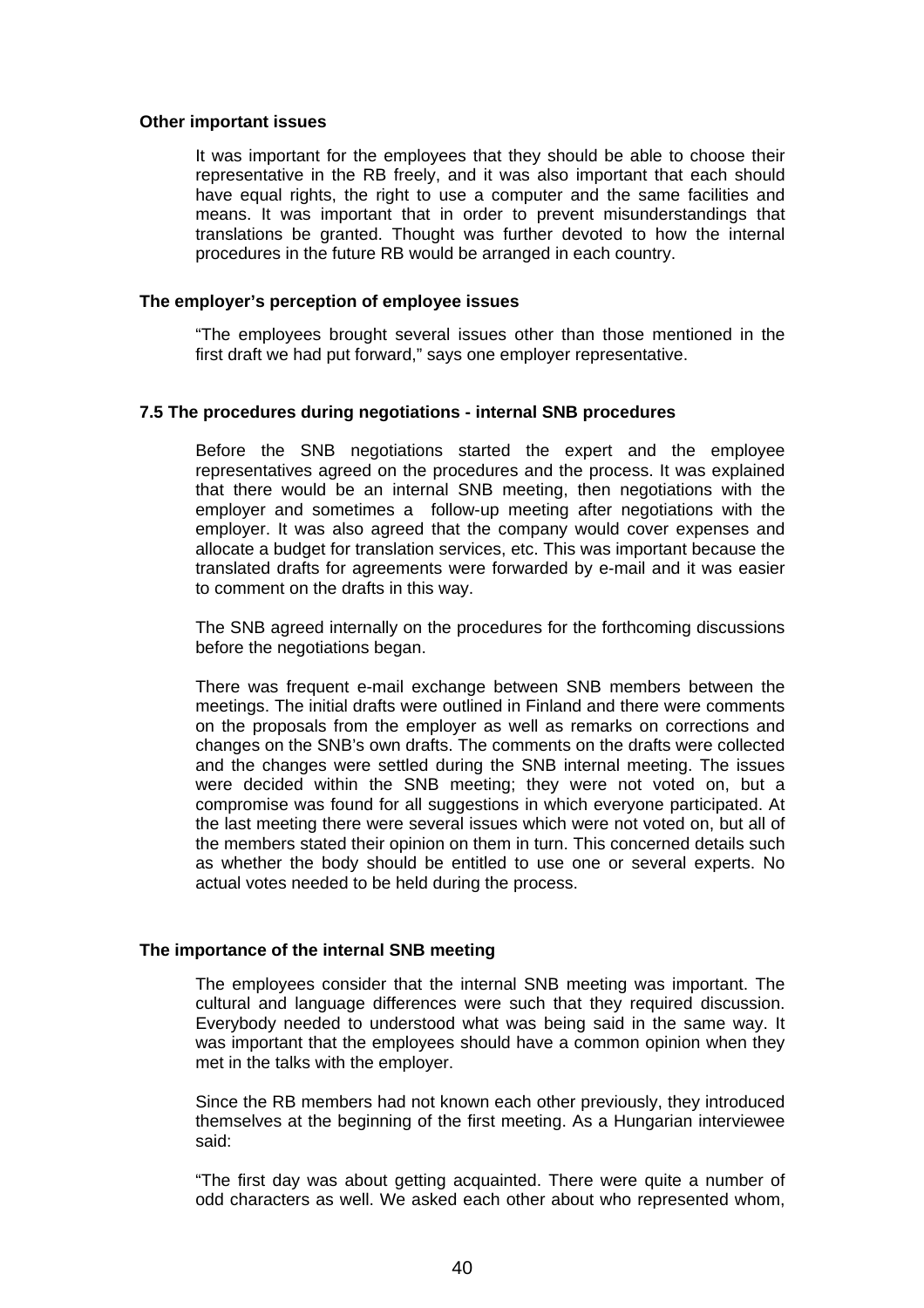**Other important issues**

It was important for the employees that they should be able to choose their representative in the RB freely, and it was also important that each should have equal rights, the right to use a computer and the same facilities and means. It was important that in order to prevent misunderstandings that translations be granted. Thought was further devoted to how the internal procedures in the future RB would be arranged in each country.

**The employer's perception of employee issues**

"The employees brought several issues other than those mentioned in the first draft we had put forward," says one employer representative.

**7.5 The procedures during negotiations - internal SNB procedures**

Before the SNB negotiations started the expert and the employee representatives agreed on the procedures and the process. It was explained that there would be an internal SNB meeting, then negotiations with the employer and sometimes a follow-up meeting after negotiations with the employer. It was also agreed that the company would cover expenses and allocate a budget for translation services, etc. This was important because the translated drafts for agreements were forwarded by e-mail and it was easier to comment on the drafts in this way.

The SNB agreed internally on the procedures for the forthcoming discussions before the negotiations began.

There was frequent e-mail exchange between SNB members between the meetings. The initial drafts were outlined in Finland and there were comments on the proposals from the employer as well as remarks on corrections and changes on the SNB's own drafts. The comments on the drafts were collected and the changes were settled during the SNB internal meeting. The issues were decided within the SNB meeting; they were not voted on, but a compromise was found for all suggestions in which everyone participated. At the last meeting there were several issues which were not voted on, but all of the members stated their opinion on them in turn. This concerned details such as whether the body should be entitled to use one or several experts. No actual votes needed to be held during the process.

**The importance of the internal SNB meeting**

The employees consider that the internal SNB meeting was important. The cultural and language differences were such that they required discussion. Everybody needed to understood what was being said in the same way. It was important that the employees should have a common opinion when they met in the talks with the employer.

Since the RB members had not known each other previously, they introduced themselves at the beginning of the first meeting. As a Hungarian interviewee said:

"The first day was about getting acquainted. There were quite a number of odd characters as well. We asked each other about who represented whom,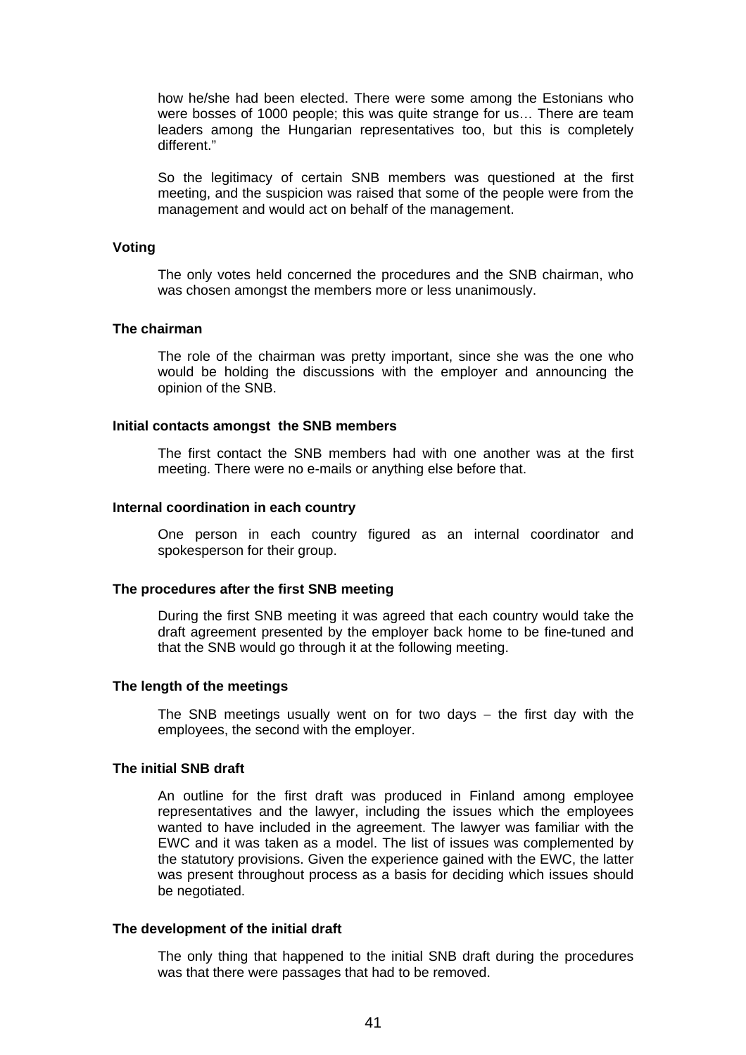how he/she had been elected. There were some among the Estonians who were bosses of 1000 people; this was quite strange for us… There are team leaders among the Hungarian representatives too, but this is completely different."

So the legitimacy of certain SNB members was questioned at the first meeting, and the suspicion was raised that some of the people were from the management and would act on behalf of the management.

**Voting**

The only votes held concerned the procedures and the SNB chairman, who was chosen amongst the members more or less unanimously.

**The chairman**

The role of the chairman was pretty important, since she was the one who would be holding the discussions with the employer and announcing the opinion of the SNB.

**Initial contacts amongst the SNB members**

The first contact the SNB members had with one another was at the first meeting. There were no e-mails or anything else before that.

**Internal coordination in each country**

One person in each country figured as an internal coordinator and spokesperson for their group.

**The procedures after the first SNB meeting**

During the first SNB meeting it was agreed that each country would take the draft agreement presented by the employer back home to be fine-tuned and that the SNB would go through it at the following meeting.

**The length of the meetings**

The SNB meetings usually went on for two days – the first day with the employees, the second with the employer.

**The initial SNB draft**

An outline for the first draft was produced in Finland among employee representatives and the lawyer, including the issues which the employees wanted to have included in the agreement. The lawyer was familiar with the EWC and it was taken as a model. The list of issues was complemented by the statutory provisions. Given the experience gained with the EWC, the latter was present throughout process as a basis for deciding which issues should be negotiated.

**The development of the initial draft**

The only thing that happened to the initial SNB draft during the procedures was that there were passages that had to be removed.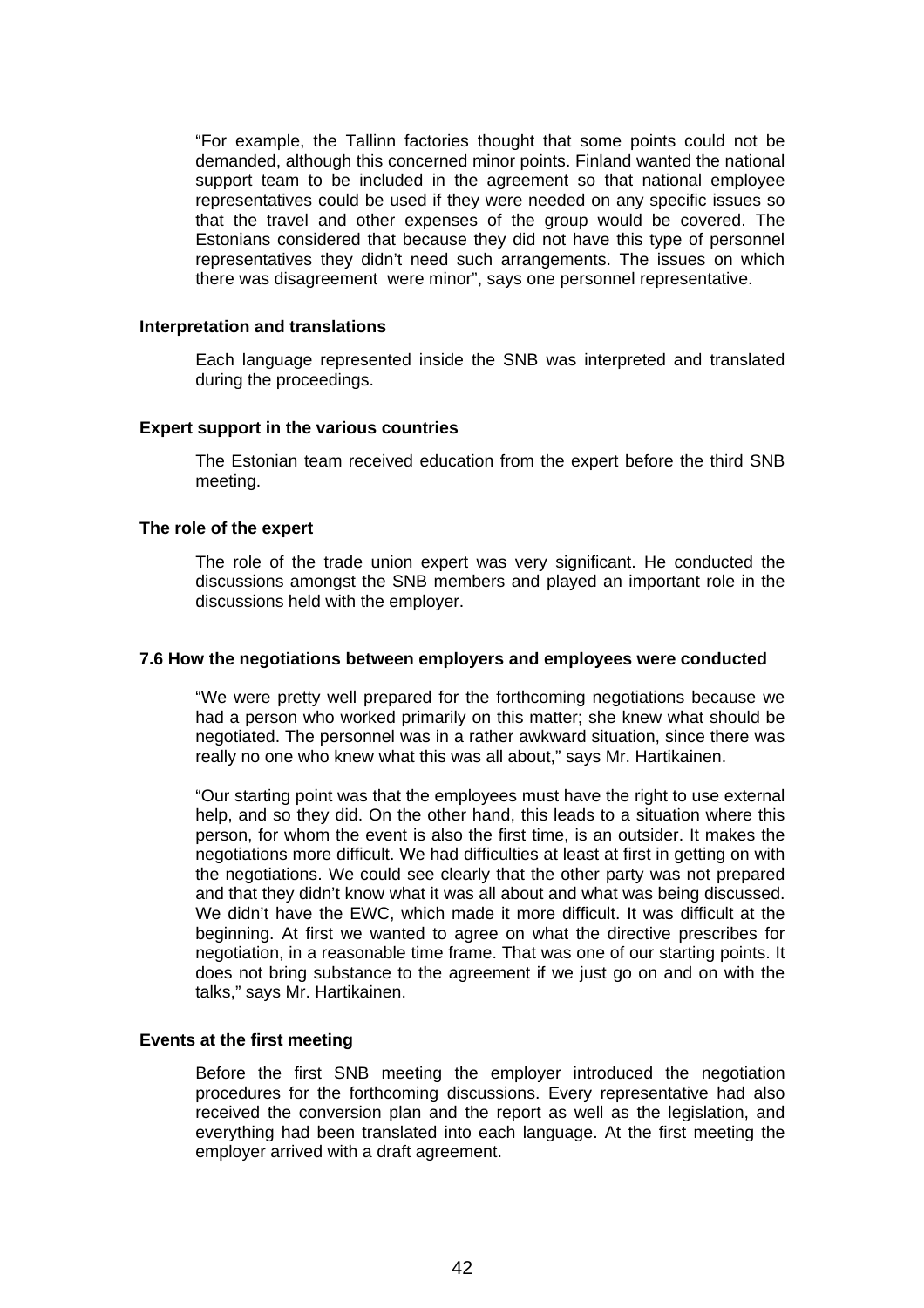"For example, the Tallinn factories thought that some points could not be demanded, although this concerned minor points. Finland wanted the national support team to be included in the agreement so that national employee representatives could be used if they were needed on any specific issues so that the travel and other expenses of the group would be covered. The Estonians considered that because they did not have this type of personnel representatives they didn't need such arrangements. The issues on which there was disagreement were minor", says one personnel representative.

**Interpretation and translations**

Each language represented inside the SNB was interpreted and translated during the proceedings.

**Expert support in the various countries**

The Estonian team received education from the expert before the third SNB meeting.

**The role of the expert**

The role of the trade union expert was very significant. He conducted the discussions amongst the SNB members and played an important role in the discussions held with the employer.

### 7.6 How the negotiations between employers and employees were conducted

"We were pretty well prepared for the forthcoming negotiations because we had a person who worked primarily on this matter; she knew what should be negotiated. The personnel was in a rather awkward situation, since there was really no one who knew what this was all about," says Mr. Hartikainen.

"Our starting point was that the employees must have the right to use external help, and so they did. On the other hand, this leads to a situation where this person, for whom the event is also the first time, is an outsider. It makes the negotiations more difficult. We had difficulties at least at first in getting on with the negotiations. We could see clearly that the other party was not prepared and that they didn't know what it was all about and what was being discussed. We didn't have the EWC, which made it more difficult. It was difficult at the beginning. At first we wanted to agree on what the directive prescribes for negotiation, in a reasonable time frame. That was one of our starting points. It does not bring substance to the agreement if we just go on and on with the talks," says Mr. Hartikainen.

**Events at the first meeting**

Before the first SNB meeting the employer introduced the negotiation procedures for the forthcoming discussions. Every representative had also received the conversion plan and the report as well as the legislation, and everything had been translated into each language. At the first meeting the employer arrived with a draft agreement.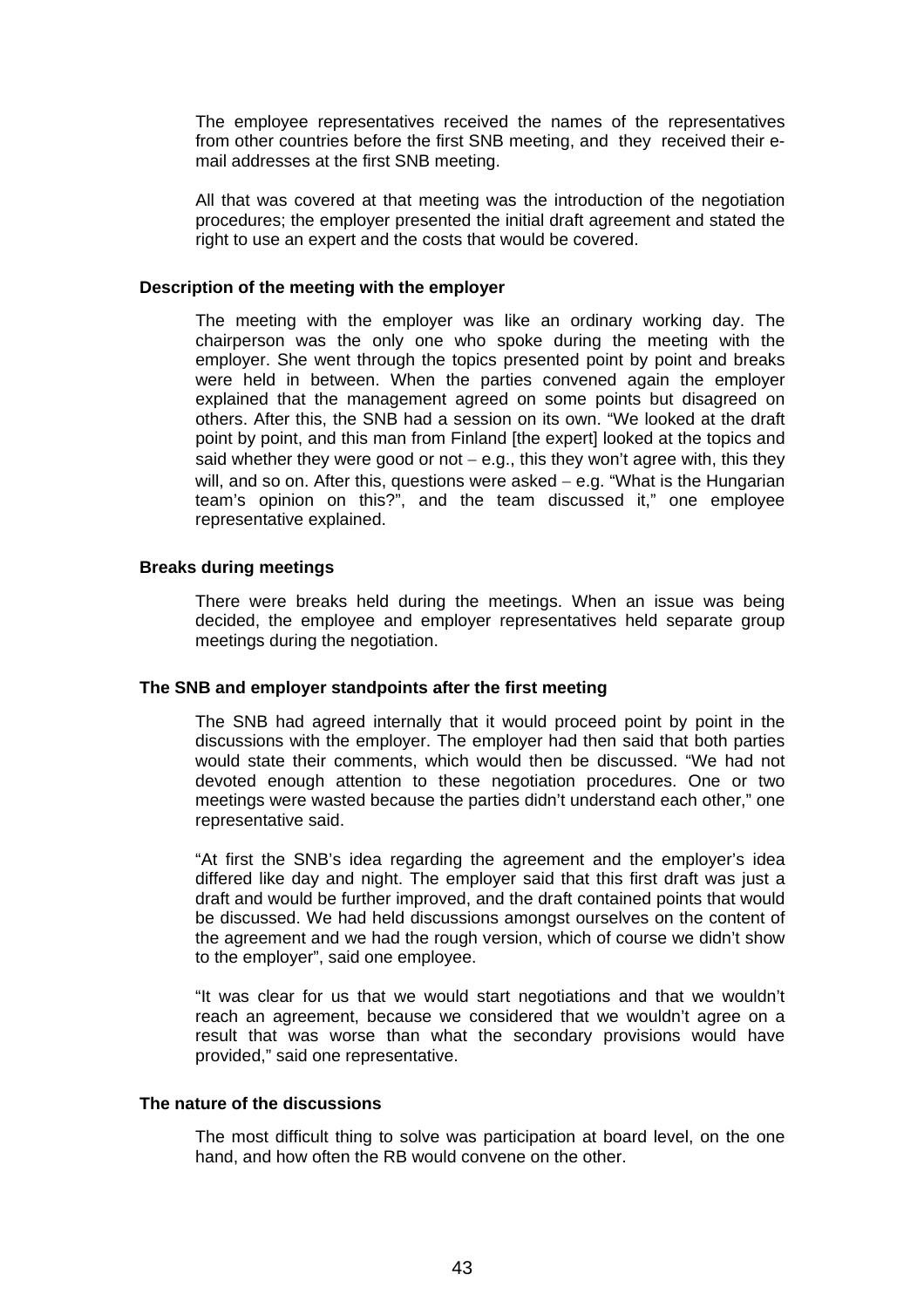The employee representatives received the names of the representatives from other countries before the first SNB meeting, and they received their e-mail addresses at the first SNB meeting.

All that was covered at that meeting was the introduction of the negotiation procedures; the employer presented the initial draft agreement and stated the right to use an expert and the costs that would be covered.

**Description of the meeting with the employer**

The meeting with the employer was like an ordinary working day. The chairperson was the only one who spoke during the meeting with the employer. She went through the topics presented point by point and breaks were held in between. When the parties convened again the employer explained that the management agreed on some points but disagreed on others. After this, the SNB had a session on its own. "We looked at the draft point by point, and this man from Finland [the expert] looked at the topics and said whether they were good or not – e.g., this they won't agree with, this they will, and so on. After this, questions were asked – e.g. "What is the Hungarian team's opinion on this?", and the team discussed it," one employee representative explained.

**Breaks during meetings**

There were breaks held during the meetings. When an issue was being decided, the employee and employer representatives held separate group meetings during the negotiation.

**The SNB and employer standpoints after the first meeting**

The SNB had agreed internally that it would proceed point by point in the discussions with the employer. The employer had then said that both parties would state their comments, which would then be discussed. "We had not devoted enough attention to these negotiation procedures. One or two meetings were wasted because the parties didn't understand each other," one representative said.

"At first the SNB's idea regarding the agreement and the employer's idea differed like day and night. The employer said that this first draft was just a draft and would be further improved, and the draft contained points that would be discussed. We had held discussions amongst ourselves on the content of the agreement and we had the rough version, which of course we didn't show to the employer", said one employee.

"It was clear for us that we would start negotiations and that we wouldn't reach an agreement, because we considered that we wouldn't agree on a result that was worse than what the secondary provisions would have provided," said one representative.

**The nature of the discussions**

The most difficult thing to solve was participation at board level, on the one hand, and how often the RB would convene on the other.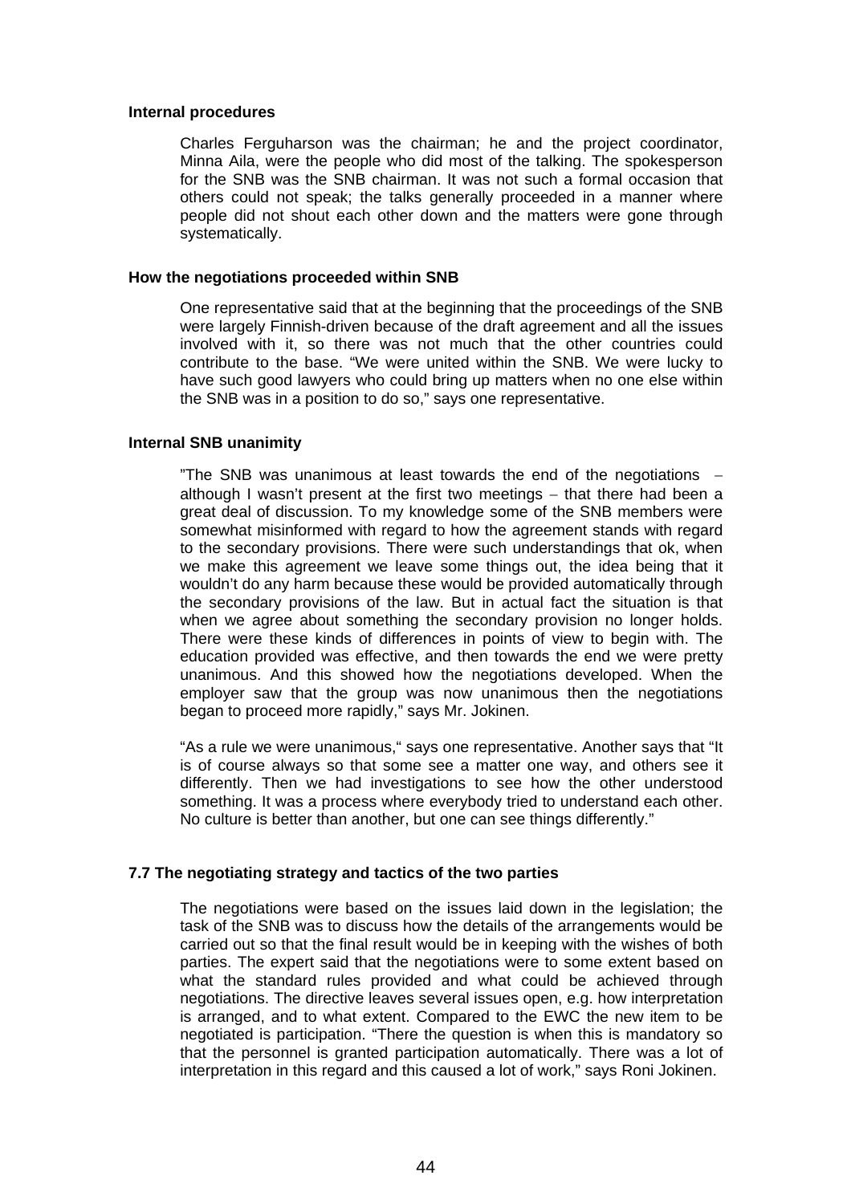**Internal procedures**

Charles Ferguharson was the chairman; he and the project coordinator, Minna Aila, were the people who did most of the talking. The spokesperson for the SNB was the SNB chairman. It was not such a formal occasion that others could not speak; the talks generally proceeded in a manner where people did not shout each other down and the matters were gone through systematically.

**How the negotiations proceeded within SNB**

One representative said that at the beginning that the proceedings of the SNB were largely Finnish-driven because of the draft agreement and all the issues involved with it, so there was not much that the other countries could contribute to the base. "We were united within the SNB. We were lucky to have such good lawyers who could bring up matters when no one else within the SNB was in a position to do so," says one representative.

**Internal SNB unanimity**

"The SNB was unanimous at least towards the end of the negotiations – although I wasn't present at the first two meetings – that there had been a great deal of discussion. To my knowledge some of the SNB members were somewhat misinformed with regard to how the agreement stands with regard to the secondary provisions. There were such understandings that ok, when we make this agreement we leave some things out, the idea being that it wouldn't do any harm because these would be provided automatically through the secondary provisions of the law. But in actual fact the situation is that when we agree about something the secondary provision no longer holds. There were these kinds of differences in points of view to begin with. The education provided was effective, and then towards the end we were pretty unanimous. And this showed how the negotiations developed. When the employer saw that the group was now unanimous then the negotiations began to proceed more rapidly," says Mr. Jokinen.

"As a rule we were unanimous," says one representative. Another says that "It is of course always so that some see a matter one way, and others see it differently. Then we had investigations to see how the other understood something. It was a process where everybody tried to understand each other. No culture is better than another, but one can see things differently."

**7.7 The negotiating strategy and tactics of the two parties**

The negotiations were based on the issues laid down in the legislation; the task of the SNB was to discuss how the details of the arrangements would be carried out so that the final result would be in keeping with the wishes of both parties. The expert said that the negotiations were to some extent based on what the standard rules provided and what could be achieved through negotiations. The directive leaves several issues open, e.g. how interpretation is arranged, and to what extent. Compared to the EWC the new item to be negotiated is participation. "There the question is when this is mandatory so that the personnel is granted participation automatically. There was a lot of interpretation in this regard and this caused a lot of work," says Roni Jokinen.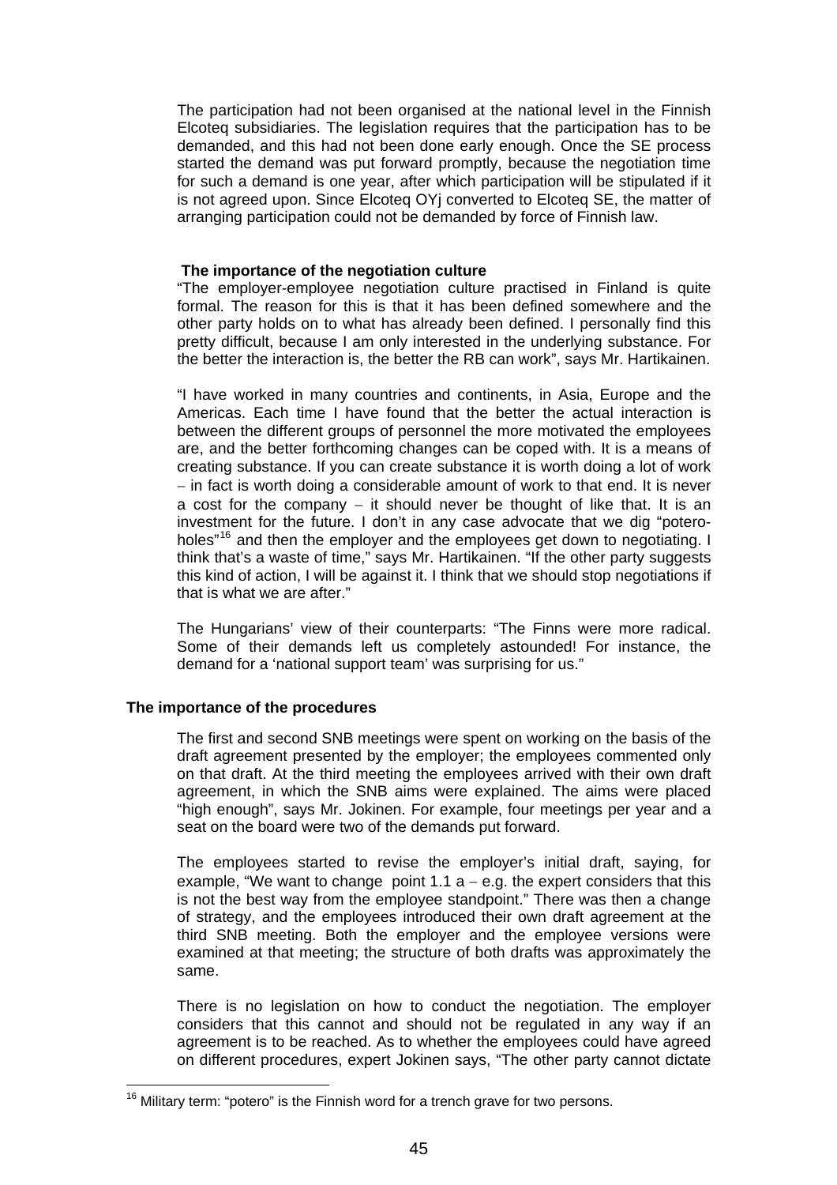The participation had not been organised at the national level in the Finnish Elcoteq subsidiaries. The legislation requires that the participation has to be demanded, and this had not been done early enough. Once the SE process started the demand was put forward promptly, because the negotiation time for such a demand is one year, after which participation will be stipulated if it is not agreed upon. Since Elcoteq OYj converted to Elcoteq SE, the matter of arranging participation could not be demanded by force of Finnish law.

**The importance of the negotiation culture**

"The employer-employee negotiation culture practised in Finland is quite formal. The reason for this is that it has been defined somewhere and the other party holds on to what has already been defined. I personally find this pretty difficult, because I am only interested in the underlying substance. For the better the interaction is, the better the RB can work", says Mr. Hartikainen.

"I have worked in many countries and continents, in Asia, Europe and the Americas. Each time I have found that the better the actual interaction is between the different groups of personnel the more motivated the employees are, and the better forthcoming changes can be coped with. It is a means of creating substance. If you can create substance it is worth doing a lot of work – in fact is worth doing a considerable amount of work to that end. It is never a cost for the company – it should never be thought of like that. It is an investment for the future. I don't in any case advocate that we dig "potero-holes"[16] and then the employer and the employees get down to negotiating. I think that's a waste of time," says Mr. Hartikainen. "If the other party suggests this kind of action, I will be against it. I think that we should stop negotiations if that is what we are after."

The Hungarians' view of their counterparts: "The Finns were more radical. Some of their demands left us completely astounded! For instance, the demand for a 'national support team' was surprising for us."

## The importance of the procedures

The first and second SNB meetings were spent on working on the basis of the draft agreement presented by the employer; the employees commented only on that draft. At the third meeting the employees arrived with their own draft agreement, in which the SNB aims were explained. The aims were placed "high enough", says Mr. Jokinen. For example, four meetings per year and a seat on the board were two of the demands put forward.

The employees started to revise the employer's initial draft, saying, for example, "We want to change point 1.1 a – e.g. the expert considers that this is not the best way from the employee standpoint." There was then a change of strategy, and the employees introduced their own draft agreement at the third SNB meeting. Both the employer and the employee versions were examined at that meeting; the structure of both drafts was approximately the same.

There is no legislation on how to conduct the negotiation. The employer considers that this cannot and should not be regulated in any way if an agreement is to be reached. As to whether the employees could have agreed on different procedures, expert Jokinen says, "The other party cannot dictate

[16] Military term: "potero" is the Finnish word for a trench grave for two persons.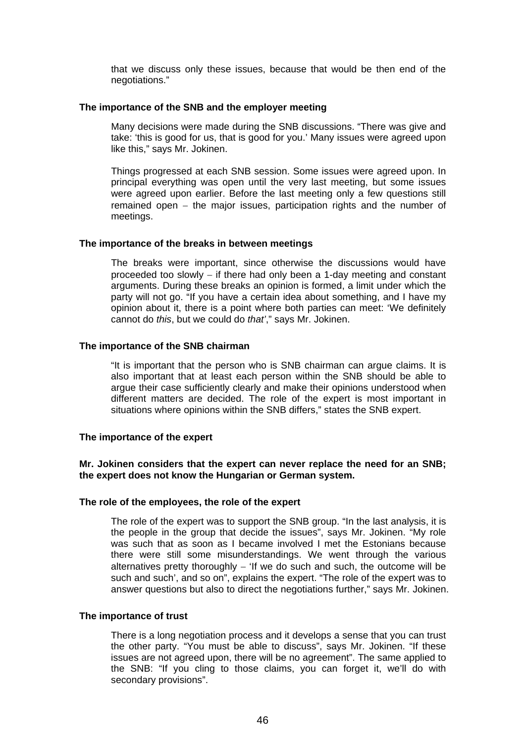that we discuss only these issues, because that would be then end of the negotiations."

**The importance of the SNB and the employer meeting**

Many decisions were made during the SNB discussions. "There was give and take: 'this is good for us, that is good for you.' Many issues were agreed upon like this," says Mr. Jokinen.

Things progressed at each SNB session. Some issues were agreed upon. In principal everything was open until the very last meeting, but some issues were agreed upon earlier. Before the last meeting only a few questions still remained open – the major issues, participation rights and the number of meetings.

**The importance of the breaks in between meetings**

The breaks were important, since otherwise the discussions would have proceeded too slowly – if there had only been a 1-day meeting and constant arguments. During these breaks an opinion is formed, a limit under which the party will not go. "If you have a certain idea about something, and I have my opinion about it, there is a point where both parties can meet: 'We definitely cannot do *this*, but we could do *that'*," says Mr. Jokinen.

**The importance of the SNB chairman**

"It is important that the person who is SNB chairman can argue claims. It is also important that at least each person within the SNB should be able to argue their case sufficiently clearly and make their opinions understood when different matters are decided. The role of the expert is most important in situations where opinions within the SNB differs," states the SNB expert.

**The importance of the expert**

**Mr. Jokinen considers that the expert can never replace the need for an SNB; the expert does not know the Hungarian or German system.**

**The role of the employees, the role of the expert**

The role of the expert was to support the SNB group. "In the last analysis, it is the people in the group that decide the issues", says Mr. Jokinen. "My role was such that as soon as I became involved I met the Estonians because there were still some misunderstandings. We went through the various alternatives pretty thoroughly – 'If we do such and such, the outcome will be such and such', and so on", explains the expert. "The role of the expert was to answer questions but also to direct the negotiations further," says Mr. Jokinen.

**The importance of trust**

There is a long negotiation process and it develops a sense that you can trust the other party. "You must be able to discuss", says Mr. Jokinen. "If these issues are not agreed upon, there will be no agreement". The same applied to the SNB: "If you cling to those claims, you can forget it, we'll do with secondary provisions".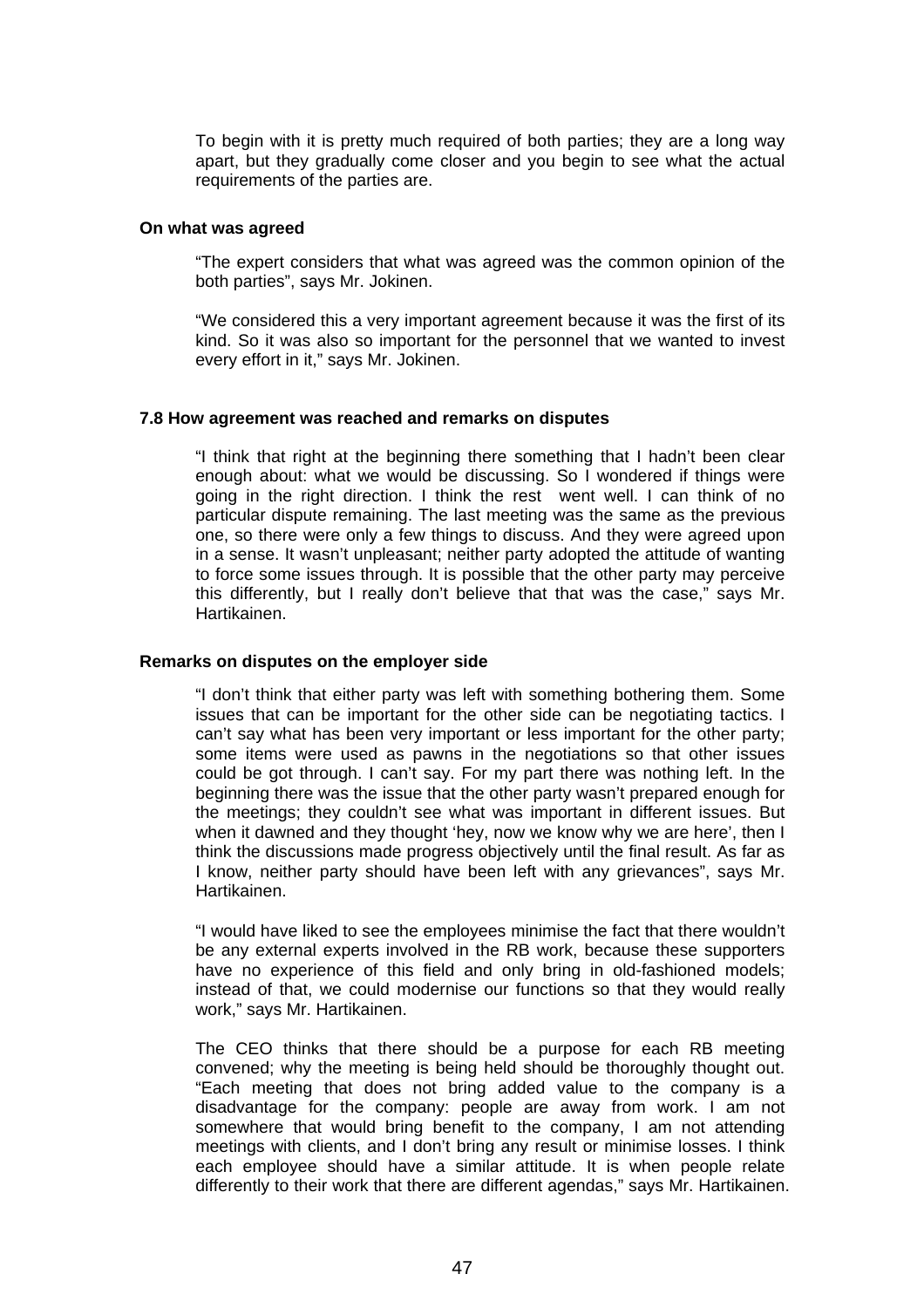To begin with it is pretty much required of both parties; they are a long way apart, but they gradually come closer and you begin to see what the actual requirements of the parties are.

**On what was agreed**

"The expert considers that what was agreed was the common opinion of the both parties", says Mr. Jokinen.

"We considered this a very important agreement because it was the first of its kind. So it was also so important for the personnel that we wanted to invest every effort in it," says Mr. Jokinen.

**7.8 How agreement was reached and remarks on disputes**

"I think that right at the beginning there something that I hadn't been clear enough about: what we would be discussing. So I wondered if things were going in the right direction. I think the rest went well. I can think of no particular dispute remaining. The last meeting was the same as the previous one, so there were only a few things to discuss. And they were agreed upon in a sense. It wasn't unpleasant; neither party adopted the attitude of wanting to force some issues through. It is possible that the other party may perceive this differently, but I really don't believe that that was the case," says Mr. Hartikainen.

**Remarks on disputes on the employer side**

"I don't think that either party was left with something bothering them. Some issues that can be important for the other side can be negotiating tactics. I can't say what has been very important or less important for the other party; some items were used as pawns in the negotiations so that other issues could be got through. I can't say. For my part there was nothing left. In the beginning there was the issue that the other party wasn't prepared enough for the meetings; they couldn't see what was important in different issues. But when it dawned and they thought 'hey, now we know why we are here', then I think the discussions made progress objectively until the final result. As far as I know, neither party should have been left with any grievances", says Mr. Hartikainen.

"I would have liked to see the employees minimise the fact that there wouldn't be any external experts involved in the RB work, because these supporters have no experience of this field and only bring in old-fashioned models; instead of that, we could modernise our functions so that they would really work," says Mr. Hartikainen.

The CEO thinks that there should be a purpose for each RB meeting convened; why the meeting is being held should be thoroughly thought out. "Each meeting that does not bring added value to the company is a disadvantage for the company: people are away from work. I am not somewhere that would bring benefit to the company, I am not attending meetings with clients, and I don't bring any result or minimise losses. I think each employee should have a similar attitude. It is when people relate differently to their work that there are different agendas," says Mr. Hartikainen.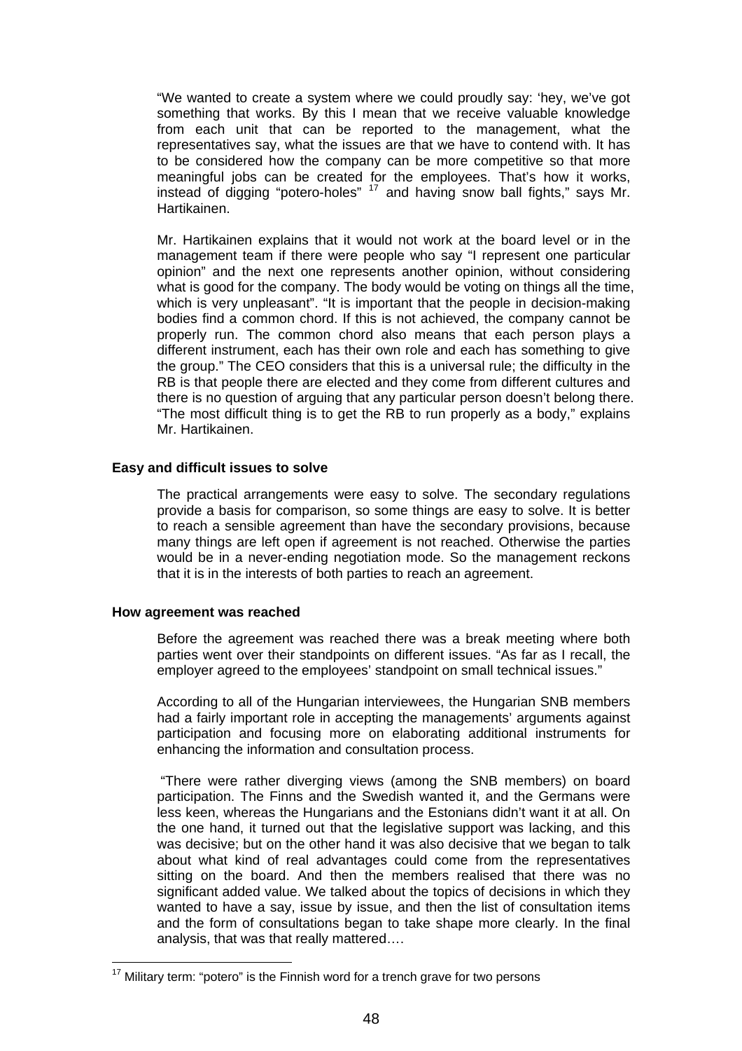"We wanted to create a system where we could proudly say: 'hey, we've got something that works. By this I mean that we receive valuable knowledge from each unit that can be reported to the management, what the representatives say, what the issues are that we have to contend with. It has to be considered how the company can be more competitive so that more meaningful jobs can be created for the employees. That's how it works, instead of digging "potero-holes" [17] and having snow ball fights," says Mr. Hartikainen.

Mr. Hartikainen explains that it would not work at the board level or in the management team if there were people who say "I represent one particular opinion" and the next one represents another opinion, without considering what is good for the company. The body would be voting on things all the time, which is very unpleasant". "It is important that the people in decision-making bodies find a common chord. If this is not achieved, the company cannot be properly run. The common chord also means that each person plays a different instrument, each has their own role and each has something to give the group." The CEO considers that this is a universal rule; the difficulty in the RB is that people there are elected and they come from different cultures and there is no question of arguing that any particular person doesn't belong there. "The most difficult thing is to get the RB to run properly as a body," explains Mr. Hartikainen.

**Easy and difficult issues to solve**

The practical arrangements were easy to solve. The secondary regulations provide a basis for comparison, so some things are easy to solve. It is better to reach a sensible agreement than have the secondary provisions, because many things are left open if agreement is not reached. Otherwise the parties would be in a never-ending negotiation mode. So the management reckons that it is in the interests of both parties to reach an agreement.

**How agreement was reached**

Before the agreement was reached there was a break meeting where both parties went over their standpoints on different issues. "As far as I recall, the employer agreed to the employees' standpoint on small technical issues."

According to all of the Hungarian interviewees, the Hungarian SNB members had a fairly important role in accepting the managements' arguments against participation and focusing more on elaborating additional instruments for enhancing the information and consultation process.

"There were rather diverging views (among the SNB members) on board participation. The Finns and the Swedish wanted it, and the Germans were less keen, whereas the Hungarians and the Estonians didn't want it at all. On the one hand, it turned out that the legislative support was lacking, and this was decisive; but on the other hand it was also decisive that we began to talk about what kind of real advantages could come from the representatives sitting on the board. And then the members realised that there was no significant added value. We talked about the topics of decisions in which they wanted to have a say, issue by issue, and then the list of consultation items and the form of consultations began to take shape more clearly. In the final analysis, that was that really mattered….

[17] Military term: "potero" is the Finnish word for a trench grave for two persons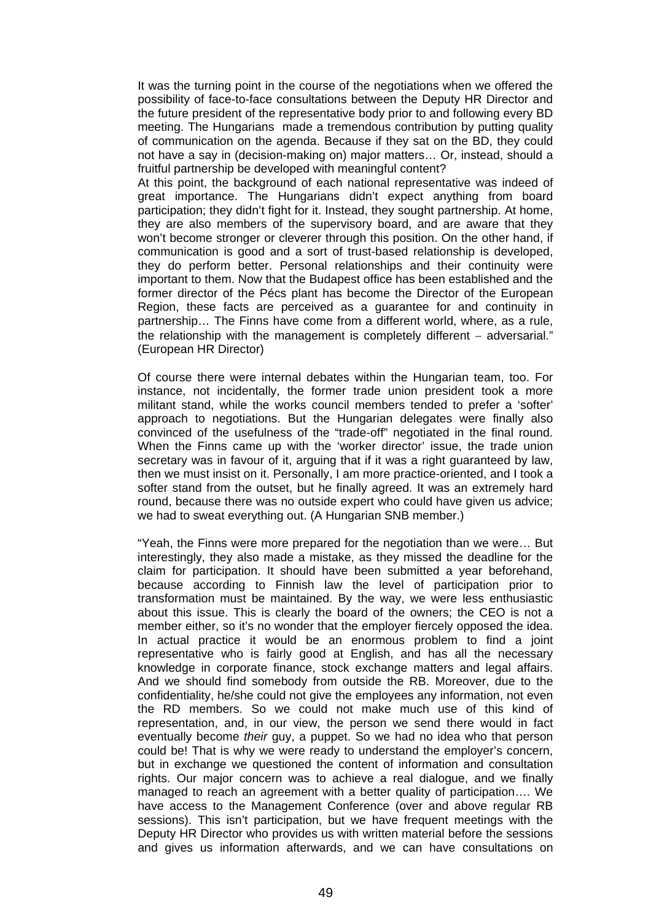It was the turning point in the course of the negotiations when we offered the possibility of face-to-face consultations between the Deputy HR Director and the future president of the representative body prior to and following every BD meeting. The Hungarians made a tremendous contribution by putting quality of communication on the agenda. Because if they sat on the BD, they could not have a say in (decision-making on) major matters… Or, instead, should a fruitful partnership be developed with meaningful content?

At this point, the background of each national representative was indeed of great importance. The Hungarians didn't expect anything from board participation; they didn't fight for it. Instead, they sought partnership. At home, they are also members of the supervisory board, and are aware that they won't become stronger or cleverer through this position. On the other hand, if communication is good and a sort of trust-based relationship is developed, they do perform better. Personal relationships and their continuity were important to them. Now that the Budapest office has been established and the former director of the Pécs plant has become the Director of the European Region, these facts are perceived as a guarantee for and continuity in partnership… The Finns have come from a different world, where, as a rule, the relationship with the management is completely different – adversarial." (European HR Director)

Of course there were internal debates within the Hungarian team, too. For instance, not incidentally, the former trade union president took a more militant stand, while the works council members tended to prefer a 'softer' approach to negotiations. But the Hungarian delegates were finally also convinced of the usefulness of the "trade-off" negotiated in the final round. When the Finns came up with the 'worker director' issue, the trade union secretary was in favour of it, arguing that if it was a right guaranteed by law, then we must insist on it. Personally, I am more practice-oriented, and I took a softer stand from the outset, but he finally agreed. It was an extremely hard round, because there was no outside expert who could have given us advice; we had to sweat everything out. (A Hungarian SNB member.)

"Yeah, the Finns were more prepared for the negotiation than we were… But interestingly, they also made a mistake, as they missed the deadline for the claim for participation. It should have been submitted a year beforehand, because according to Finnish law the level of participation prior to transformation must be maintained. By the way, we were less enthusiastic about this issue. This is clearly the board of the owners; the CEO is not a member either, so it's no wonder that the employer fiercely opposed the idea. In actual practice it would be an enormous problem to find a joint representative who is fairly good at English, and has all the necessary knowledge in corporate finance, stock exchange matters and legal affairs. And we should find somebody from outside the RB. Moreover, due to the confidentiality, he/she could not give the employees any information, not even the RD members. So we could not make much use of this kind of representation, and, in our view, the person we send there would in fact eventually become *their* guy, a puppet. So we had no idea who that person could be! That is why we were ready to understand the employer's concern, but in exchange we questioned the content of information and consultation rights. Our major concern was to achieve a real dialogue, and we finally managed to reach an agreement with a better quality of participation…. We have access to the Management Conference (over and above regular RB sessions). This isn't participation, but we have frequent meetings with the Deputy HR Director who provides us with written material before the sessions and gives us information afterwards, and we can have consultations on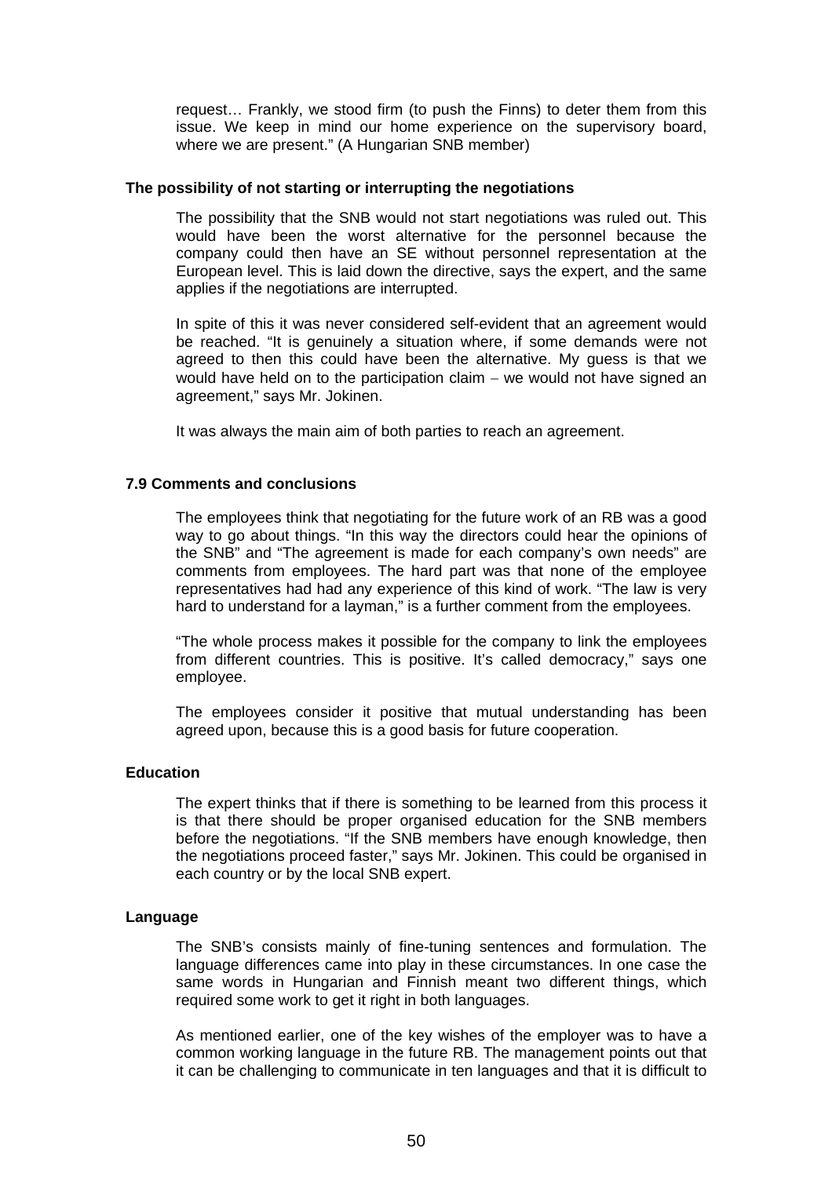request… Frankly, we stood firm (to push the Finns) to deter them from this issue. We keep in mind our home experience on the supervisory board, where we are present." (A Hungarian SNB member)

**The possibility of not starting or interrupting the negotiations**

The possibility that the SNB would not start negotiations was ruled out. This would have been the worst alternative for the personnel because the company could then have an SE without personnel representation at the European level. This is laid down the directive, says the expert, and the same applies if the negotiations are interrupted.

In spite of this it was never considered self-evident that an agreement would be reached. "It is genuinely a situation where, if some demands were not agreed to then this could have been the alternative. My guess is that we would have held on to the participation claim – we would not have signed an agreement," says Mr. Jokinen.

It was always the main aim of both parties to reach an agreement.

### 7.9 Comments and conclusions

The employees think that negotiating for the future work of an RB was a good way to go about things. "In this way the directors could hear the opinions of the SNB" and "The agreement is made for each company's own needs" are comments from employees. The hard part was that none of the employee representatives had had any experience of this kind of work. "The law is very hard to understand for a layman," is a further comment from the employees.

"The whole process makes it possible for the company to link the employees from different countries. This is positive. It's called democracy," says one employee.

The employees consider it positive that mutual understanding has been agreed upon, because this is a good basis for future cooperation.

**Education**

The expert thinks that if there is something to be learned from this process it is that there should be proper organised education for the SNB members before the negotiations. "If the SNB members have enough knowledge, then the negotiations proceed faster," says Mr. Jokinen. This could be organised in each country or by the local SNB expert.

**Language**

The SNB's consists mainly of fine-tuning sentences and formulation. The language differences came into play in these circumstances. In one case the same words in Hungarian and Finnish meant two different things, which required some work to get it right in both languages.

As mentioned earlier, one of the key wishes of the employer was to have a common working language in the future RB. The management points out that it can be challenging to communicate in ten languages and that it is difficult to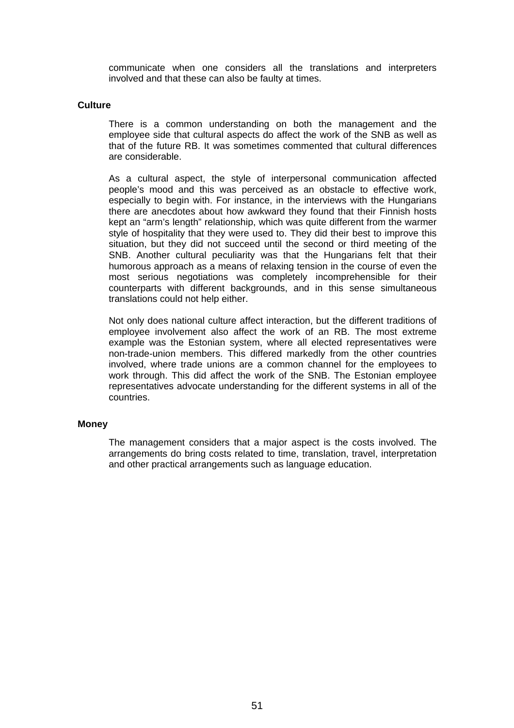communicate when one considers all the translations and interpreters involved and that these can also be faulty at times.

**Culture**

There is a common understanding on both the management and the employee side that cultural aspects do affect the work of the SNB as well as that of the future RB. It was sometimes commented that cultural differences are considerable.

As a cultural aspect, the style of interpersonal communication affected people's mood and this was perceived as an obstacle to effective work, especially to begin with. For instance, in the interviews with the Hungarians there are anecdotes about how awkward they found that their Finnish hosts kept an "arm's length" relationship, which was quite different from the warmer style of hospitality that they were used to. They did their best to improve this situation, but they did not succeed until the second or third meeting of the SNB. Another cultural peculiarity was that the Hungarians felt that their humorous approach as a means of relaxing tension in the course of even the most serious negotiations was completely incomprehensible for their counterparts with different backgrounds, and in this sense simultaneous translations could not help either.

Not only does national culture affect interaction, but the different traditions of employee involvement also affect the work of an RB. The most extreme example was the Estonian system, where all elected representatives were non-trade-union members. This differed markedly from the other countries involved, where trade unions are a common channel for the employees to work through. This did affect the work of the SNB. The Estonian employee representatives advocate understanding for the different systems in all of the countries.

**Money**

The management considers that a major aspect is the costs involved. The arrangements do bring costs related to time, translation, travel, interpretation and other practical arrangements such as language education.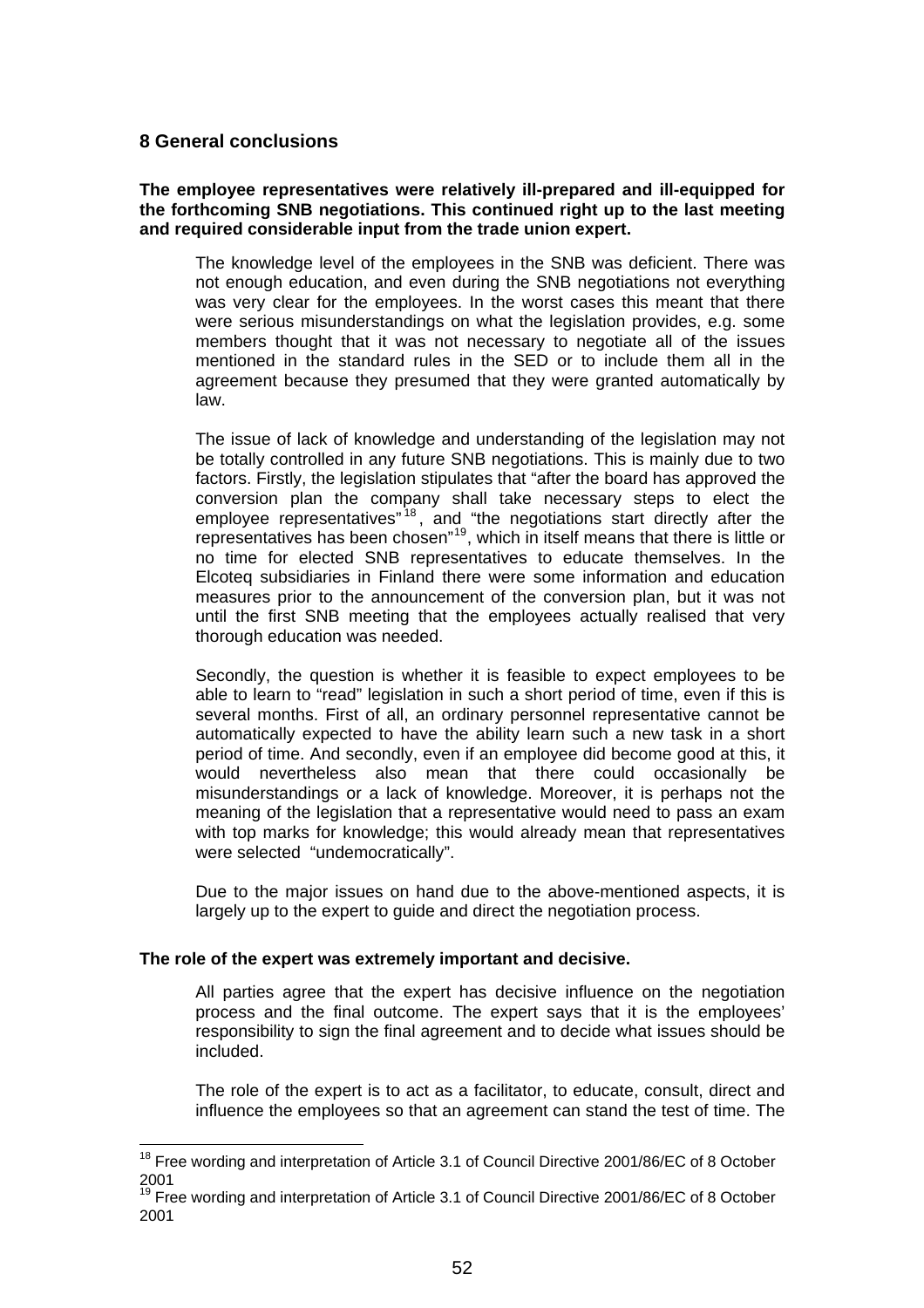## 8 General conclusions

**The employee representatives were relatively ill-prepared and ill-equipped for the forthcoming SNB negotiations. This continued right up to the last meeting and required considerable input from the trade union expert.**

The knowledge level of the employees in the SNB was deficient. There was not enough education, and even during the SNB negotiations not everything was very clear for the employees. In the worst cases this meant that there were serious misunderstandings on what the legislation provides, e.g. some members thought that it was not necessary to negotiate all of the issues mentioned in the standard rules in the SED or to include them all in the agreement because they presumed that they were granted automatically by law.

The issue of lack of knowledge and understanding of the legislation may not be totally controlled in any future SNB negotiations. This is mainly due to two factors. Firstly, the legislation stipulates that "after the board has approved the conversion plan the company shall take necessary steps to elect the employee representatives"[18], and "the negotiations start directly after the representatives has been chosen"[19], which in itself means that there is little or no time for elected SNB representatives to educate themselves. In the Elcoteq subsidiaries in Finland there were some information and education measures prior to the announcement of the conversion plan, but it was not until the first SNB meeting that the employees actually realised that very thorough education was needed.

Secondly, the question is whether it is feasible to expect employees to be able to learn to "read" legislation in such a short period of time, even if this is several months. First of all, an ordinary personnel representative cannot be automatically expected to have the ability learn such a new task in a short period of time. And secondly, even if an employee did become good at this, it would nevertheless also mean that there could occasionally be misunderstandings or a lack of knowledge. Moreover, it is perhaps not the meaning of the legislation that a representative would need to pass an exam with top marks for knowledge; this would already mean that representatives were selected "undemocratically".

Due to the major issues on hand due to the above-mentioned aspects, it is largely up to the expert to guide and direct the negotiation process.

**The role of the expert was extremely important and decisive.**

All parties agree that the expert has decisive influence on the negotiation process and the final outcome. The expert says that it is the employees' responsibility to sign the final agreement and to decide what issues should be included.

The role of the expert is to act as a facilitator, to educate, consult, direct and influence the employees so that an agreement can stand the test of time. The

---

[18] Free wording and interpretation of Article 3.1 of Council Directive 2001/86/EC of 8 October 2001

[19] Free wording and interpretation of Article 3.1 of Council Directive 2001/86/EC of 8 October 2001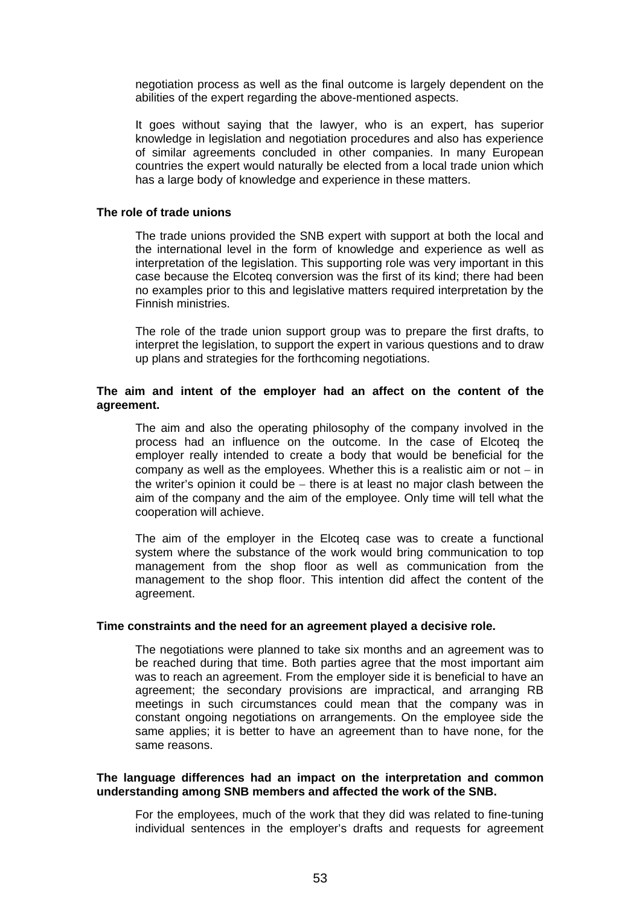negotiation process as well as the final outcome is largely dependent on the abilities of the expert regarding the above-mentioned aspects.

It goes without saying that the lawyer, who is an expert, has superior knowledge in legislation and negotiation procedures and also has experience of similar agreements concluded in other companies. In many European countries the expert would naturally be elected from a local trade union which has a large body of knowledge and experience in these matters.

**The role of trade unions**

The trade unions provided the SNB expert with support at both the local and the international level in the form of knowledge and experience as well as interpretation of the legislation. This supporting role was very important in this case because the Elcoteq conversion was the first of its kind; there had been no examples prior to this and legislative matters required interpretation by the Finnish ministries.

The role of the trade union support group was to prepare the first drafts, to interpret the legislation, to support the expert in various questions and to draw up plans and strategies for the forthcoming negotiations.

**The aim and intent of the employer had an affect on the content of the agreement.**

The aim and also the operating philosophy of the company involved in the process had an influence on the outcome. In the case of Elcoteq the employer really intended to create a body that would be beneficial for the company as well as the employees. Whether this is a realistic aim or not – in the writer's opinion it could be – there is at least no major clash between the aim of the company and the aim of the employee. Only time will tell what the cooperation will achieve.

The aim of the employer in the Elcoteq case was to create a functional system where the substance of the work would bring communication to top management from the shop floor as well as communication from the management to the shop floor. This intention did affect the content of the agreement.

**Time constraints and the need for an agreement played a decisive role.**

The negotiations were planned to take six months and an agreement was to be reached during that time. Both parties agree that the most important aim was to reach an agreement. From the employer side it is beneficial to have an agreement; the secondary provisions are impractical, and arranging RB meetings in such circumstances could mean that the company was in constant ongoing negotiations on arrangements. On the employee side the same applies; it is better to have an agreement than to have none, for the same reasons.

**The language differences had an impact on the interpretation and common understanding among SNB members and affected the work of the SNB.**

For the employees, much of the work that they did was related to fine-tuning individual sentences in the employer's drafts and requests for agreement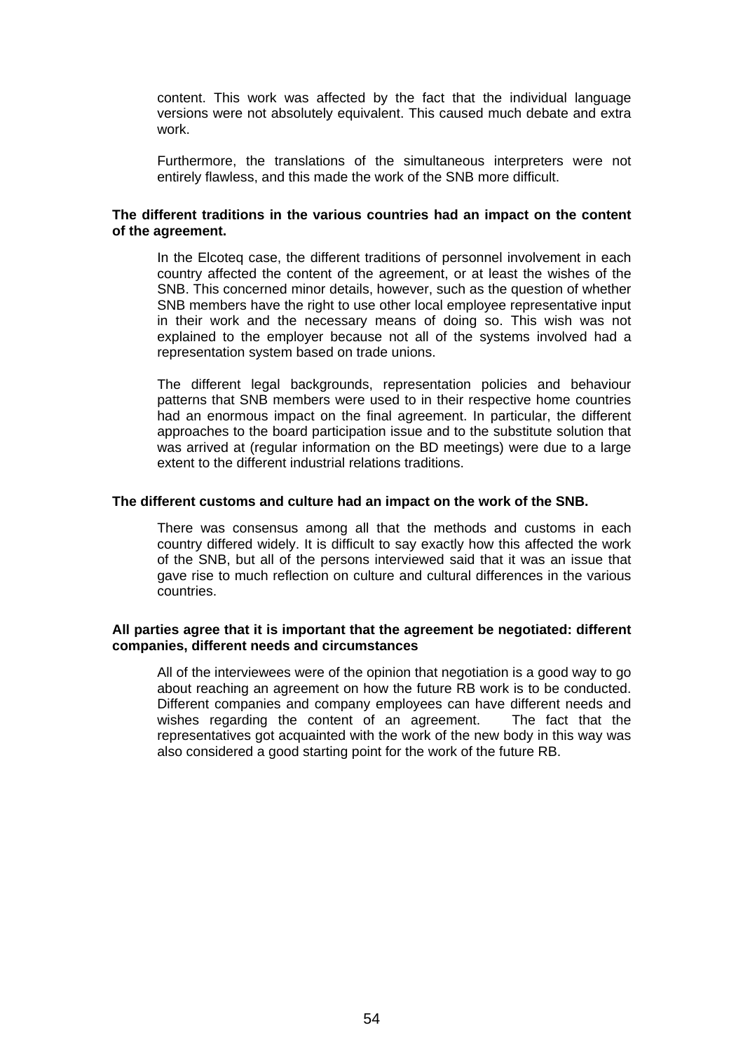content. This work was affected by the fact that the individual language versions were not absolutely equivalent. This caused much debate and extra work.

Furthermore, the translations of the simultaneous interpreters were not entirely flawless, and this made the work of the SNB more difficult.

**The different traditions in the various countries had an impact on the content of the agreement.**

In the Elcoteq case, the different traditions of personnel involvement in each country affected the content of the agreement, or at least the wishes of the SNB. This concerned minor details, however, such as the question of whether SNB members have the right to use other local employee representative input in their work and the necessary means of doing so. This wish was not explained to the employer because not all of the systems involved had a representation system based on trade unions.

The different legal backgrounds, representation policies and behaviour patterns that SNB members were used to in their respective home countries had an enormous impact on the final agreement. In particular, the different approaches to the board participation issue and to the substitute solution that was arrived at (regular information on the BD meetings) were due to a large extent to the different industrial relations traditions.

**The different customs and culture had an impact on the work of the SNB.**

There was consensus among all that the methods and customs in each country differed widely. It is difficult to say exactly how this affected the work of the SNB, but all of the persons interviewed said that it was an issue that gave rise to much reflection on culture and cultural differences in the various countries.

**All parties agree that it is important that the agreement be negotiated: different companies, different needs and circumstances**

All of the interviewees were of the opinion that negotiation is a good way to go about reaching an agreement on how the future RB work is to be conducted. Different companies and company employees can have different needs and wishes regarding the content of an agreement. The fact that the representatives got acquainted with the work of the new body in this way was also considered a good starting point for the work of the future RB.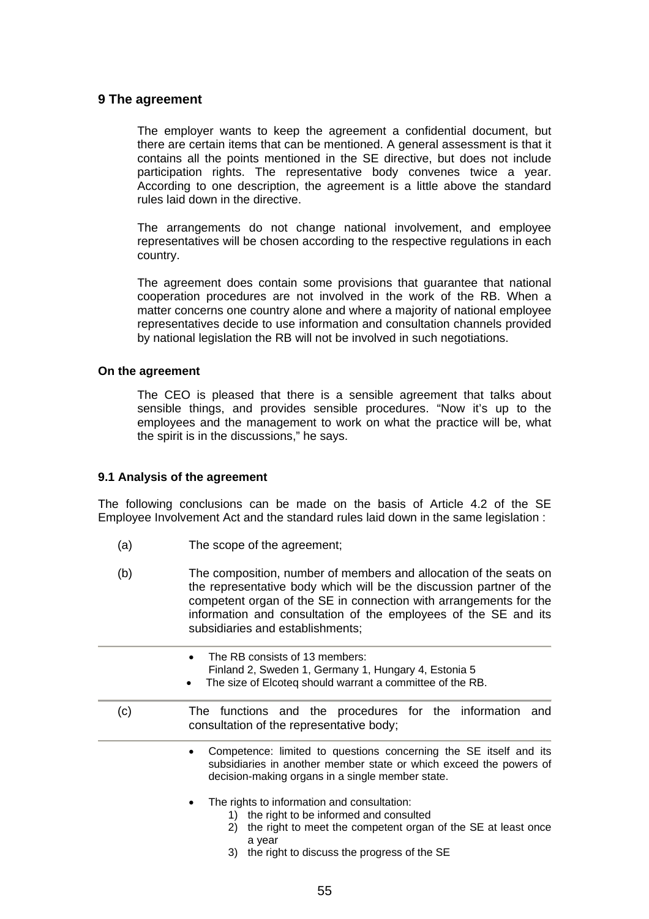## 9 The agreement

The employer wants to keep the agreement a confidential document, but there are certain items that can be mentioned. A general assessment is that it contains all the points mentioned in the SE directive, but does not include participation rights. The representative body convenes twice a year. According to one description, the agreement is a little above the standard rules laid down in the directive.

The arrangements do not change national involvement, and employee representatives will be chosen according to the respective regulations in each country.

The agreement does contain some provisions that guarantee that national cooperation procedures are not involved in the work of the RB. When a matter concerns one country alone and where a majority of national employee representatives decide to use information and consultation channels provided by national legislation the RB will not be involved in such negotiations.

#### On the agreement

The CEO is pleased that there is a sensible agreement that talks about sensible things, and provides sensible procedures. "Now it's up to the employees and the management to work on what the practice will be, what the spirit is in the discussions," he says.

### 9.1 Analysis of the agreement

The following conclusions can be made on the basis of Article 4.2 of the SE Employee Involvement Act and the standard rules laid down in the same legislation :

(a) The scope of the agreement;

(b) The composition, number of members and allocation of the seats on the representative body which will be the discussion partner of the competent organ of the SE in connection with arrangements for the information and consultation of the employees of the SE and its subsidiaries and establishments;

- The RB consists of 13 members:
  Finland 2, Sweden 1, Germany 1, Hungary 4, Estonia 5
- The size of Elcoteq should warrant a committee of the RB.

(c) The functions and the procedures for the information and consultation of the representative body;

- Competence: limited to questions concerning the SE itself and its subsidiaries in another member state or which exceed the powers of decision-making organs in a single member state.

- The rights to information and consultation:
  1) the right to be informed and consulted
  2) the right to meet the competent organ of the SE at least once a year
  3) the right to discuss the progress of the SE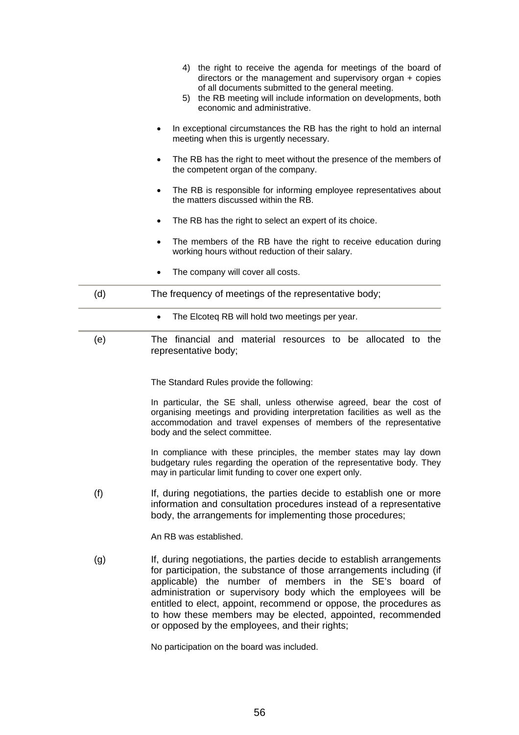4) the right to receive the agenda for meetings of the board of directors or the management and supervisory organ + copies of all documents submitted to the general meeting.
5) the RB meeting will include information on developments, both economic and administrative.

- In exceptional circumstances the RB has the right to hold an internal meeting when this is urgently necessary.
- The RB has the right to meet without the presence of the members of the competent organ of the company.
- The RB is responsible for informing employee representatives about the matters discussed within the RB.
- The RB has the right to select an expert of its choice.
- The members of the RB have the right to receive education during working hours without reduction of their salary.
- The company will cover all costs.

(d) The frequency of meetings of the representative body;

- The Elcoteq RB will hold two meetings per year.

(e) The financial and material resources to be allocated to the representative body;

The Standard Rules provide the following:

In particular, the SE shall, unless otherwise agreed, bear the cost of organising meetings and providing interpretation facilities as well as the accommodation and travel expenses of members of the representative body and the select committee.

In compliance with these principles, the member states may lay down budgetary rules regarding the operation of the representative body. They may in particular limit funding to cover one expert only.

(f) If, during negotiations, the parties decide to establish one or more information and consultation procedures instead of a representative body, the arrangements for implementing those procedures;

An RB was established.

(g) If, during negotiations, the parties decide to establish arrangements for participation, the substance of those arrangements including (if applicable) the number of members in the SE's board of administration or supervisory body which the employees will be entitled to elect, appoint, recommend or oppose, the procedures as to how these members may be elected, appointed, recommended or opposed by the employees, and their rights;

No participation on the board was included.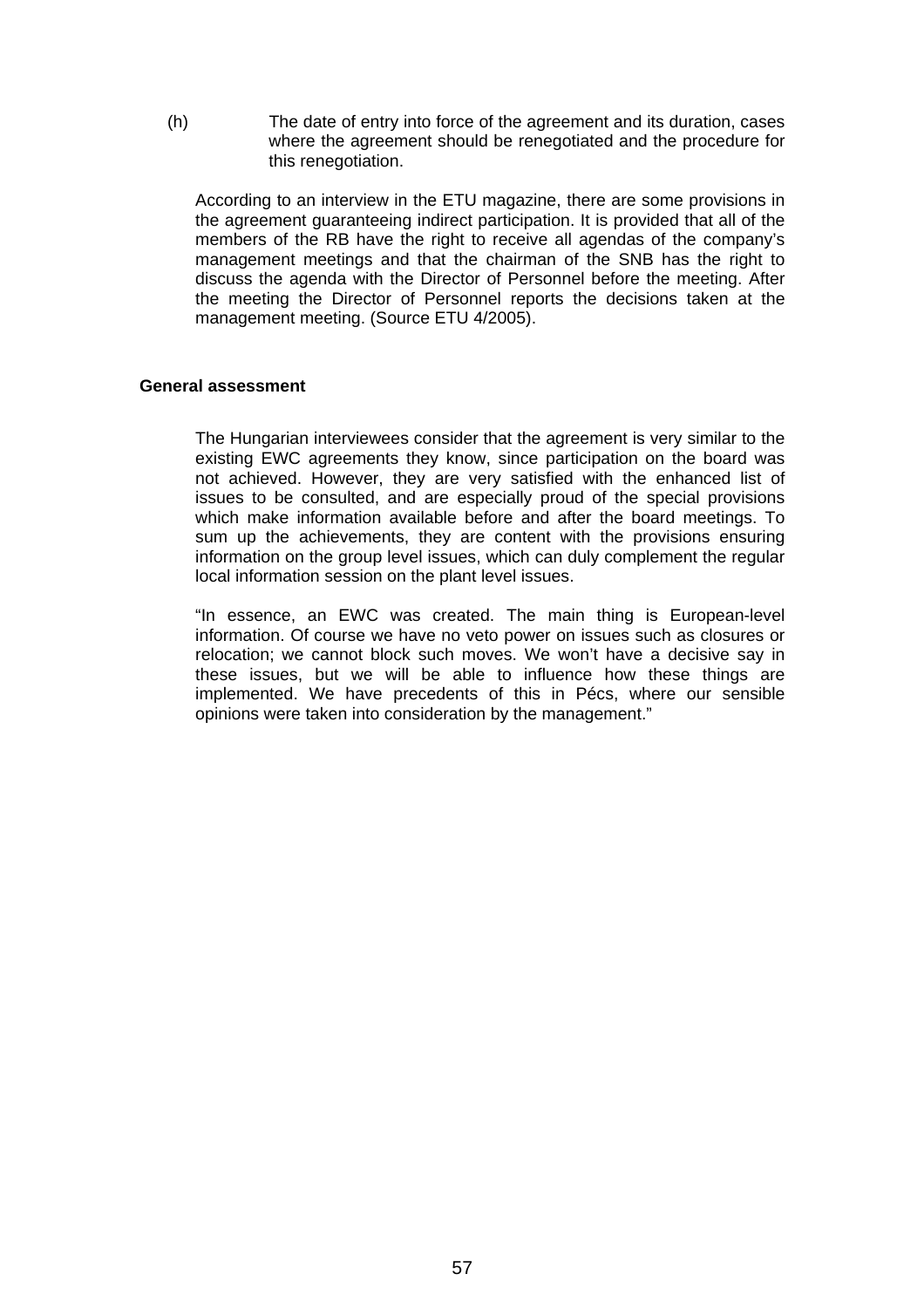(h) The date of entry into force of the agreement and its duration, cases where the agreement should be renegotiated and the procedure for this renegotiation.

According to an interview in the ETU magazine, there are some provisions in the agreement guaranteeing indirect participation. It is provided that all of the members of the RB have the right to receive all agendas of the company's management meetings and that the chairman of the SNB has the right to discuss the agenda with the Director of Personnel before the meeting. After the meeting the Director of Personnel reports the decisions taken at the management meeting. (Source ETU 4/2005).

**General assessment**

The Hungarian interviewees consider that the agreement is very similar to the existing EWC agreements they know, since participation on the board was not achieved. However, they are very satisfied with the enhanced list of issues to be consulted, and are especially proud of the special provisions which make information available before and after the board meetings. To sum up the achievements, they are content with the provisions ensuring information on the group level issues, which can duly complement the regular local information session on the plant level issues.

"In essence, an EWC was created. The main thing is European-level information. Of course we have no veto power on issues such as closures or relocation; we cannot block such moves. We won't have a decisive say in these issues, but we will be able to influence how these things are implemented. We have precedents of this in Pécs, where our sensible opinions were taken into consideration by the management."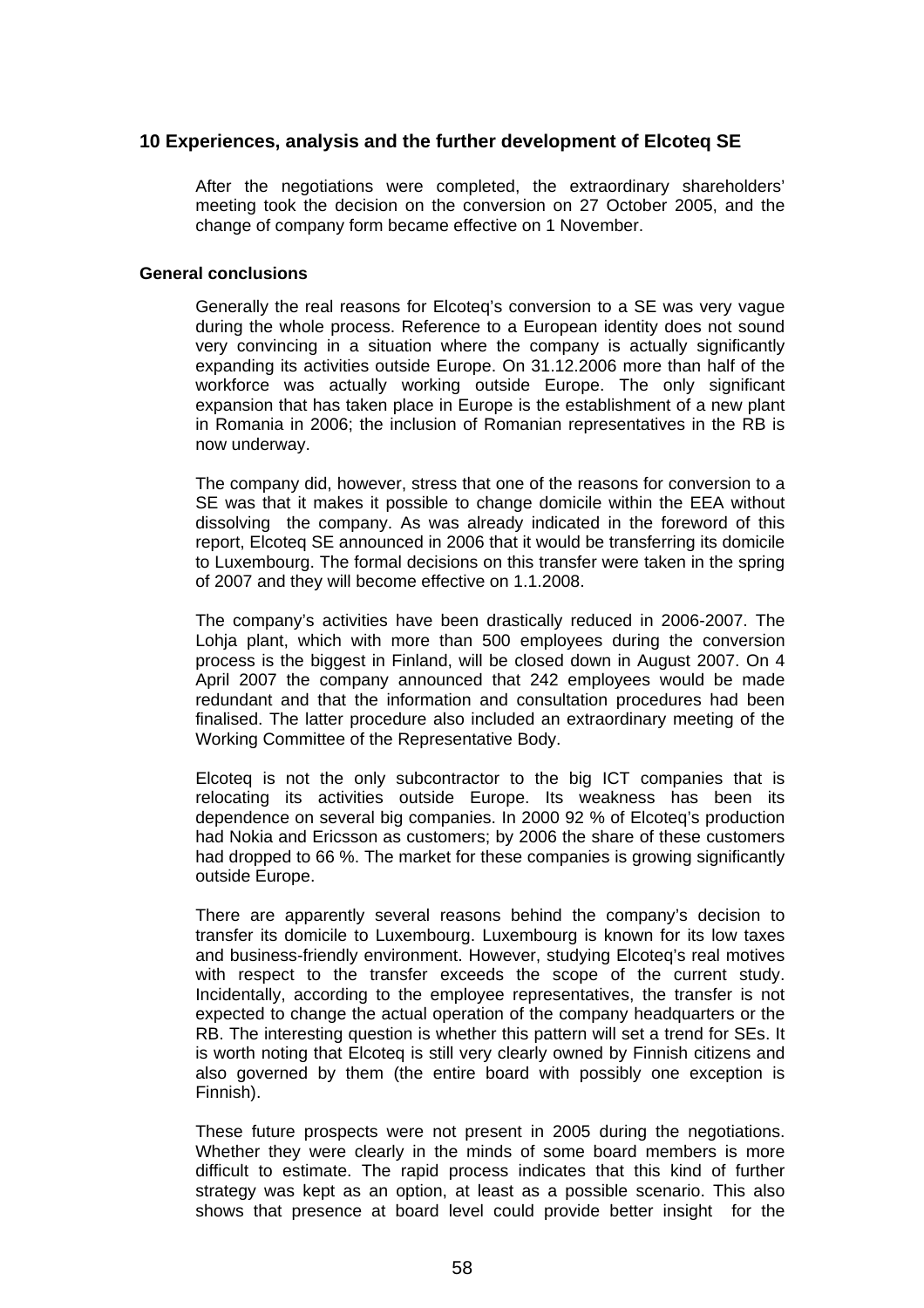## 10 Experiences, analysis and the further development of Elcoteq SE

After the negotiations were completed, the extraordinary shareholders' meeting took the decision on the conversion on 27 October 2005, and the change of company form became effective on 1 November.

### General conclusions

Generally the real reasons for Elcoteq's conversion to a SE was very vague during the whole process. Reference to a European identity does not sound very convincing in a situation where the company is actually significantly expanding its activities outside Europe. On 31.12.2006 more than half of the workforce was actually working outside Europe. The only significant expansion that has taken place in Europe is the establishment of a new plant in Romania in 2006; the inclusion of Romanian representatives in the RB is now underway.

The company did, however, stress that one of the reasons for conversion to a SE was that it makes it possible to change domicile within the EEA without dissolving the company. As was already indicated in the foreword of this report, Elcoteq SE announced in 2006 that it would be transferring its domicile to Luxembourg. The formal decisions on this transfer were taken in the spring of 2007 and they will become effective on 1.1.2008.

The company's activities have been drastically reduced in 2006-2007. The Lohja plant, which with more than 500 employees during the conversion process is the biggest in Finland, will be closed down in August 2007. On 4 April 2007 the company announced that 242 employees would be made redundant and that the information and consultation procedures had been finalised. The latter procedure also included an extraordinary meeting of the Working Committee of the Representative Body.

Elcoteq is not the only subcontractor to the big ICT companies that is relocating its activities outside Europe. Its weakness has been its dependence on several big companies. In 2000 92 % of Elcoteq's production had Nokia and Ericsson as customers; by 2006 the share of these customers had dropped to 66 %. The market for these companies is growing significantly outside Europe.

There are apparently several reasons behind the company's decision to transfer its domicile to Luxembourg. Luxembourg is known for its low taxes and business-friendly environment. However, studying Elcoteq's real motives with respect to the transfer exceeds the scope of the current study. Incidentally, according to the employee representatives, the transfer is not expected to change the actual operation of the company headquarters or the RB. The interesting question is whether this pattern will set a trend for SEs. It is worth noting that Elcoteq is still very clearly owned by Finnish citizens and also governed by them (the entire board with possibly one exception is Finnish).

These future prospects were not present in 2005 during the negotiations. Whether they were clearly in the minds of some board members is more difficult to estimate. The rapid process indicates that this kind of further strategy was kept as an option, at least as a possible scenario. This also shows that presence at board level could provide better insight for the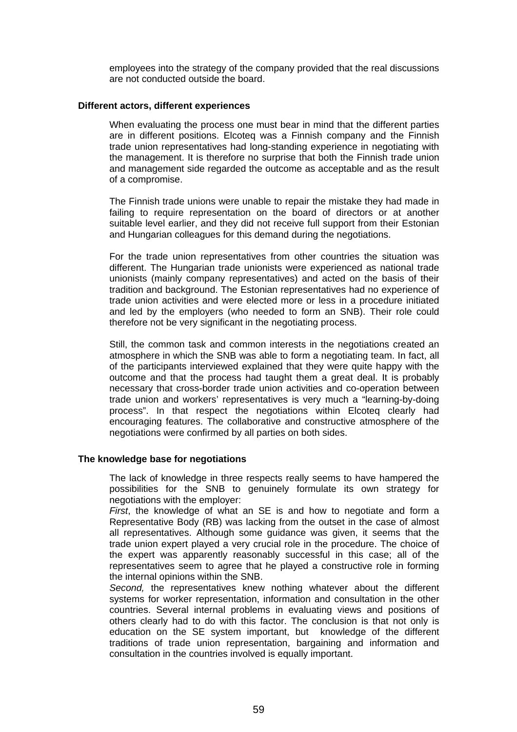employees into the strategy of the company provided that the real discussions are not conducted outside the board.

**Different actors, different experiences**

When evaluating the process one must bear in mind that the different parties are in different positions. Elcoteq was a Finnish company and the Finnish trade union representatives had long-standing experience in negotiating with the management. It is therefore no surprise that both the Finnish trade union and management side regarded the outcome as acceptable and as the result of a compromise.

The Finnish trade unions were unable to repair the mistake they had made in failing to require representation on the board of directors or at another suitable level earlier, and they did not receive full support from their Estonian and Hungarian colleagues for this demand during the negotiations.

For the trade union representatives from other countries the situation was different. The Hungarian trade unionists were experienced as national trade unionists (mainly company representatives) and acted on the basis of their tradition and background. The Estonian representatives had no experience of trade union activities and were elected more or less in a procedure initiated and led by the employers (who needed to form an SNB). Their role could therefore not be very significant in the negotiating process.

Still, the common task and common interests in the negotiations created an atmosphere in which the SNB was able to form a negotiating team. In fact, all of the participants interviewed explained that they were quite happy with the outcome and that the process had taught them a great deal. It is probably necessary that cross-border trade union activities and co-operation between trade union and workers' representatives is very much a "learning-by-doing process". In that respect the negotiations within Elcoteq clearly had encouraging features. The collaborative and constructive atmosphere of the negotiations were confirmed by all parties on both sides.

**The knowledge base for negotiations**

The lack of knowledge in three respects really seems to have hampered the possibilities for the SNB to genuinely formulate its own strategy for negotiations with the employer:

*First*, the knowledge of what an SE is and how to negotiate and form a Representative Body (RB) was lacking from the outset in the case of almost all representatives. Although some guidance was given, it seems that the trade union expert played a very crucial role in the procedure. The choice of the expert was apparently reasonably successful in this case; all of the representatives seem to agree that he played a constructive role in forming the internal opinions within the SNB.

*Second,* the representatives knew nothing whatever about the different systems for worker representation, information and consultation in the other countries. Several internal problems in evaluating views and positions of others clearly had to do with this factor. The conclusion is that not only is education on the SE system important, but knowledge of the different traditions of trade union representation, bargaining and information and consultation in the countries involved is equally important.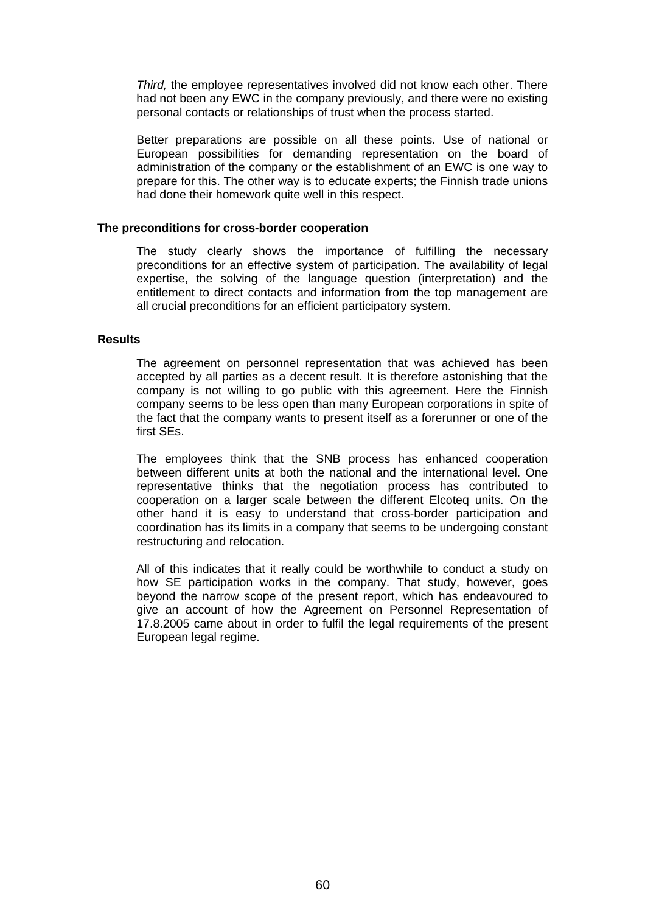*Third,* the employee representatives involved did not know each other. There had not been any EWC in the company previously, and there were no existing personal contacts or relationships of trust when the process started.

Better preparations are possible on all these points. Use of national or European possibilities for demanding representation on the board of administration of the company or the establishment of an EWC is one way to prepare for this. The other way is to educate experts; the Finnish trade unions had done their homework quite well in this respect.

**The preconditions for cross-border cooperation**

The study clearly shows the importance of fulfilling the necessary preconditions for an effective system of participation. The availability of legal expertise, the solving of the language question (interpretation) and the entitlement to direct contacts and information from the top management are all crucial preconditions for an efficient participatory system.

**Results**

The agreement on personnel representation that was achieved has been accepted by all parties as a decent result. It is therefore astonishing that the company is not willing to go public with this agreement. Here the Finnish company seems to be less open than many European corporations in spite of the fact that the company wants to present itself as a forerunner or one of the first SEs.

The employees think that the SNB process has enhanced cooperation between different units at both the national and the international level. One representative thinks that the negotiation process has contributed to cooperation on a larger scale between the different Elcoteq units. On the other hand it is easy to understand that cross-border participation and coordination has its limits in a company that seems to be undergoing constant restructuring and relocation.

All of this indicates that it really could be worthwhile to conduct a study on how SE participation works in the company. That study, however, goes beyond the narrow scope of the present report, which has endeavoured to give an account of how the Agreement on Personnel Representation of 17.8.2005 came about in order to fulfil the legal requirements of the present European legal regime.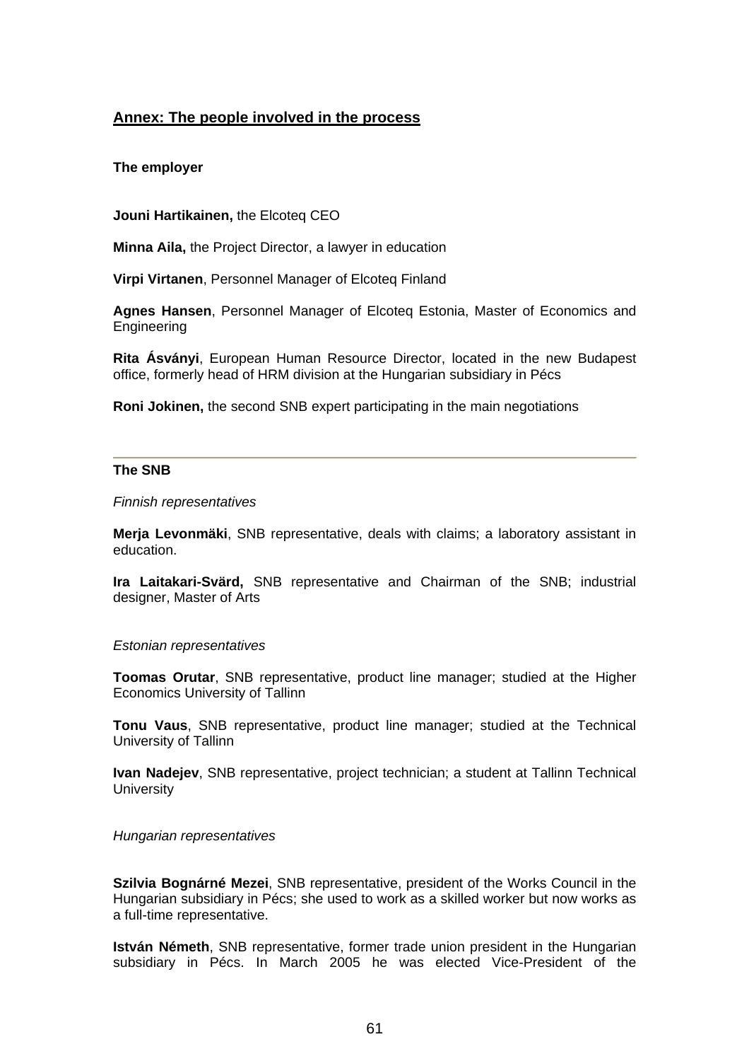## Annex: The people involved in the process

### The employer

**Jouni Hartikainen,** the Elcoteq CEO

**Minna Aila,** the Project Director, a lawyer in education

**Virpi Virtanen**, Personnel Manager of Elcoteq Finland

**Agnes Hansen**, Personnel Manager of Elcoteq Estonia, Master of Economics and Engineering

**Rita Ásványi**, European Human Resource Director, located in the new Budapest office, formerly head of HRM division at the Hungarian subsidiary in Pécs

**Roni Jokinen,** the second SNB expert participating in the main negotiations

---

### The SNB

*Finnish representatives*

**Merja Levonmäki**, SNB representative, deals with claims; a laboratory assistant in education.

**Ira Laitakari-Svärd,** SNB representative and Chairman of the SNB; industrial designer, Master of Arts

*Estonian representatives*

**Toomas Orutar**, SNB representative, product line manager; studied at the Higher Economics University of Tallinn

**Tonu Vaus**, SNB representative, product line manager; studied at the Technical University of Tallinn

**Ivan Nadejev**, SNB representative, project technician; a student at Tallinn Technical University

*Hungarian representatives*

**Szilvia Bognárné Mezei**, SNB representative, president of the Works Council in the Hungarian subsidiary in Pécs; she used to work as a skilled worker but now works as a full-time representative.

**István Németh**, SNB representative, former trade union president in the Hungarian subsidiary in Pécs. In March 2005 he was elected Vice-President of the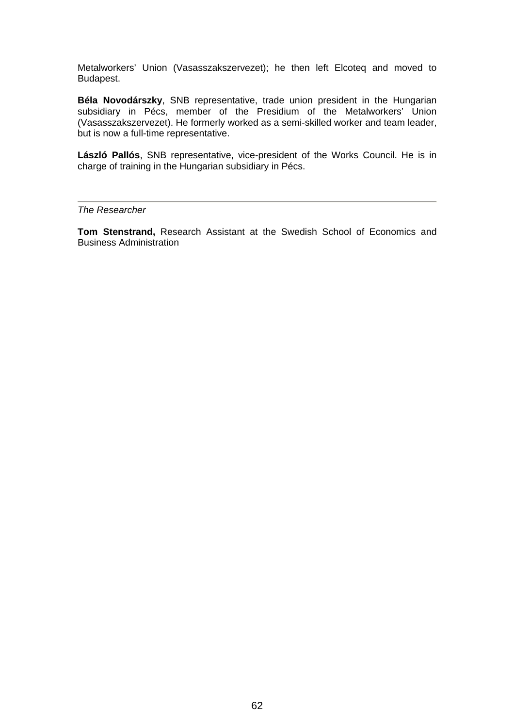Metalworkers' Union (Vasasszakszervezet); he then left Elcoteq and moved to Budapest.

**Béla Novodárszky**, SNB representative, trade union president in the Hungarian subsidiary in Pécs, member of the Presidium of the Metalworkers' Union (Vasasszakszervezet). He formerly worked as a semi-skilled worker and team leader, but is now a full-time representative.

**László Pallós**, SNB representative, vice-president of the Works Council. He is in charge of training in the Hungarian subsidiary in Pécs.

---

*The Researcher*

**Tom Stenstrand,** Research Assistant at the Swedish School of Economics and Business Administration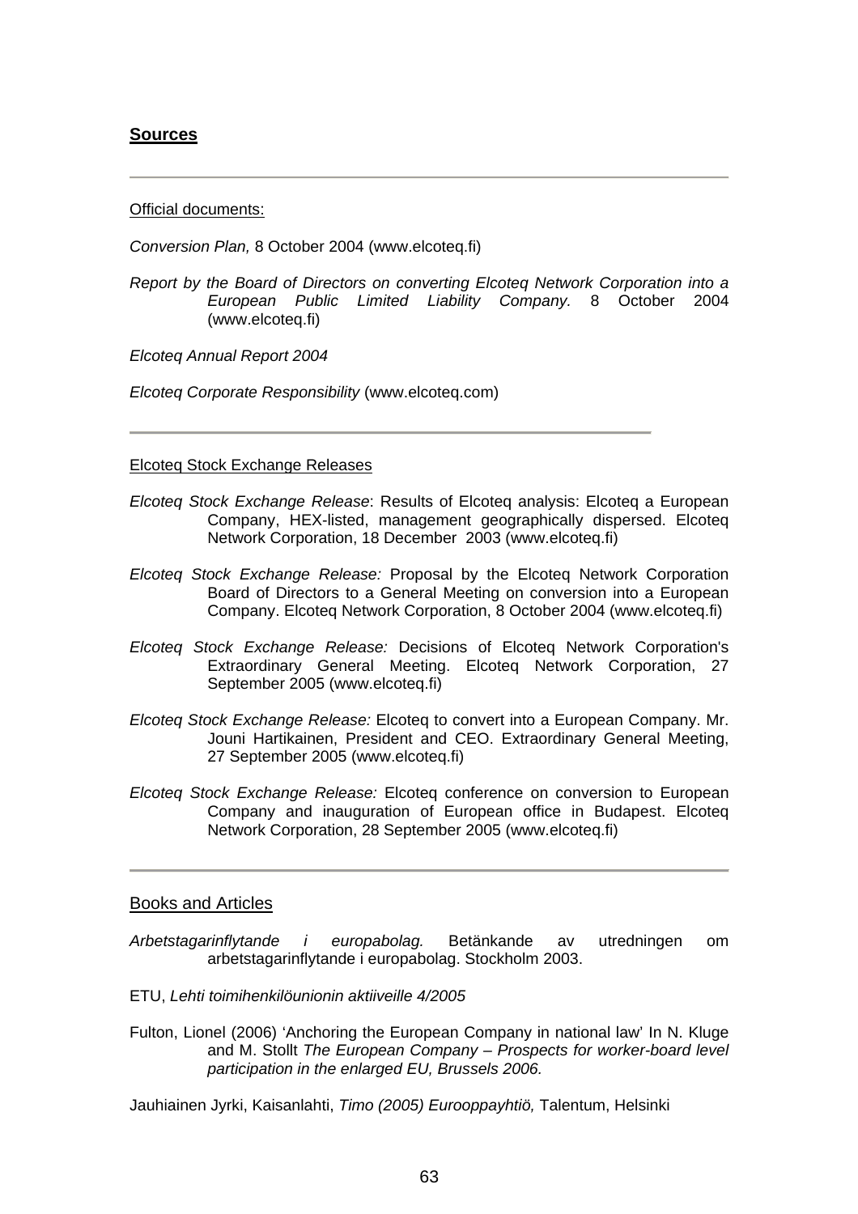## Sources

Official documents:

*Conversion Plan,* 8 October 2004 (www.elcoteq.fi)

*Report by the Board of Directors on converting Elcoteq Network Corporation into a European Public Limited Liability Company.* 8 October 2004 (www.elcoteq.fi)

*Elcoteq Annual Report 2004*

*Elcoteq Corporate Responsibility* (www.elcoteq.com)

Elcoteq Stock Exchange Releases

*Elcoteq Stock Exchange Release*: Results of Elcoteq analysis: Elcoteq a European Company, HEX-listed, management geographically dispersed. Elcoteq Network Corporation, 18 December 2003 (www.elcoteq.fi)

*Elcoteq Stock Exchange Release:* Proposal by the Elcoteq Network Corporation Board of Directors to a General Meeting on conversion into a European Company. Elcoteq Network Corporation, 8 October 2004 (www.elcoteq.fi)

*Elcoteq Stock Exchange Release:* Decisions of Elcoteq Network Corporation's Extraordinary General Meeting. Elcoteq Network Corporation, 27 September 2005 (www.elcoteq.fi)

*Elcoteq Stock Exchange Release:* Elcoteq to convert into a European Company. Mr. Jouni Hartikainen, President and CEO. Extraordinary General Meeting, 27 September 2005 (www.elcoteq.fi)

*Elcoteq Stock Exchange Release:* Elcoteq conference on conversion to European Company and inauguration of European office in Budapest. Elcoteq Network Corporation, 28 September 2005 (www.elcoteq.fi)

Books and Articles

*Arbetstagarinflytande i europabolag.* Betänkande av utredningen om arbetstagarinflytande i europabolag. Stockholm 2003.

ETU, *Lehti toimihenkilöunionin aktiiveille 4/2005*

Fulton, Lionel (2006) 'Anchoring the European Company in national law' In N. Kluge and M. Stollt *The European Company – Prospects for worker-board level participation in the enlarged EU, Brussels 2006.*

Jauhiainen Jyrki, Kaisanlahti, *Timo (2005) Eurooppayhtiö,* Talentum, Helsinki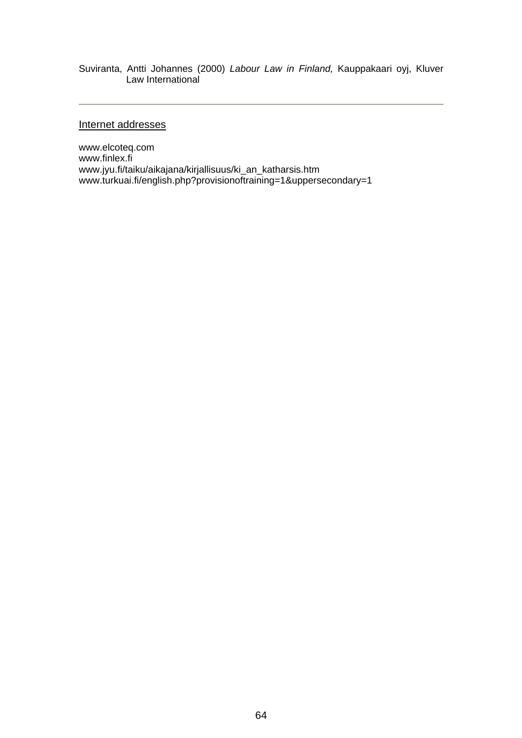Suviranta, Antti Johannes (2000) *Labour Law in Finland,* Kauppakaari oyj, Kluver Law International

---

Internet addresses

www.elcoteq.com
www.finlex.fi
www.jyu.fi/taiku/aikajana/kirjallisuus/ki_an_katharsis.htm
www.turkuai.fi/english.php?provisionoftraining=1&uppersecondary=1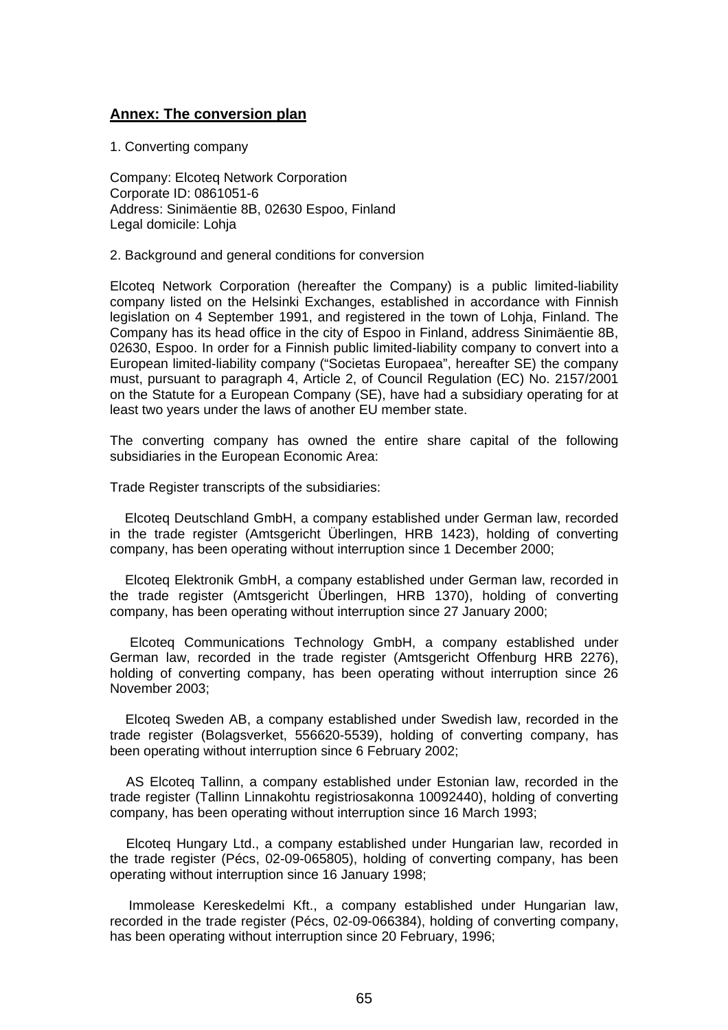## Annex: The conversion plan

1. Converting company

Company: Elcoteq Network Corporation
Corporate ID: 0861051-6
Address: Sinimäentie 8B, 02630 Espoo, Finland
Legal domicile: Lohja

2. Background and general conditions for conversion

Elcoteq Network Corporation (hereafter the Company) is a public limited-liability company listed on the Helsinki Exchanges, established in accordance with Finnish legislation on 4 September 1991, and registered in the town of Lohja, Finland. The Company has its head office in the city of Espoo in Finland, address Sinimäentie 8B, 02630, Espoo. In order for a Finnish public limited-liability company to convert into a European limited-liability company ("Societas Europaea", hereafter SE) the company must, pursuant to paragraph 4, Article 2, of Council Regulation (EC) No. 2157/2001 on the Statute for a European Company (SE), have had a subsidiary operating for at least two years under the laws of another EU member state.

The converting company has owned the entire share capital of the following subsidiaries in the European Economic Area:

Trade Register transcripts of the subsidiaries:

Elcoteq Deutschland GmbH, a company established under German law, recorded in the trade register (Amtsgericht Überlingen, HRB 1423), holding of converting company, has been operating without interruption since 1 December 2000;

Elcoteq Elektronik GmbH, a company established under German law, recorded in the trade register (Amtsgericht Überlingen, HRB 1370), holding of converting company, has been operating without interruption since 27 January 2000;

Elcoteq Communications Technology GmbH, a company established under German law, recorded in the trade register (Amtsgericht Offenburg HRB 2276), holding of converting company, has been operating without interruption since 26 November 2003;

Elcoteq Sweden AB, a company established under Swedish law, recorded in the trade register (Bolagsverket, 556620-5539), holding of converting company, has been operating without interruption since 6 February 2002;

AS Elcoteq Tallinn, a company established under Estonian law, recorded in the trade register (Tallinn Linnakohtu registriosakonna 10092440), holding of converting company, has been operating without interruption since 16 March 1993;

Elcoteq Hungary Ltd., a company established under Hungarian law, recorded in the trade register (Pécs, 02-09-065805), holding of converting company, has been operating without interruption since 16 January 1998;

Immolease Kereskedelmi Kft., a company established under Hungarian law, recorded in the trade register (Pécs, 02-09-066384), holding of converting company, has been operating without interruption since 20 February, 1996;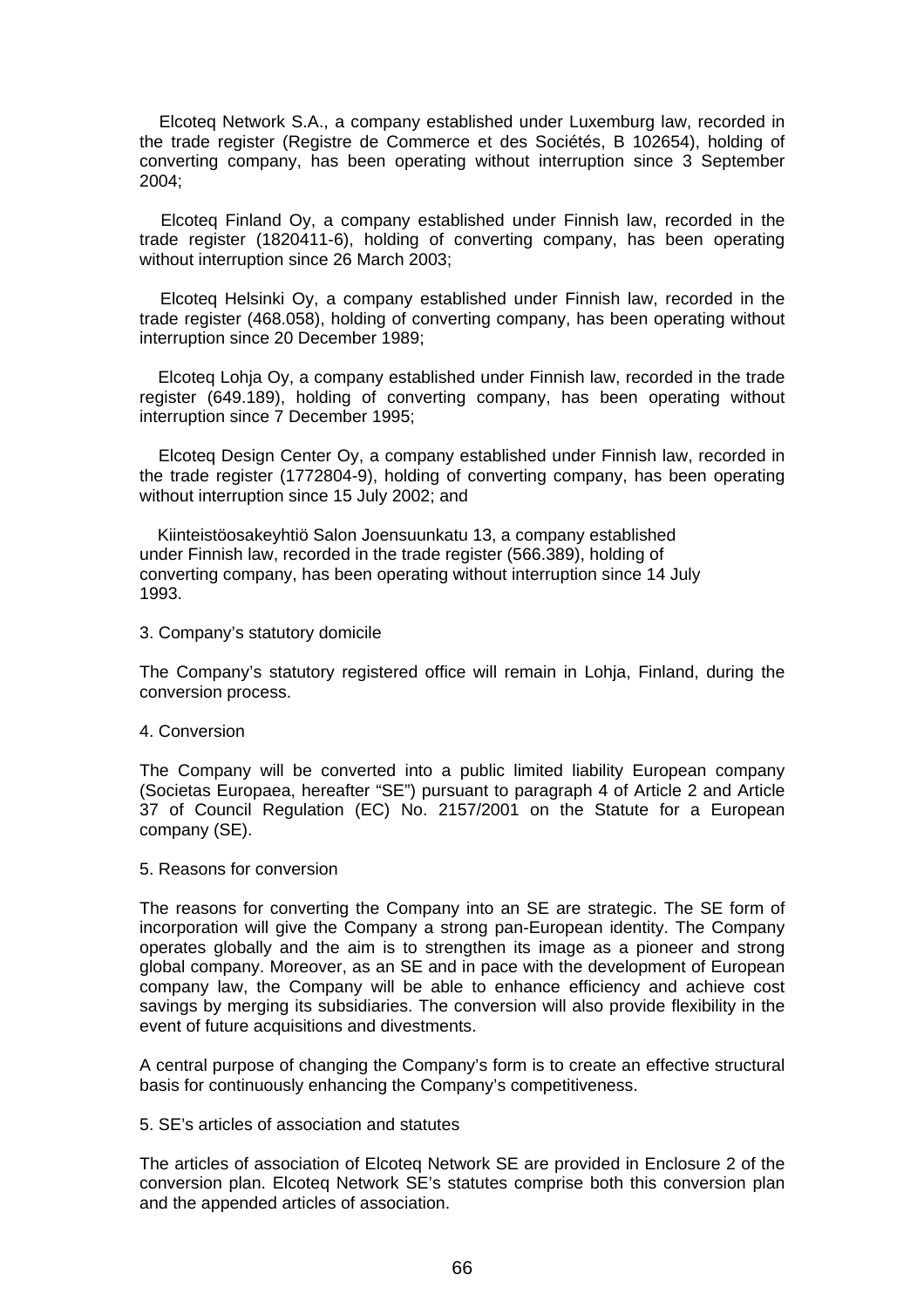Elcoteq Network S.A., a company established under Luxemburg law, recorded in the trade register (Registre de Commerce et des Sociétés, B 102654), holding of converting company, has been operating without interruption since 3 September 2004;

Elcoteq Finland Oy, a company established under Finnish law, recorded in the trade register (1820411-6), holding of converting company, has been operating without interruption since 26 March 2003;

Elcoteq Helsinki Oy, a company established under Finnish law, recorded in the trade register (468.058), holding of converting company, has been operating without interruption since 20 December 1989;

Elcoteq Lohja Oy, a company established under Finnish law, recorded in the trade register (649.189), holding of converting company, has been operating without interruption since 7 December 1995;

Elcoteq Design Center Oy, a company established under Finnish law, recorded in the trade register (1772804-9), holding of converting company, has been operating without interruption since 15 July 2002; and

Kiinteistöosakeyhtiö Salon Joensuunkatu 13, a company established under Finnish law, recorded in the trade register (566.389), holding of converting company, has been operating without interruption since 14 July 1993.

3. Company's statutory domicile

The Company's statutory registered office will remain in Lohja, Finland, during the conversion process.

4. Conversion

The Company will be converted into a public limited liability European company (Societas Europaea, hereafter "SE") pursuant to paragraph 4 of Article 2 and Article 37 of Council Regulation (EC) No. 2157/2001 on the Statute for a European company (SE).

5. Reasons for conversion

The reasons for converting the Company into an SE are strategic. The SE form of incorporation will give the Company a strong pan-European identity. The Company operates globally and the aim is to strengthen its image as a pioneer and strong global company. Moreover, as an SE and in pace with the development of European company law, the Company will be able to enhance efficiency and achieve cost savings by merging its subsidiaries. The conversion will also provide flexibility in the event of future acquisitions and divestments.

A central purpose of changing the Company's form is to create an effective structural basis for continuously enhancing the Company's competitiveness.

5. SE's articles of association and statutes

The articles of association of Elcoteq Network SE are provided in Enclosure 2 of the conversion plan. Elcoteq Network SE's statutes comprise both this conversion plan and the appended articles of association.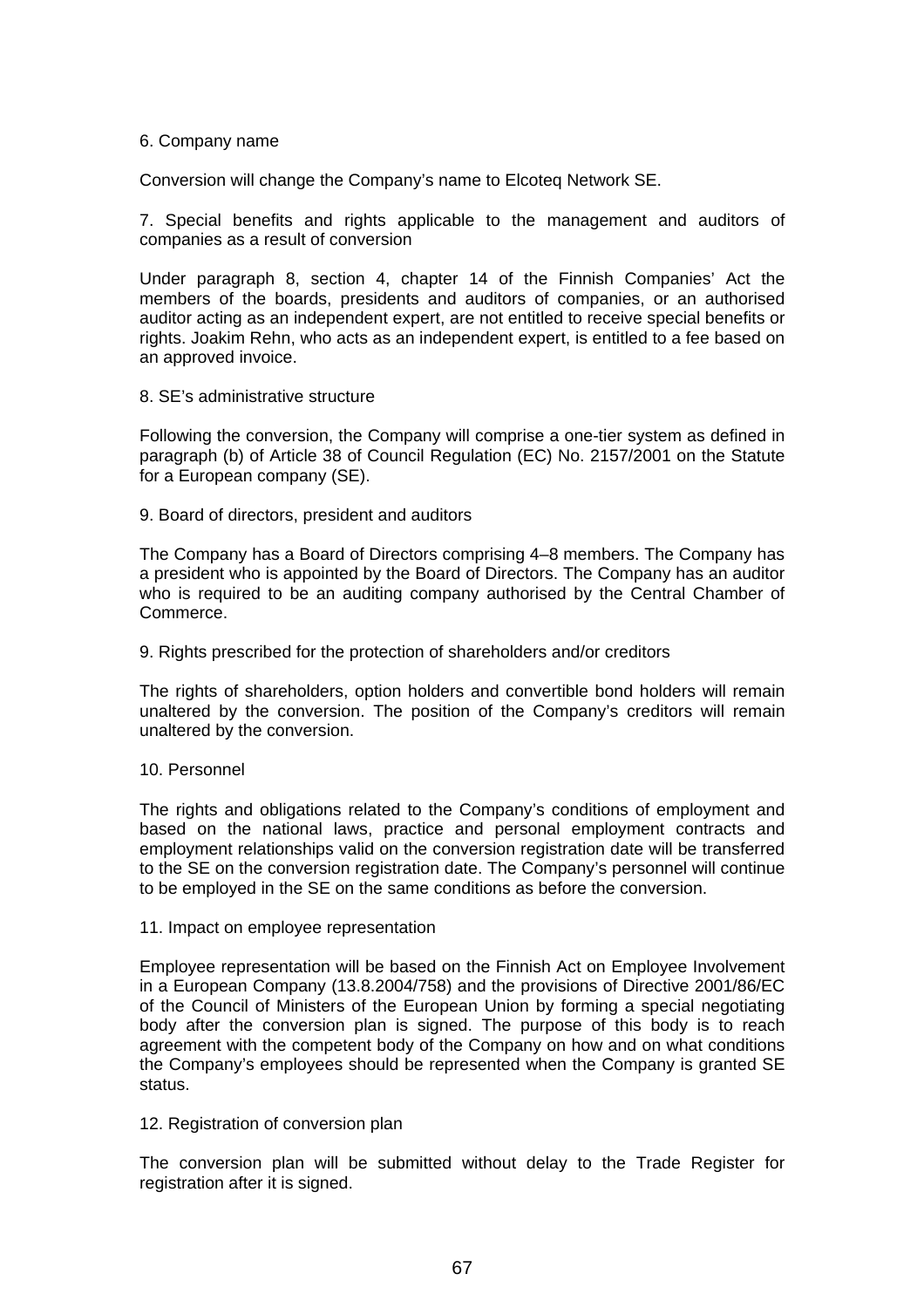6. Company name

Conversion will change the Company's name to Elcoteq Network SE.

7. Special benefits and rights applicable to the management and auditors of companies as a result of conversion

Under paragraph 8, section 4, chapter 14 of the Finnish Companies' Act the members of the boards, presidents and auditors of companies, or an authorised auditor acting as an independent expert, are not entitled to receive special benefits or rights. Joakim Rehn, who acts as an independent expert, is entitled to a fee based on an approved invoice.

8. SE's administrative structure

Following the conversion, the Company will comprise a one-tier system as defined in paragraph (b) of Article 38 of Council Regulation (EC) No. 2157/2001 on the Statute for a European company (SE).

9. Board of directors, president and auditors

The Company has a Board of Directors comprising 4–8 members. The Company has a president who is appointed by the Board of Directors. The Company has an auditor who is required to be an auditing company authorised by the Central Chamber of Commerce.

9. Rights prescribed for the protection of shareholders and/or creditors

The rights of shareholders, option holders and convertible bond holders will remain unaltered by the conversion. The position of the Company's creditors will remain unaltered by the conversion.

10. Personnel

The rights and obligations related to the Company's conditions of employment and based on the national laws, practice and personal employment contracts and employment relationships valid on the conversion registration date will be transferred to the SE on the conversion registration date. The Company's personnel will continue to be employed in the SE on the same conditions as before the conversion.

11. Impact on employee representation

Employee representation will be based on the Finnish Act on Employee Involvement in a European Company (13.8.2004/758) and the provisions of Directive 2001/86/EC of the Council of Ministers of the European Union by forming a special negotiating body after the conversion plan is signed. The purpose of this body is to reach agreement with the competent body of the Company on how and on what conditions the Company's employees should be represented when the Company is granted SE status.

12. Registration of conversion plan

The conversion plan will be submitted without delay to the Trade Register for registration after it is signed.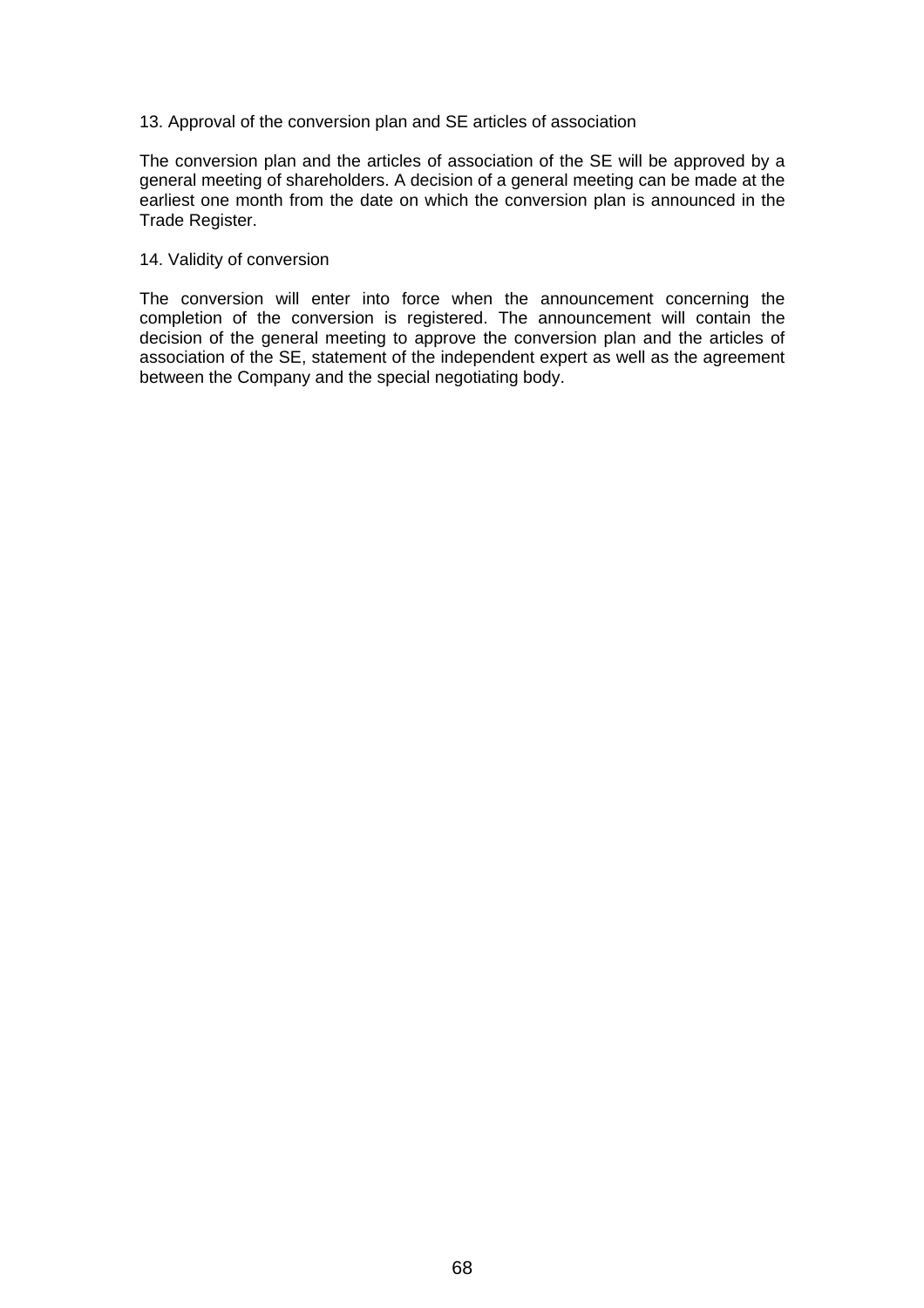13. Approval of the conversion plan and SE articles of association

The conversion plan and the articles of association of the SE will be approved by a general meeting of shareholders. A decision of a general meeting can be made at the earliest one month from the date on which the conversion plan is announced in the Trade Register.

14. Validity of conversion

The conversion will enter into force when the announcement concerning the completion of the conversion is registered. The announcement will contain the decision of the general meeting to approve the conversion plan and the articles of association of the SE, statement of the independent expert as well as the agreement between the Company and the special negotiating body.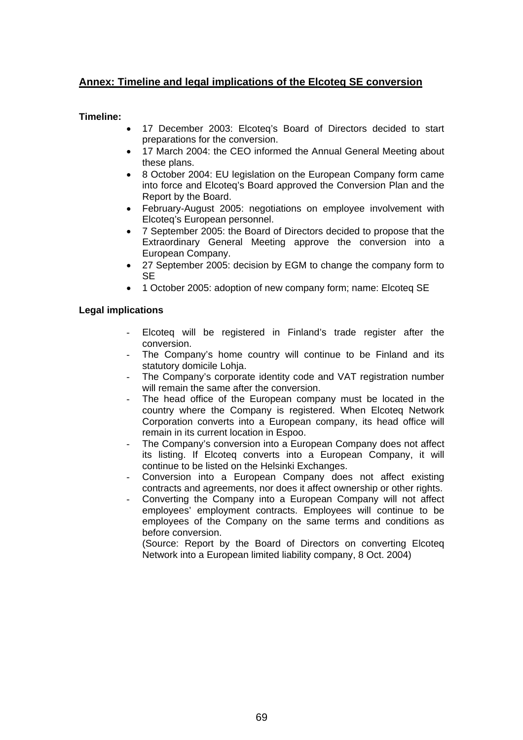## Annex: Timeline and legal implications of the Elcoteq SE conversion

**Timeline:**

- 17 December 2003: Elcoteq's Board of Directors decided to start preparations for the conversion.
- 17 March 2004: the CEO informed the Annual General Meeting about these plans.
- 8 October 2004: EU legislation on the European Company form came into force and Elcoteq's Board approved the Conversion Plan and the Report by the Board.
- February-August 2005: negotiations on employee involvement with Elcoteq's European personnel.
- 7 September 2005: the Board of Directors decided to propose that the Extraordinary General Meeting approve the conversion into a European Company.
- 27 September 2005: decision by EGM to change the company form to SE
- 1 October 2005: adoption of new company form; name: Elcoteq SE

**Legal implications**

- Elcoteq will be registered in Finland's trade register after the conversion.
- The Company's home country will continue to be Finland and its statutory domicile Lohja.
- The Company's corporate identity code and VAT registration number will remain the same after the conversion.
- The head office of the European company must be located in the country where the Company is registered. When Elcoteq Network Corporation converts into a European company, its head office will remain in its current location in Espoo.
- The Company's conversion into a European Company does not affect its listing. If Elcoteq converts into a European Company, it will continue to be listed on the Helsinki Exchanges.
- Conversion into a European Company does not affect existing contracts and agreements, nor does it affect ownership or other rights.
- Converting the Company into a European Company will not affect employees' employment contracts. Employees will continue to be employees of the Company on the same terms and conditions as before conversion.

  (Source: Report by the Board of Directors on converting Elcoteq Network into a European limited liability company, 8 Oct. 2004)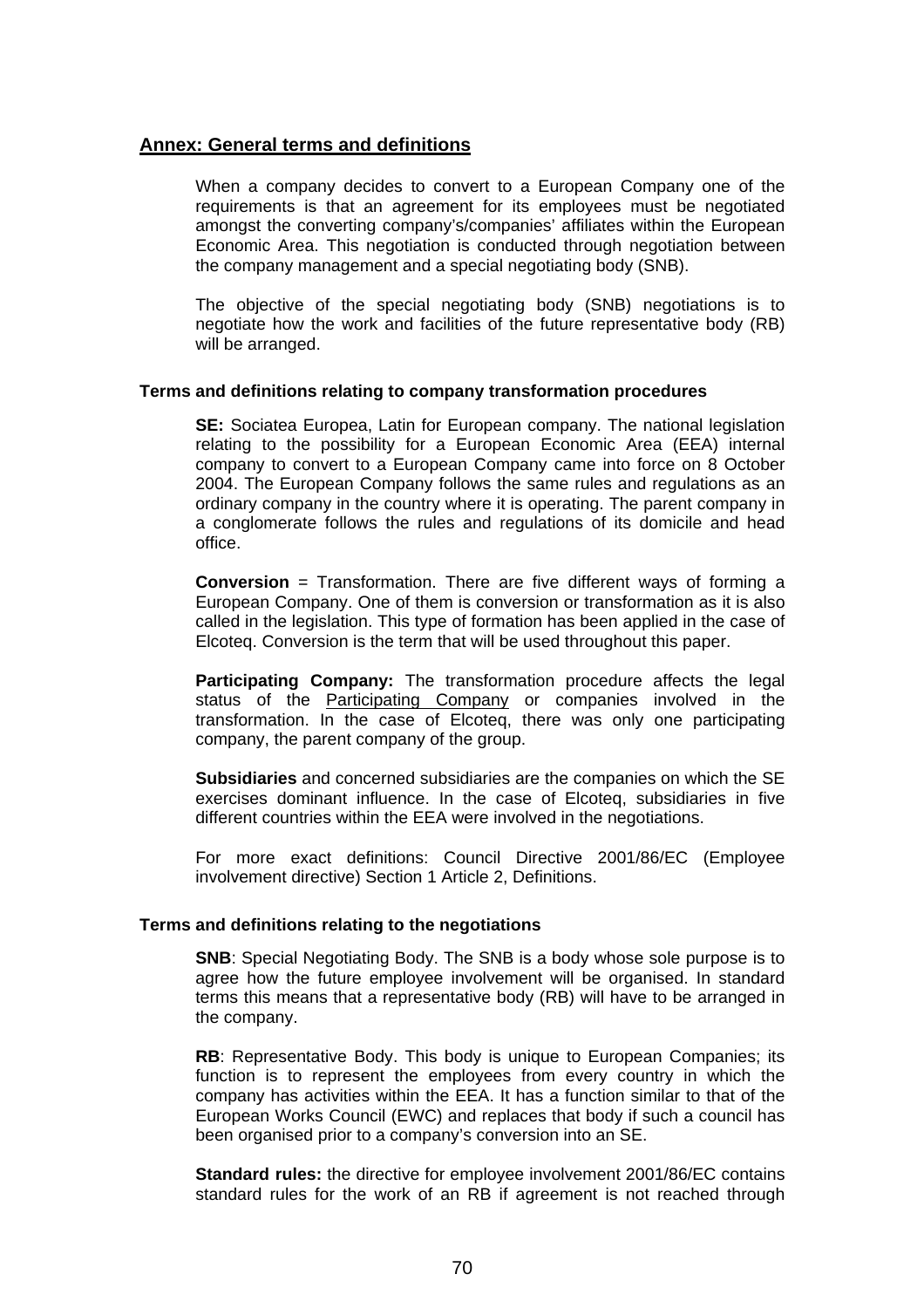## Annex: General terms and definitions

When a company decides to convert to a European Company one of the requirements is that an agreement for its employees must be negotiated amongst the converting company's/companies' affiliates within the European Economic Area. This negotiation is conducted through negotiation between the company management and a special negotiating body (SNB).

The objective of the special negotiating body (SNB) negotiations is to negotiate how the work and facilities of the future representative body (RB) will be arranged.

### Terms and definitions relating to company transformation procedures

**SE:** Sociatea Europea, Latin for European company. The national legislation relating to the possibility for a European Economic Area (EEA) internal company to convert to a European Company came into force on 8 October 2004. The European Company follows the same rules and regulations as an ordinary company in the country where it is operating. The parent company in a conglomerate follows the rules and regulations of its domicile and head office.

**Conversion** = Transformation. There are five different ways of forming a European Company. One of them is conversion or transformation as it is also called in the legislation. This type of formation has been applied in the case of Elcoteq. Conversion is the term that will be used throughout this paper.

**Participating Company:** The transformation procedure affects the legal status of the Participating Company or companies involved in the transformation. In the case of Elcoteq, there was only one participating company, the parent company of the group.

**Subsidiaries** and concerned subsidiaries are the companies on which the SE exercises dominant influence. In the case of Elcoteq, subsidiaries in five different countries within the EEA were involved in the negotiations.

For more exact definitions: Council Directive 2001/86/EC (Employee involvement directive) Section 1 Article 2, Definitions.

### Terms and definitions relating to the negotiations

**SNB**: Special Negotiating Body. The SNB is a body whose sole purpose is to agree how the future employee involvement will be organised. In standard terms this means that a representative body (RB) will have to be arranged in the company.

**RB**: Representative Body. This body is unique to European Companies; its function is to represent the employees from every country in which the company has activities within the EEA. It has a function similar to that of the European Works Council (EWC) and replaces that body if such a council has been organised prior to a company's conversion into an SE.

**Standard rules:** the directive for employee involvement 2001/86/EC contains standard rules for the work of an RB if agreement is not reached through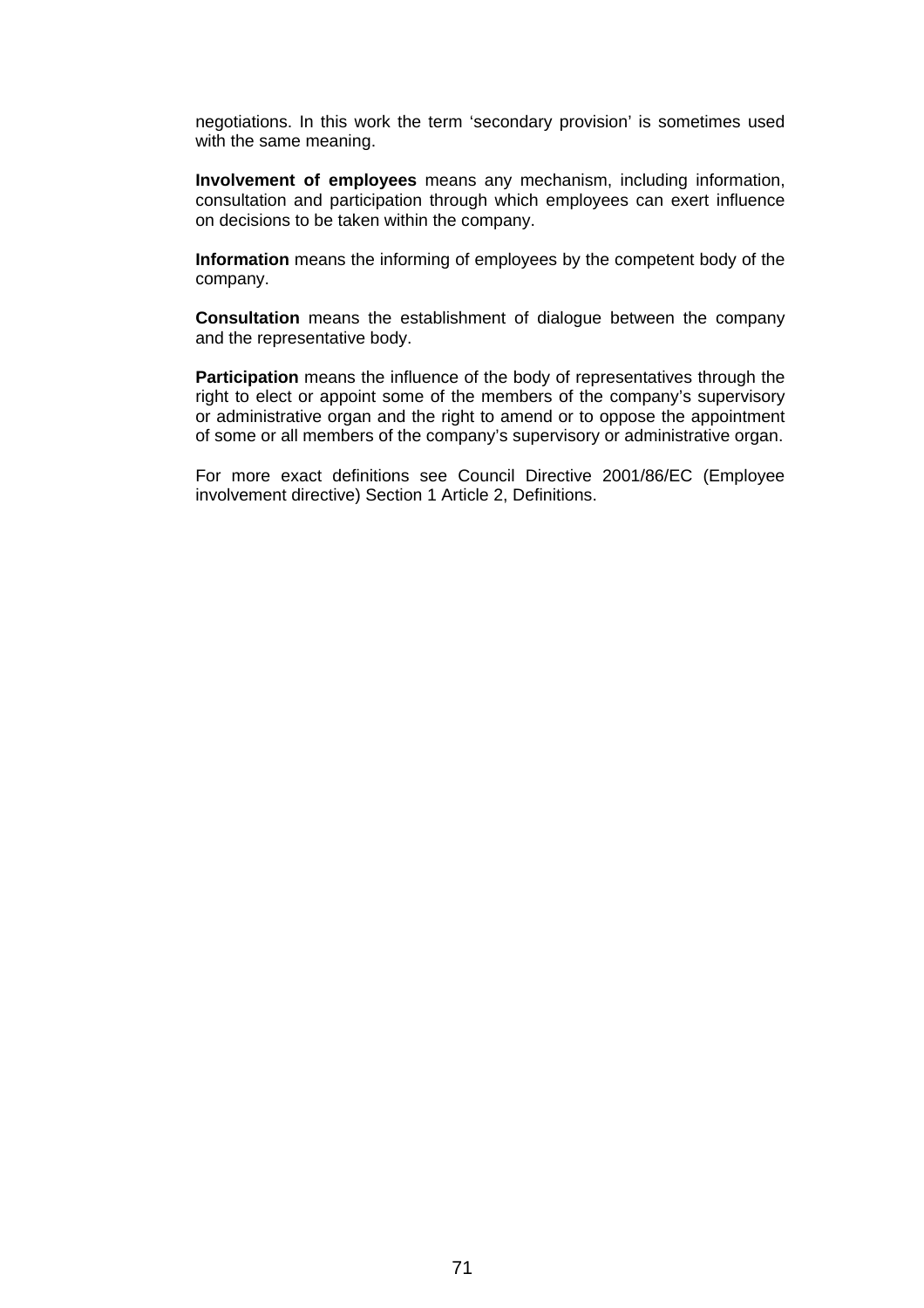negotiations. In this work the term ‘secondary provision’ is sometimes used with the same meaning.

**Involvement of employees** means any mechanism, including information, consultation and participation through which employees can exert influence on decisions to be taken within the company.

**Information** means the informing of employees by the competent body of the company.

**Consultation** means the establishment of dialogue between the company and the representative body.

**Participation** means the influence of the body of representatives through the right to elect or appoint some of the members of the company’s supervisory or administrative organ and the right to amend or to oppose the appointment of some or all members of the company’s supervisory or administrative organ.

For more exact definitions see Council Directive 2001/86/EC (Employee involvement directive) Section 1 Article 2, Definitions.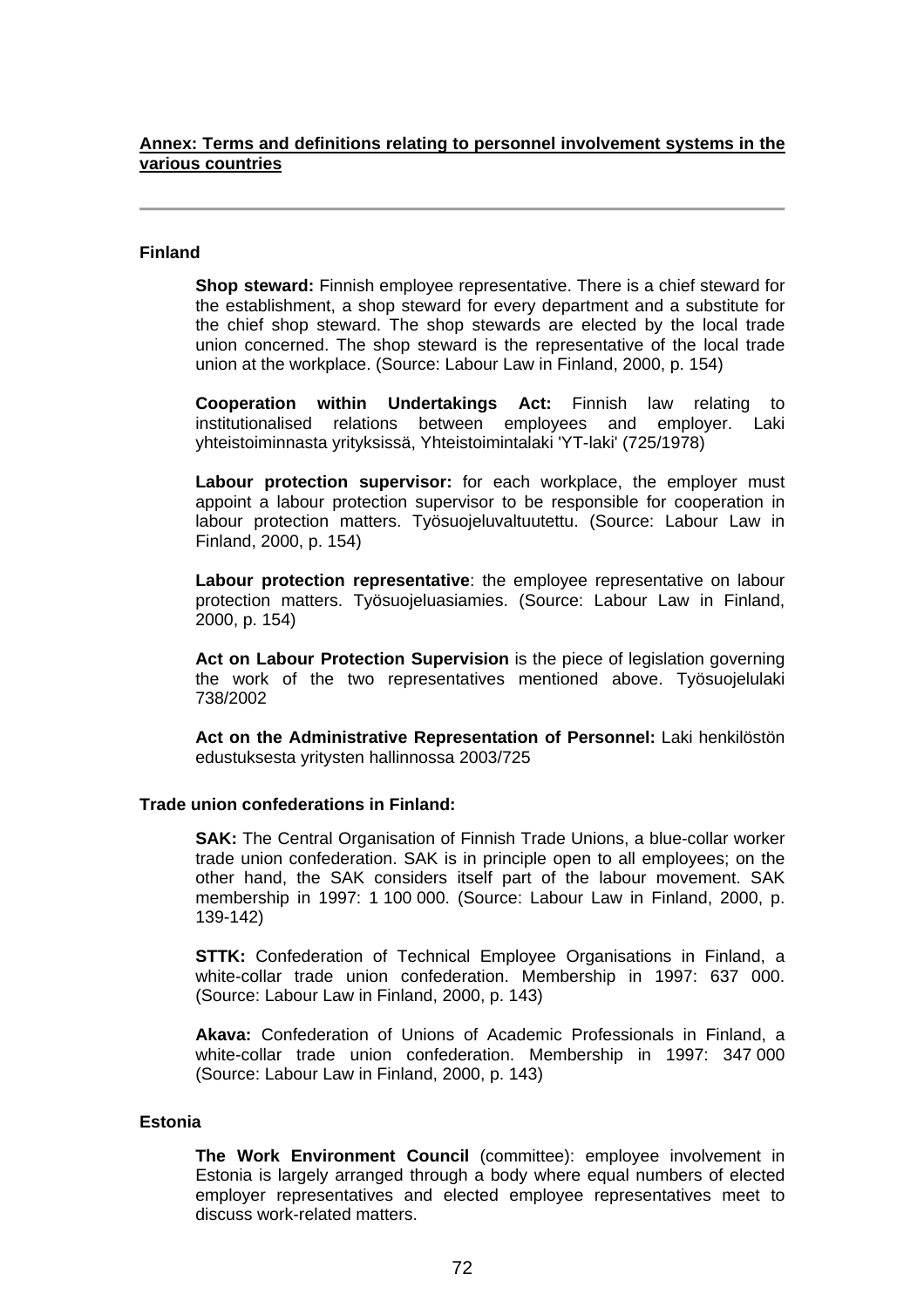**Annex: Terms and definitions relating to personnel involvement systems in the various countries**

---

**Finland**

**Shop steward:** Finnish employee representative. There is a chief steward for the establishment, a shop steward for every department and a substitute for the chief shop steward. The shop stewards are elected by the local trade union concerned. The shop steward is the representative of the local trade union at the workplace. (Source: Labour Law in Finland, 2000, p. 154)

**Cooperation within Undertakings Act:** Finnish law relating to institutionalised relations between employees and employer. Laki yhteistoiminnasta yrityksissä, Yhteistoimintalaki 'YT-laki' (725/1978)

**Labour protection supervisor:** for each workplace, the employer must appoint a labour protection supervisor to be responsible for cooperation in labour protection matters. Työsuojeluvaltuutettu. (Source: Labour Law in Finland, 2000, p. 154)

**Labour protection representative**: the employee representative on labour protection matters. Työsuojeluasiamies. (Source: Labour Law in Finland, 2000, p. 154)

**Act on Labour Protection Supervision** is the piece of legislation governing the work of the two representatives mentioned above. Työsuojelulaki 738/2002

**Act on the Administrative Representation of Personnel:** Laki henkilöstön edustuksesta yritysten hallinnossa 2003/725

**Trade union confederations in Finland:**

**SAK:** The Central Organisation of Finnish Trade Unions, a blue-collar worker trade union confederation. SAK is in principle open to all employees; on the other hand, the SAK considers itself part of the labour movement. SAK membership in 1997: 1 100 000. (Source: Labour Law in Finland, 2000, p. 139-142)

**STTK:** Confederation of Technical Employee Organisations in Finland, a white-collar trade union confederation. Membership in 1997: 637 000. (Source: Labour Law in Finland, 2000, p. 143)

**Akava:** Confederation of Unions of Academic Professionals in Finland, a white-collar trade union confederation. Membership in 1997: 347 000 (Source: Labour Law in Finland, 2000, p. 143)

**Estonia**

**The Work Environment Council** (committee): employee involvement in Estonia is largely arranged through a body where equal numbers of elected employer representatives and elected employee representatives meet to discuss work-related matters.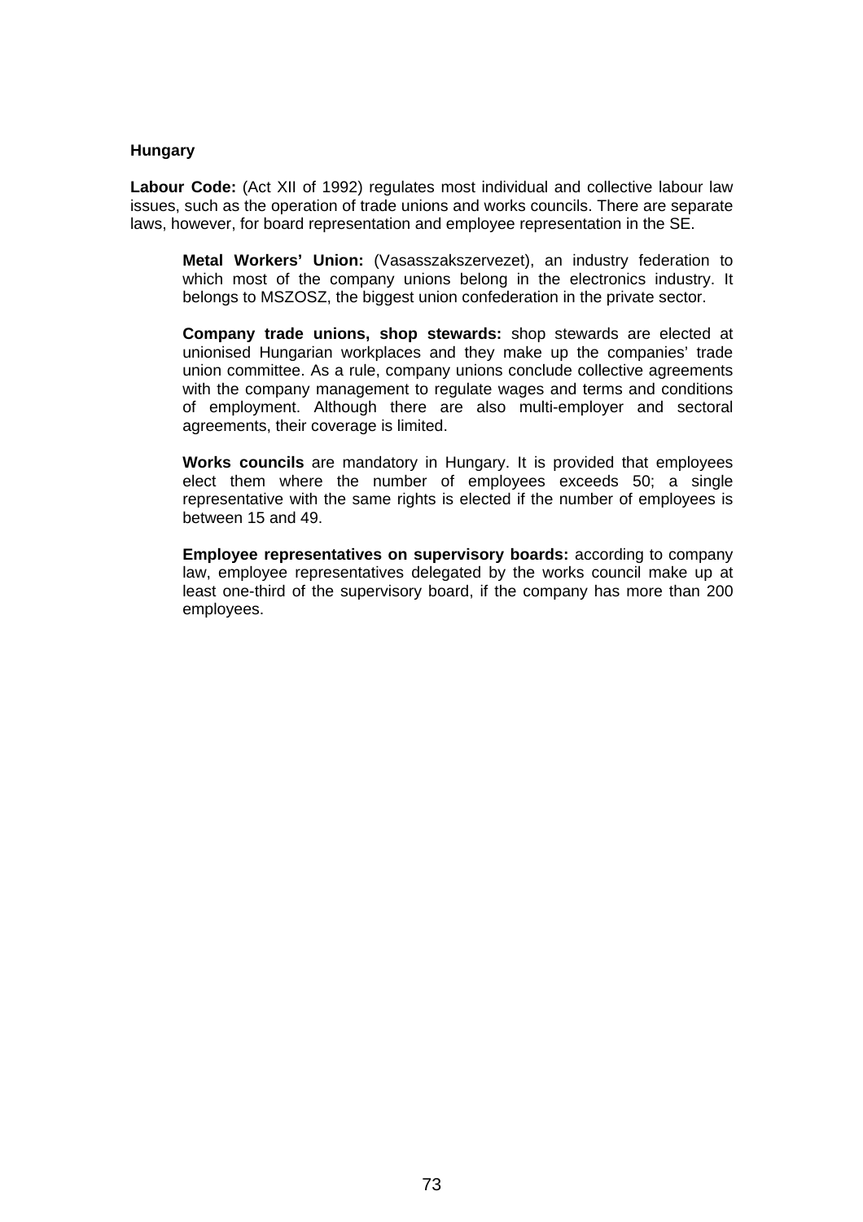**Hungary**

**Labour Code:** (Act XII of 1992) regulates most individual and collective labour law issues, such as the operation of trade unions and works councils. There are separate laws, however, for board representation and employee representation in the SE.

> **Metal Workers' Union:** (Vasasszakszervezet), an industry federation to which most of the company unions belong in the electronics industry. It belongs to MSZOSZ, the biggest union confederation in the private sector.
>
> **Company trade unions, shop stewards:** shop stewards are elected at unionised Hungarian workplaces and they make up the companies' trade union committee. As a rule, company unions conclude collective agreements with the company management to regulate wages and terms and conditions of employment. Although there are also multi-employer and sectoral agreements, their coverage is limited.
>
> **Works councils** are mandatory in Hungary. It is provided that employees elect them where the number of employees exceeds 50; a single representative with the same rights is elected if the number of employees is between 15 and 49.
>
> **Employee representatives on supervisory boards:** according to company law, employee representatives delegated by the works council make up at least one-third of the supervisory board, if the company has more than 200 employees.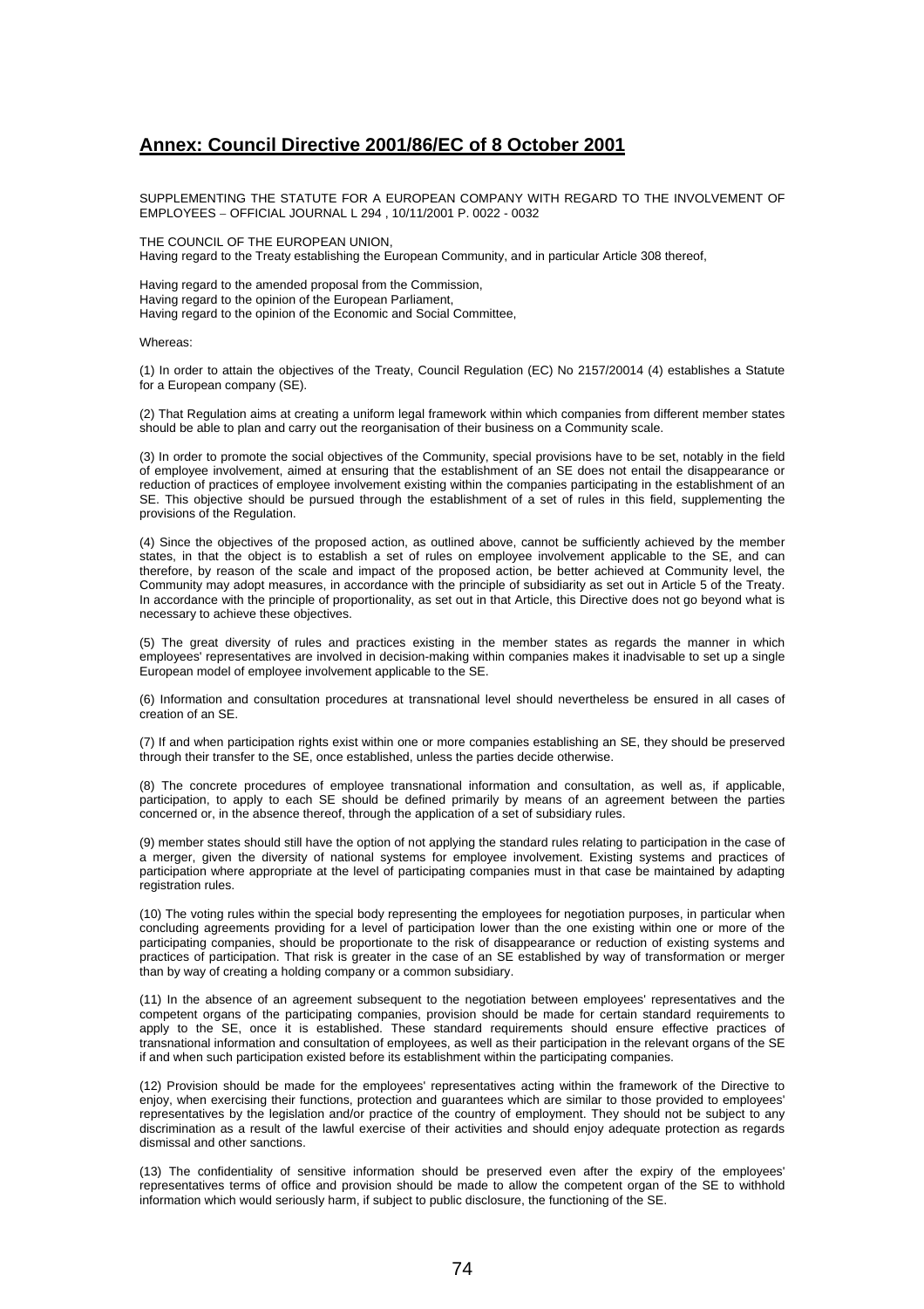# Annex: Council Directive 2001/86/EC of 8 October 2001

SUPPLEMENTING THE STATUTE FOR A EUROPEAN COMPANY WITH REGARD TO THE INVOLVEMENT OF EMPLOYEES – OFFICIAL JOURNAL L 294 , 10/11/2001 P. 0022 - 0032

THE COUNCIL OF THE EUROPEAN UNION,
Having regard to the Treaty establishing the European Community, and in particular Article 308 thereof,

Having regard to the amended proposal from the Commission,
Having regard to the opinion of the European Parliament,
Having regard to the opinion of the Economic and Social Committee,

Whereas:

(1) In order to attain the objectives of the Treaty, Council Regulation (EC) No 2157/20014 (4) establishes a Statute for a European company (SE).

(2) That Regulation aims at creating a uniform legal framework within which companies from different member states should be able to plan and carry out the reorganisation of their business on a Community scale.

(3) In order to promote the social objectives of the Community, special provisions have to be set, notably in the field of employee involvement, aimed at ensuring that the establishment of an SE does not entail the disappearance or reduction of practices of employee involvement existing within the companies participating in the establishment of an SE. This objective should be pursued through the establishment of a set of rules in this field, supplementing the provisions of the Regulation.

(4) Since the objectives of the proposed action, as outlined above, cannot be sufficiently achieved by the member states, in that the object is to establish a set of rules on employee involvement applicable to the SE, and can therefore, by reason of the scale and impact of the proposed action, be better achieved at Community level, the Community may adopt measures, in accordance with the principle of subsidiarity as set out in Article 5 of the Treaty. In accordance with the principle of proportionality, as set out in that Article, this Directive does not go beyond what is necessary to achieve these objectives.

(5) The great diversity of rules and practices existing in the member states as regards the manner in which employees' representatives are involved in decision-making within companies makes it inadvisable to set up a single European model of employee involvement applicable to the SE.

(6) Information and consultation procedures at transnational level should nevertheless be ensured in all cases of creation of an SE.

(7) If and when participation rights exist within one or more companies establishing an SE, they should be preserved through their transfer to the SE, once established, unless the parties decide otherwise.

(8) The concrete procedures of employee transnational information and consultation, as well as, if applicable, participation, to apply to each SE should be defined primarily by means of an agreement between the parties concerned or, in the absence thereof, through the application of a set of subsidiary rules.

(9) member states should still have the option of not applying the standard rules relating to participation in the case of a merger, given the diversity of national systems for employee involvement. Existing systems and practices of participation where appropriate at the level of participating companies must in that case be maintained by adapting registration rules.

(10) The voting rules within the special body representing the employees for negotiation purposes, in particular when concluding agreements providing for a level of participation lower than the one existing within one or more of the participating companies, should be proportionate to the risk of disappearance or reduction of existing systems and practices of participation. That risk is greater in the case of an SE established by way of transformation or merger than by way of creating a holding company or a common subsidiary.

(11) In the absence of an agreement subsequent to the negotiation between employees' representatives and the competent organs of the participating companies, provision should be made for certain standard requirements to apply to the SE, once it is established. These standard requirements should ensure effective practices of transnational information and consultation of employees, as well as their participation in the relevant organs of the SE if and when such participation existed before its establishment within the participating companies.

(12) Provision should be made for the employees' representatives acting within the framework of the Directive to enjoy, when exercising their functions, protection and guarantees which are similar to those provided to employees' representatives by the legislation and/or practice of the country of employment. They should not be subject to any discrimination as a result of the lawful exercise of their activities and should enjoy adequate protection as regards dismissal and other sanctions.

(13) The confidentiality of sensitive information should be preserved even after the expiry of the employees' representatives terms of office and provision should be made to allow the competent organ of the SE to withhold information which would seriously harm, if subject to public disclosure, the functioning of the SE.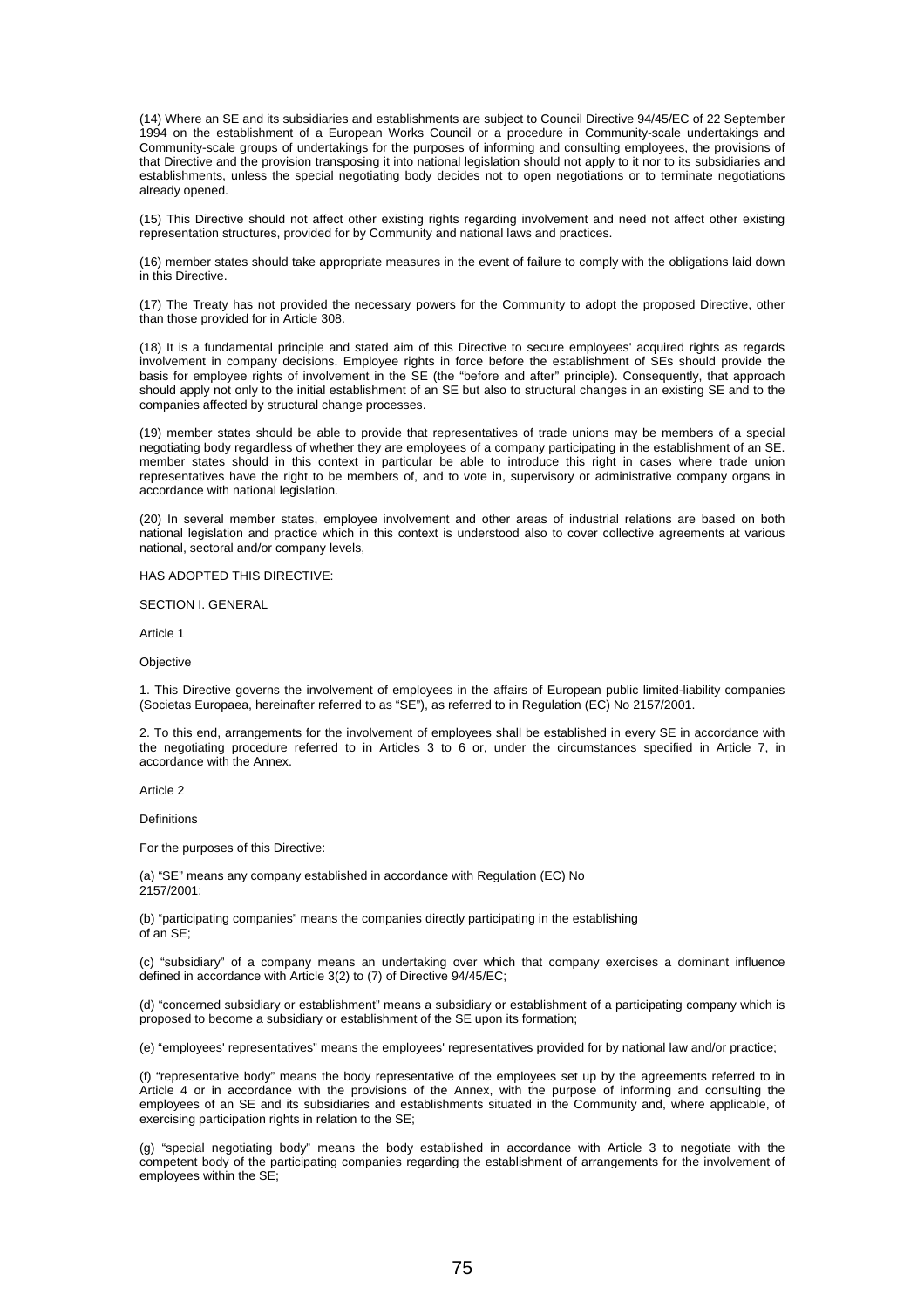(14) Where an SE and its subsidiaries and establishments are subject to Council Directive 94/45/EC of 22 September 1994 on the establishment of a European Works Council or a procedure in Community-scale undertakings and Community-scale groups of undertakings for the purposes of informing and consulting employees, the provisions of that Directive and the provision transposing it into national legislation should not apply to it nor to its subsidiaries and establishments, unless the special negotiating body decides not to open negotiations or to terminate negotiations already opened.

(15) This Directive should not affect other existing rights regarding involvement and need not affect other existing representation structures, provided for by Community and national laws and practices.

(16) member states should take appropriate measures in the event of failure to comply with the obligations laid down in this Directive.

(17) The Treaty has not provided the necessary powers for the Community to adopt the proposed Directive, other than those provided for in Article 308.

(18) It is a fundamental principle and stated aim of this Directive to secure employees' acquired rights as regards involvement in company decisions. Employee rights in force before the establishment of SEs should provide the basis for employee rights of involvement in the SE (the "before and after" principle). Consequently, that approach should apply not only to the initial establishment of an SE but also to structural changes in an existing SE and to the companies affected by structural change processes.

(19) member states should be able to provide that representatives of trade unions may be members of a special negotiating body regardless of whether they are employees of a company participating in the establishment of an SE. member states should in this context in particular be able to introduce this right in cases where trade union representatives have the right to be members of, and to vote in, supervisory or administrative company organs in accordance with national legislation.

(20) In several member states, employee involvement and other areas of industrial relations are based on both national legislation and practice which in this context is understood also to cover collective agreements at various national, sectoral and/or company levels,

HAS ADOPTED THIS DIRECTIVE:

SECTION I. GENERAL

Article 1

Objective

1. This Directive governs the involvement of employees in the affairs of European public limited-liability companies (Societas Europaea, hereinafter referred to as "SE"), as referred to in Regulation (EC) No 2157/2001.

2. To this end, arrangements for the involvement of employees shall be established in every SE in accordance with the negotiating procedure referred to in Articles 3 to 6 or, under the circumstances specified in Article 7, in accordance with the Annex.

Article 2

Definitions

For the purposes of this Directive:

(a) "SE" means any company established in accordance with Regulation (EC) No 2157/2001;

(b) "participating companies" means the companies directly participating in the establishing of an SE;

(c) "subsidiary" of a company means an undertaking over which that company exercises a dominant influence defined in accordance with Article 3(2) to (7) of Directive 94/45/EC;

(d) "concerned subsidiary or establishment" means a subsidiary or establishment of a participating company which is proposed to become a subsidiary or establishment of the SE upon its formation;

(e) "employees' representatives" means the employees' representatives provided for by national law and/or practice;

(f) "representative body" means the body representative of the employees set up by the agreements referred to in Article 4 or in accordance with the provisions of the Annex, with the purpose of informing and consulting the employees of an SE and its subsidiaries and establishments situated in the Community and, where applicable, of exercising participation rights in relation to the SE;

(g) "special negotiating body" means the body established in accordance with Article 3 to negotiate with the competent body of the participating companies regarding the establishment of arrangements for the involvement of employees within the SE;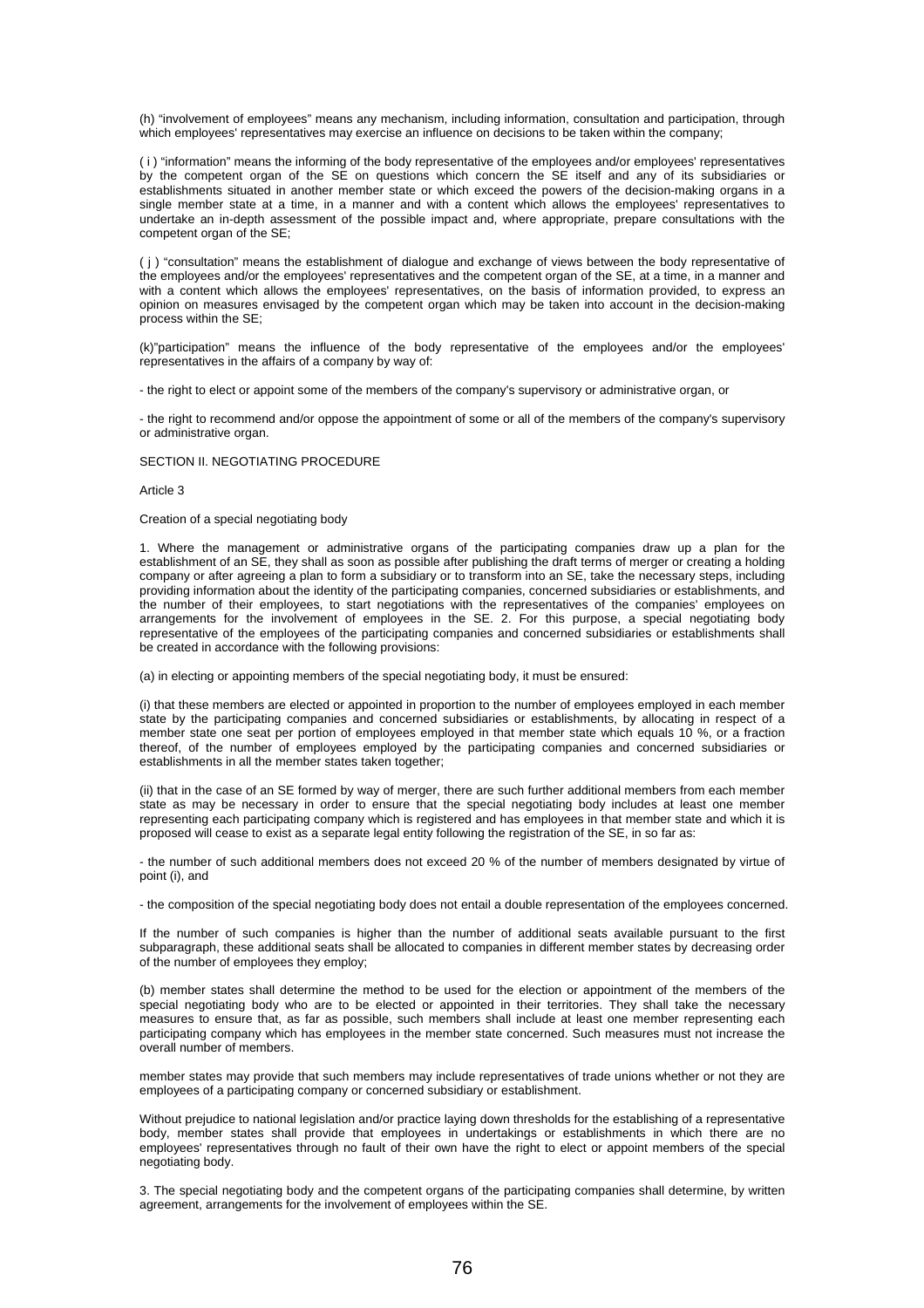(h) “involvement of employees” means any mechanism, including information, consultation and participation, through which employees' representatives may exercise an influence on decisions to be taken within the company;

( i ) “information” means the informing of the body representative of the employees and/or employees' representatives by the competent organ of the SE on questions which concern the SE itself and any of its subsidiaries or establishments situated in another member state or which exceed the powers of the decision-making organs in a single member state at a time, in a manner and with a content which allows the employees' representatives to undertake an in-depth assessment of the possible impact and, where appropriate, prepare consultations with the competent organ of the SE;

( j ) “consultation” means the establishment of dialogue and exchange of views between the body representative of the employees and/or the employees' representatives and the competent organ of the SE, at a time, in a manner and with a content which allows the employees' representatives, on the basis of information provided, to express an opinion on measures envisaged by the competent organ which may be taken into account in the decision-making process within the SE;

(k)”participation” means the influence of the body representative of the employees and/or the employees' representatives in the affairs of a company by way of:

- the right to elect or appoint some of the members of the company's supervisory or administrative organ, or

- the right to recommend and/or oppose the appointment of some or all of the members of the company's supervisory or administrative organ.

SECTION II. NEGOTIATING PROCEDURE

Article 3

Creation of a special negotiating body

1. Where the management or administrative organs of the participating companies draw up a plan for the establishment of an SE, they shall as soon as possible after publishing the draft terms of merger or creating a holding company or after agreeing a plan to form a subsidiary or to transform into an SE, take the necessary steps, including providing information about the identity of the participating companies, concerned subsidiaries or establishments, and the number of their employees, to start negotiations with the representatives of the companies' employees on arrangements for the involvement of employees in the SE. 2. For this purpose, a special negotiating body representative of the employees of the participating companies and concerned subsidiaries or establishments shall be created in accordance with the following provisions:

(a) in electing or appointing members of the special negotiating body, it must be ensured:

(i) that these members are elected or appointed in proportion to the number of employees employed in each member state by the participating companies and concerned subsidiaries or establishments, by allocating in respect of a member state one seat per portion of employees employed in that member state which equals 10 %, or a fraction thereof, of the number of employees employed by the participating companies and concerned subsidiaries or establishments in all the member states taken together;

(ii) that in the case of an SE formed by way of merger, there are such further additional members from each member state as may be necessary in order to ensure that the special negotiating body includes at least one member representing each participating company which is registered and has employees in that member state and which it is proposed will cease to exist as a separate legal entity following the registration of the SE, in so far as:

- the number of such additional members does not exceed 20 % of the number of members designated by virtue of point (i), and

- the composition of the special negotiating body does not entail a double representation of the employees concerned.

If the number of such companies is higher than the number of additional seats available pursuant to the first subparagraph, these additional seats shall be allocated to companies in different member states by decreasing order of the number of employees they employ;

(b) member states shall determine the method to be used for the election or appointment of the members of the special negotiating body who are to be elected or appointed in their territories. They shall take the necessary measures to ensure that, as far as possible, such members shall include at least one member representing each participating company which has employees in the member state concerned. Such measures must not increase the overall number of members.

member states may provide that such members may include representatives of trade unions whether or not they are employees of a participating company or concerned subsidiary or establishment.

Without prejudice to national legislation and/or practice laying down thresholds for the establishing of a representative body, member states shall provide that employees in undertakings or establishments in which there are no employees' representatives through no fault of their own have the right to elect or appoint members of the special negotiating body.

3. The special negotiating body and the competent organs of the participating companies shall determine, by written agreement, arrangements for the involvement of employees within the SE.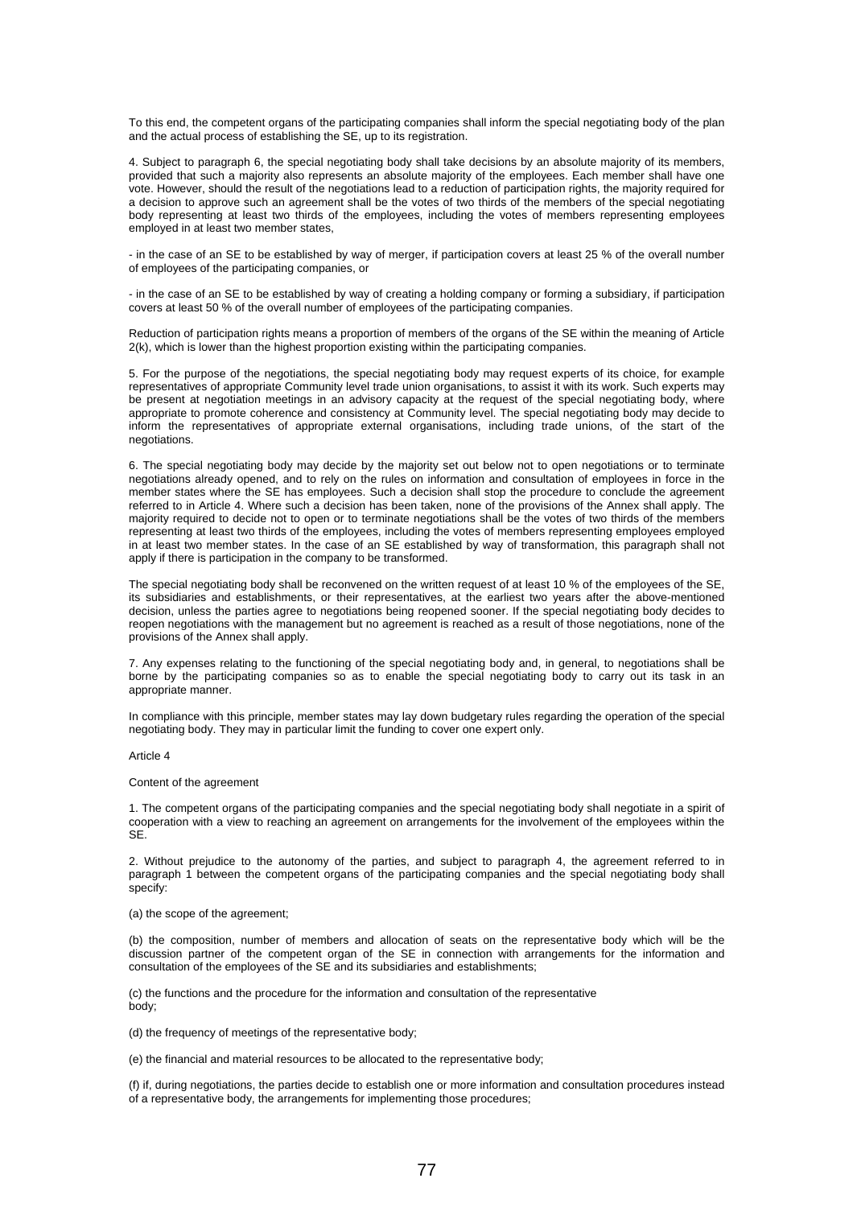To this end, the competent organs of the participating companies shall inform the special negotiating body of the plan and the actual process of establishing the SE, up to its registration.

4. Subject to paragraph 6, the special negotiating body shall take decisions by an absolute majority of its members, provided that such a majority also represents an absolute majority of the employees. Each member shall have one vote. However, should the result of the negotiations lead to a reduction of participation rights, the majority required for a decision to approve such an agreement shall be the votes of two thirds of the members of the special negotiating body representing at least two thirds of the employees, including the votes of members representing employees employed in at least two member states,

- in the case of an SE to be established by way of merger, if participation covers at least 25 % of the overall number of employees of the participating companies, or

- in the case of an SE to be established by way of creating a holding company or forming a subsidiary, if participation covers at least 50 % of the overall number of employees of the participating companies.

Reduction of participation rights means a proportion of members of the organs of the SE within the meaning of Article 2(k), which is lower than the highest proportion existing within the participating companies.

5. For the purpose of the negotiations, the special negotiating body may request experts of its choice, for example representatives of appropriate Community level trade union organisations, to assist it with its work. Such experts may be present at negotiation meetings in an advisory capacity at the request of the special negotiating body, where appropriate to promote coherence and consistency at Community level. The special negotiating body may decide to inform the representatives of appropriate external organisations, including trade unions, of the start of the negotiations.

6. The special negotiating body may decide by the majority set out below not to open negotiations or to terminate negotiations already opened, and to rely on the rules on information and consultation of employees in force in the member states where the SE has employees. Such a decision shall stop the procedure to conclude the agreement referred to in Article 4. Where such a decision has been taken, none of the provisions of the Annex shall apply. The majority required to decide not to open or to terminate negotiations shall be the votes of two thirds of the members representing at least two thirds of the employees, including the votes of members representing employees employed in at least two member states. In the case of an SE established by way of transformation, this paragraph shall not apply if there is participation in the company to be transformed.

The special negotiating body shall be reconvened on the written request of at least 10 % of the employees of the SE, its subsidiaries and establishments, or their representatives, at the earliest two years after the above-mentioned decision, unless the parties agree to negotiations being reopened sooner. If the special negotiating body decides to reopen negotiations with the management but no agreement is reached as a result of those negotiations, none of the provisions of the Annex shall apply.

7. Any expenses relating to the functioning of the special negotiating body and, in general, to negotiations shall be borne by the participating companies so as to enable the special negotiating body to carry out its task in an appropriate manner.

In compliance with this principle, member states may lay down budgetary rules regarding the operation of the special negotiating body. They may in particular limit the funding to cover one expert only.

Article 4

Content of the agreement

1. The competent organs of the participating companies and the special negotiating body shall negotiate in a spirit of cooperation with a view to reaching an agreement on arrangements for the involvement of the employees within the SE.

2. Without prejudice to the autonomy of the parties, and subject to paragraph 4, the agreement referred to in paragraph 1 between the competent organs of the participating companies and the special negotiating body shall specify:

(a) the scope of the agreement;

(b) the composition, number of members and allocation of seats on the representative body which will be the discussion partner of the competent organ of the SE in connection with arrangements for the information and consultation of the employees of the SE and its subsidiaries and establishments;

(c) the functions and the procedure for the information and consultation of the representative body;

(d) the frequency of meetings of the representative body;

(e) the financial and material resources to be allocated to the representative body;

(f) if, during negotiations, the parties decide to establish one or more information and consultation procedures instead of a representative body, the arrangements for implementing those procedures;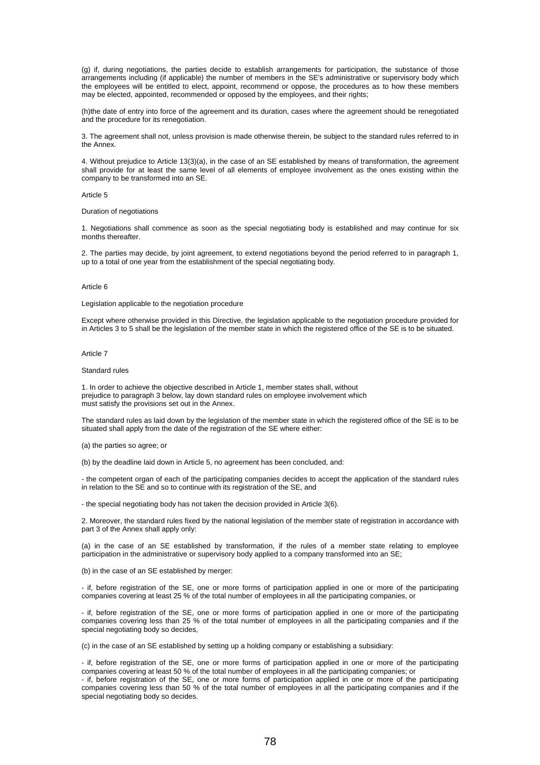(g) if, during negotiations, the parties decide to establish arrangements for participation, the substance of those arrangements including (if applicable) the number of members in the SE's administrative or supervisory body which the employees will be entitled to elect, appoint, recommend or oppose, the procedures as to how these members may be elected, appointed, recommended or opposed by the employees, and their rights;

(h)the date of entry into force of the agreement and its duration, cases where the agreement should be renegotiated and the procedure for its renegotiation.

3. The agreement shall not, unless provision is made otherwise therein, be subject to the standard rules referred to in the Annex.

4. Without prejudice to Article 13(3)(a), in the case of an SE established by means of transformation, the agreement shall provide for at least the same level of all elements of employee involvement as the ones existing within the company to be transformed into an SE.

Article 5

Duration of negotiations

1. Negotiations shall commence as soon as the special negotiating body is established and may continue for six months thereafter.

2. The parties may decide, by joint agreement, to extend negotiations beyond the period referred to in paragraph 1, up to a total of one year from the establishment of the special negotiating body.

Article 6

Legislation applicable to the negotiation procedure

Except where otherwise provided in this Directive, the legislation applicable to the negotiation procedure provided for in Articles 3 to 5 shall be the legislation of the member state in which the registered office of the SE is to be situated.

Article 7

Standard rules

1. In order to achieve the objective described in Article 1, member states shall, without prejudice to paragraph 3 below, lay down standard rules on employee involvement which must satisfy the provisions set out in the Annex.

The standard rules as laid down by the legislation of the member state in which the registered office of the SE is to be situated shall apply from the date of the registration of the SE where either:

(a) the parties so agree; or

(b) by the deadline laid down in Article 5, no agreement has been concluded, and:

- the competent organ of each of the participating companies decides to accept the application of the standard rules in relation to the SE and so to continue with its registration of the SE, and

- the special negotiating body has not taken the decision provided in Article 3(6).

2. Moreover, the standard rules fixed by the national legislation of the member state of registration in accordance with part 3 of the Annex shall apply only:

(a) in the case of an SE established by transformation, if the rules of a member state relating to employee participation in the administrative or supervisory body applied to a company transformed into an SE;

(b) in the case of an SE established by merger:

- if, before registration of the SE, one or more forms of participation applied in one or more of the participating companies covering at least 25 % of the total number of employees in all the participating companies, or

- if, before registration of the SE, one or more forms of participation applied in one or more of the participating companies covering less than 25 % of the total number of employees in all the participating companies and if the special negotiating body so decides,

(c) in the case of an SE established by setting up a holding company or establishing a subsidiary:

- if, before registration of the SE, one or more forms of participation applied in one or more of the participating companies covering at least 50 % of the total number of employees in all the participating companies; or
- if, before registration of the SE, one or more forms of participation applied in one or more of the participating companies covering less than 50 % of the total number of employees in all the participating companies and if the special negotiating body so decides.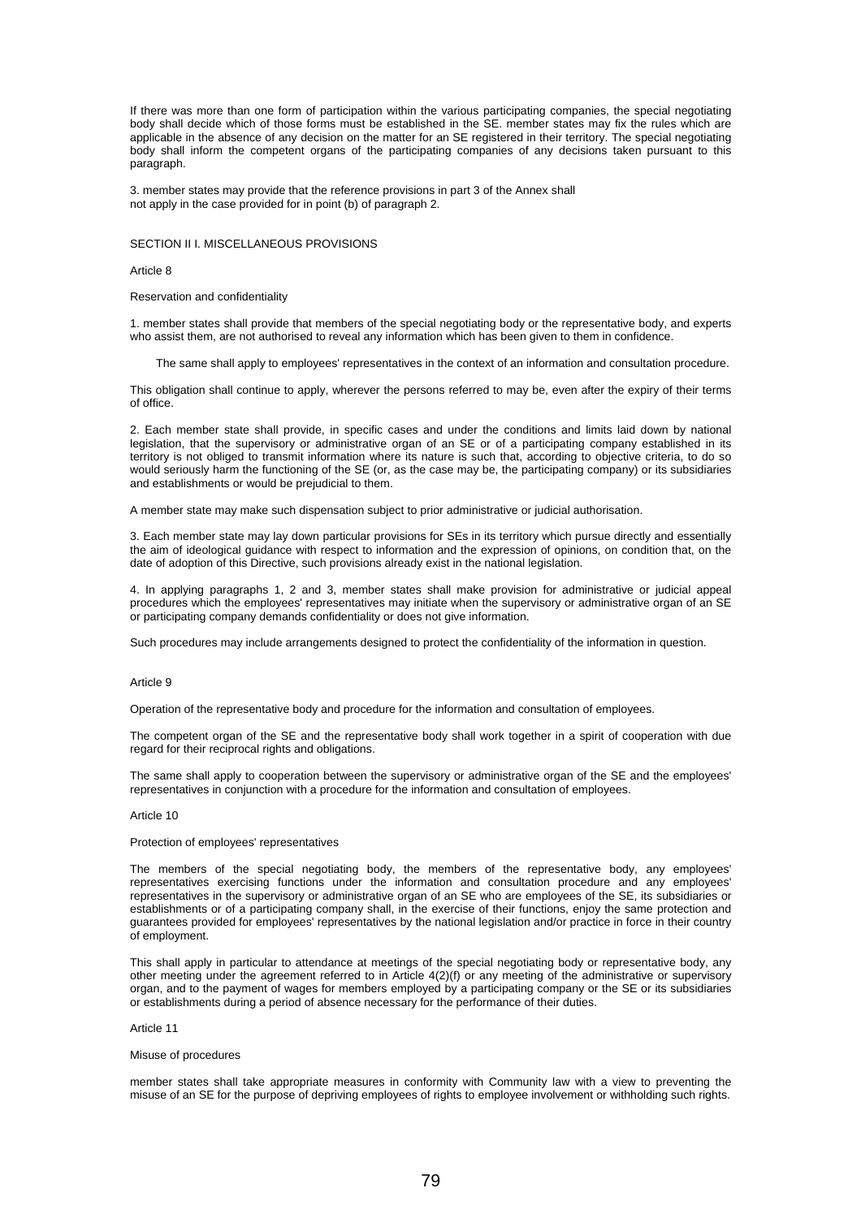If there was more than one form of participation within the various participating companies, the special negotiating body shall decide which of those forms must be established in the SE. member states may fix the rules which are applicable in the absence of any decision on the matter for an SE registered in their territory. The special negotiating body shall inform the competent organs of the participating companies of any decisions taken pursuant to this paragraph.

3. member states may provide that the reference provisions in part 3 of the Annex shall not apply in the case provided for in point (b) of paragraph 2.

SECTION II I. MISCELLANEOUS PROVISIONS

Article 8

Reservation and confidentiality

1. member states shall provide that members of the special negotiating body or the representative body, and experts who assist them, are not authorised to reveal any information which has been given to them in confidence.

The same shall apply to employees' representatives in the context of an information and consultation procedure.

This obligation shall continue to apply, wherever the persons referred to may be, even after the expiry of their terms of office.

2. Each member state shall provide, in specific cases and under the conditions and limits laid down by national legislation, that the supervisory or administrative organ of an SE or of a participating company established in its territory is not obliged to transmit information where its nature is such that, according to objective criteria, to do so would seriously harm the functioning of the SE (or, as the case may be, the participating company) or its subsidiaries and establishments or would be prejudicial to them.

A member state may make such dispensation subject to prior administrative or judicial authorisation.

3. Each member state may lay down particular provisions for SEs in its territory which pursue directly and essentially the aim of ideological guidance with respect to information and the expression of opinions, on condition that, on the date of adoption of this Directive, such provisions already exist in the national legislation.

4. In applying paragraphs 1, 2 and 3, member states shall make provision for administrative or judicial appeal procedures which the employees' representatives may initiate when the supervisory or administrative organ of an SE or participating company demands confidentiality or does not give information.

Such procedures may include arrangements designed to protect the confidentiality of the information in question.

Article 9

Operation of the representative body and procedure for the information and consultation of employees.

The competent organ of the SE and the representative body shall work together in a spirit of cooperation with due regard for their reciprocal rights and obligations.

The same shall apply to cooperation between the supervisory or administrative organ of the SE and the employees' representatives in conjunction with a procedure for the information and consultation of employees.

Article 10

Protection of employees' representatives

The members of the special negotiating body, the members of the representative body, any employees' representatives exercising functions under the information and consultation procedure and any employees' representatives in the supervisory or administrative organ of an SE who are employees of the SE, its subsidiaries or establishments or of a participating company shall, in the exercise of their functions, enjoy the same protection and guarantees provided for employees' representatives by the national legislation and/or practice in force in their country of employment.

This shall apply in particular to attendance at meetings of the special negotiating body or representative body, any other meeting under the agreement referred to in Article 4(2)(f) or any meeting of the administrative or supervisory organ, and to the payment of wages for members employed by a participating company or the SE or its subsidiaries or establishments during a period of absence necessary for the performance of their duties.

Article 11

Misuse of procedures

member states shall take appropriate measures in conformity with Community law with a view to preventing the misuse of an SE for the purpose of depriving employees of rights to employee involvement or withholding such rights.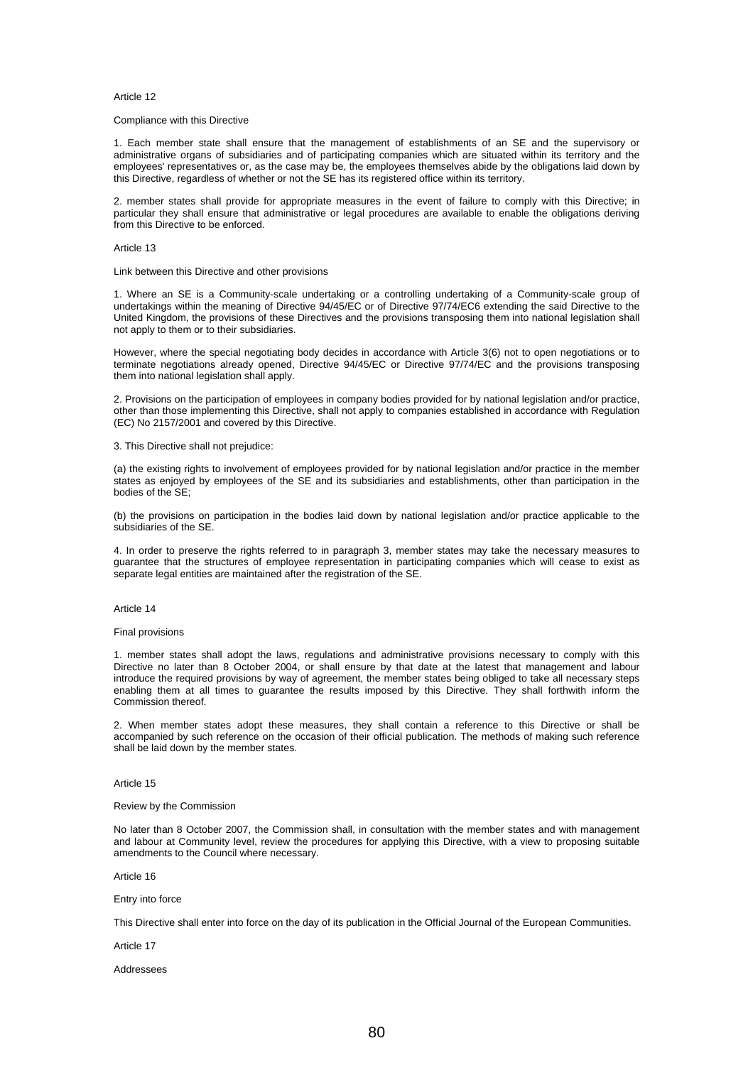Article 12

Compliance with this Directive

1. Each member state shall ensure that the management of establishments of an SE and the supervisory or administrative organs of subsidiaries and of participating companies which are situated within its territory and the employees' representatives or, as the case may be, the employees themselves abide by the obligations laid down by this Directive, regardless of whether or not the SE has its registered office within its territory.

2. member states shall provide for appropriate measures in the event of failure to comply with this Directive; in particular they shall ensure that administrative or legal procedures are available to enable the obligations deriving from this Directive to be enforced.

Article 13

Link between this Directive and other provisions

1. Where an SE is a Community-scale undertaking or a controlling undertaking of a Community-scale group of undertakings within the meaning of Directive 94/45/EC or of Directive 97/74/EC6 extending the said Directive to the United Kingdom, the provisions of these Directives and the provisions transposing them into national legislation shall not apply to them or to their subsidiaries.

However, where the special negotiating body decides in accordance with Article 3(6) not to open negotiations or to terminate negotiations already opened, Directive 94/45/EC or Directive 97/74/EC and the provisions transposing them into national legislation shall apply.

2. Provisions on the participation of employees in company bodies provided for by national legislation and/or practice, other than those implementing this Directive, shall not apply to companies established in accordance with Regulation (EC) No 2157/2001 and covered by this Directive.

3. This Directive shall not prejudice:

(a) the existing rights to involvement of employees provided for by national legislation and/or practice in the member states as enjoyed by employees of the SE and its subsidiaries and establishments, other than participation in the bodies of the SE;

(b) the provisions on participation in the bodies laid down by national legislation and/or practice applicable to the subsidiaries of the SE.

4. In order to preserve the rights referred to in paragraph 3, member states may take the necessary measures to guarantee that the structures of employee representation in participating companies which will cease to exist as separate legal entities are maintained after the registration of the SE.

Article 14

Final provisions

1. member states shall adopt the laws, regulations and administrative provisions necessary to comply with this Directive no later than 8 October 2004, or shall ensure by that date at the latest that management and labour introduce the required provisions by way of agreement, the member states being obliged to take all necessary steps enabling them at all times to guarantee the results imposed by this Directive. They shall forthwith inform the Commission thereof.

2. When member states adopt these measures, they shall contain a reference to this Directive or shall be accompanied by such reference on the occasion of their official publication. The methods of making such reference shall be laid down by the member states.

Article 15

Review by the Commission

No later than 8 October 2007, the Commission shall, in consultation with the member states and with management and labour at Community level, review the procedures for applying this Directive, with a view to proposing suitable amendments to the Council where necessary.

Article 16

Entry into force

This Directive shall enter into force on the day of its publication in the Official Journal of the European Communities.

Article 17

Addressees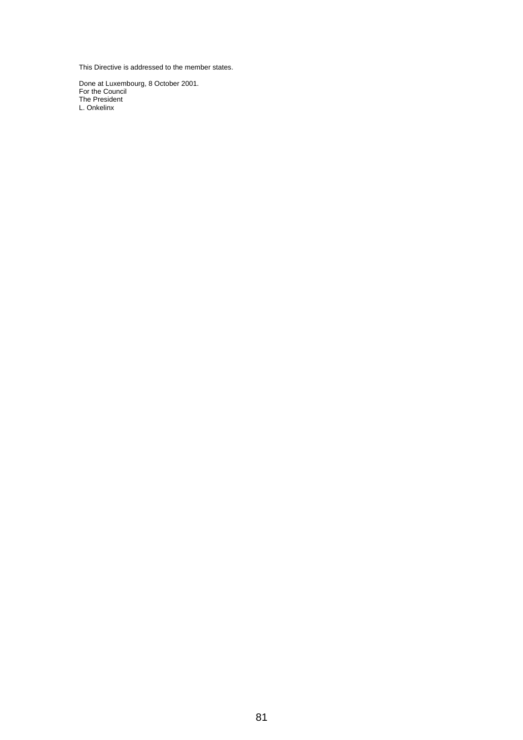This Directive is addressed to the member states.

Done at Luxembourg, 8 October 2001.
For the Council
The President
L. Onkelinx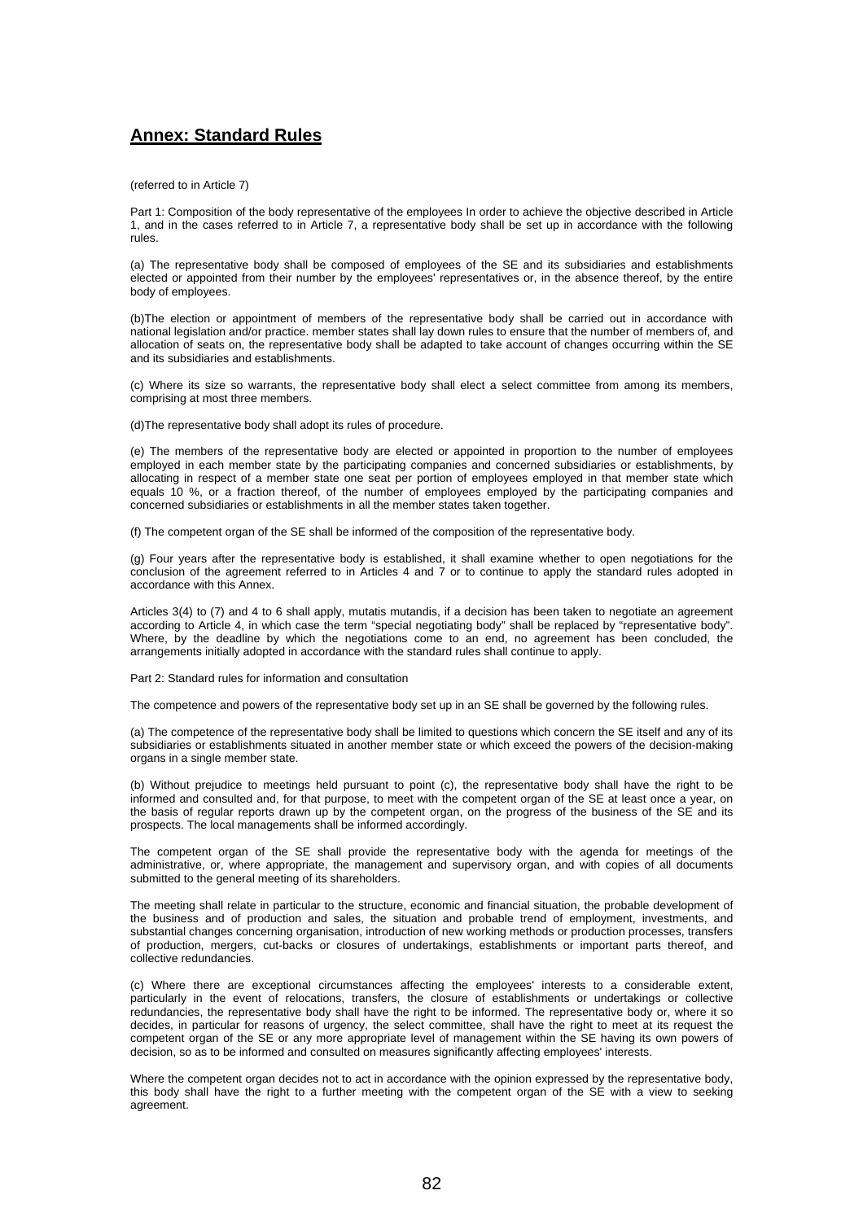## Annex: Standard Rules

(referred to in Article 7)

Part 1: Composition of the body representative of the employees In order to achieve the objective described in Article 1, and in the cases referred to in Article 7, a representative body shall be set up in accordance with the following rules.

(a) The representative body shall be composed of employees of the SE and its subsidiaries and establishments elected or appointed from their number by the employees' representatives or, in the absence thereof, by the entire body of employees.

(b)The election or appointment of members of the representative body shall be carried out in accordance with national legislation and/or practice. member states shall lay down rules to ensure that the number of members of, and allocation of seats on, the representative body shall be adapted to take account of changes occurring within the SE and its subsidiaries and establishments.

(c) Where its size so warrants, the representative body shall elect a select committee from among its members, comprising at most three members.

(d)The representative body shall adopt its rules of procedure.

(e) The members of the representative body are elected or appointed in proportion to the number of employees employed in each member state by the participating companies and concerned subsidiaries or establishments, by allocating in respect of a member state one seat per portion of employees employed in that member state which equals 10 %, or a fraction thereof, of the number of employees employed by the participating companies and concerned subsidiaries or establishments in all the member states taken together.

(f) The competent organ of the SE shall be informed of the composition of the representative body.

(g) Four years after the representative body is established, it shall examine whether to open negotiations for the conclusion of the agreement referred to in Articles 4 and 7 or to continue to apply the standard rules adopted in accordance with this Annex.

Articles 3(4) to (7) and 4 to 6 shall apply, mutatis mutandis, if a decision has been taken to negotiate an agreement according to Article 4, in which case the term "special negotiating body" shall be replaced by "representative body". Where, by the deadline by which the negotiations come to an end, no agreement has been concluded, the arrangements initially adopted in accordance with the standard rules shall continue to apply.

Part 2: Standard rules for information and consultation

The competence and powers of the representative body set up in an SE shall be governed by the following rules.

(a) The competence of the representative body shall be limited to questions which concern the SE itself and any of its subsidiaries or establishments situated in another member state or which exceed the powers of the decision-making organs in a single member state.

(b) Without prejudice to meetings held pursuant to point (c), the representative body shall have the right to be informed and consulted and, for that purpose, to meet with the competent organ of the SE at least once a year, on the basis of regular reports drawn up by the competent organ, on the progress of the business of the SE and its prospects. The local managements shall be informed accordingly.

The competent organ of the SE shall provide the representative body with the agenda for meetings of the administrative, or, where appropriate, the management and supervisory organ, and with copies of all documents submitted to the general meeting of its shareholders.

The meeting shall relate in particular to the structure, economic and financial situation, the probable development of the business and of production and sales, the situation and probable trend of employment, investments, and substantial changes concerning organisation, introduction of new working methods or production processes, transfers of production, mergers, cut-backs or closures of undertakings, establishments or important parts thereof, and collective redundancies.

(c) Where there are exceptional circumstances affecting the employees' interests to a considerable extent, particularly in the event of relocations, transfers, the closure of establishments or undertakings or collective redundancies, the representative body shall have the right to be informed. The representative body or, where it so decides, in particular for reasons of urgency, the select committee, shall have the right to meet at its request the competent organ of the SE or any more appropriate level of management within the SE having its own powers of decision, so as to be informed and consulted on measures significantly affecting employees' interests.

Where the competent organ decides not to act in accordance with the opinion expressed by the representative body, this body shall have the right to a further meeting with the competent organ of the SE with a view to seeking agreement.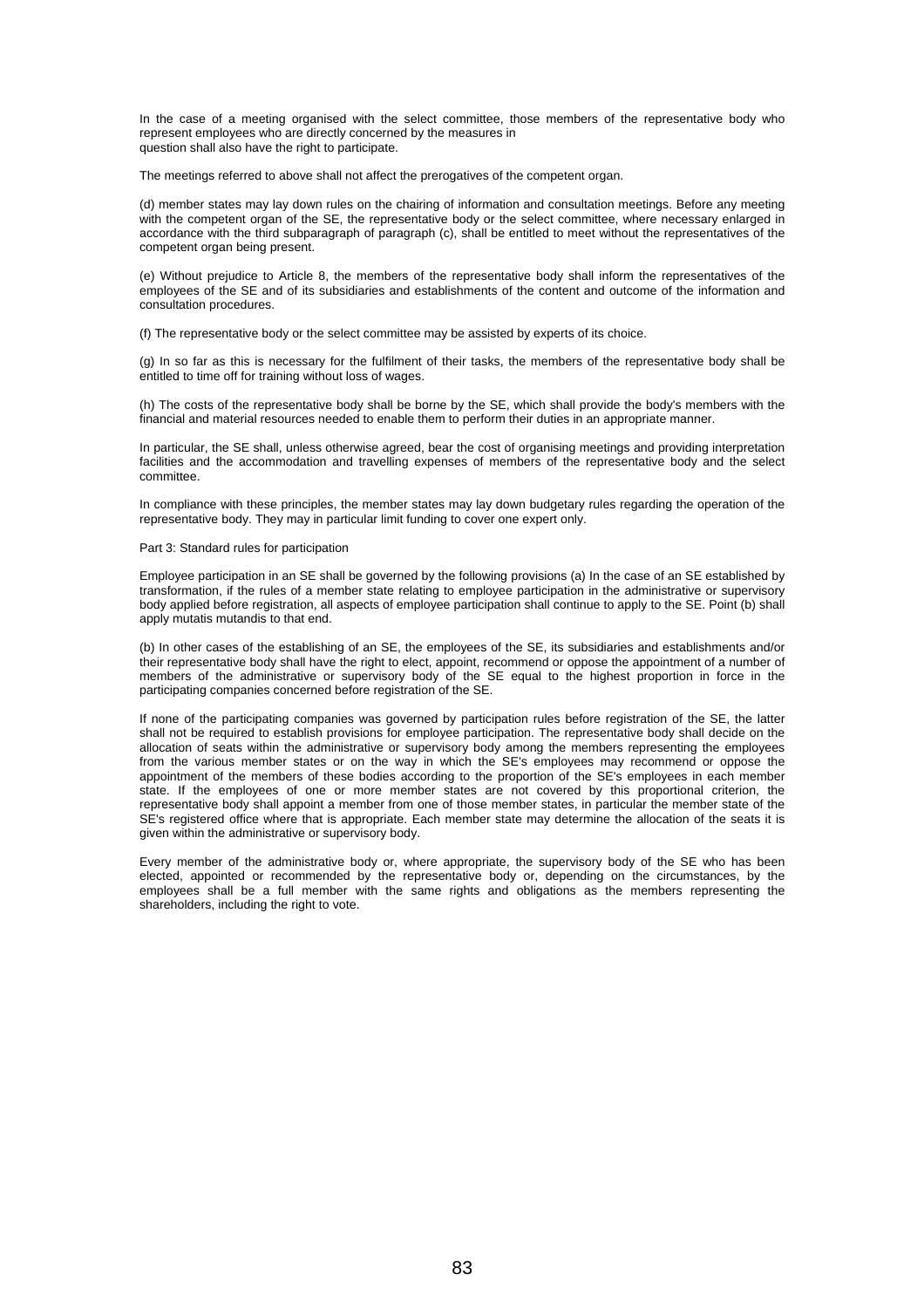In the case of a meeting organised with the select committee, those members of the representative body who represent employees who are directly concerned by the measures in
question shall also have the right to participate.

The meetings referred to above shall not affect the prerogatives of the competent organ.

(d) member states may lay down rules on the chairing of information and consultation meetings. Before any meeting with the competent organ of the SE, the representative body or the select committee, where necessary enlarged in accordance with the third subparagraph of paragraph (c), shall be entitled to meet without the representatives of the competent organ being present.

(e) Without prejudice to Article 8, the members of the representative body shall inform the representatives of the employees of the SE and of its subsidiaries and establishments of the content and outcome of the information and consultation procedures.

(f) The representative body or the select committee may be assisted by experts of its choice.

(g) In so far as this is necessary for the fulfilment of their tasks, the members of the representative body shall be entitled to time off for training without loss of wages.

(h) The costs of the representative body shall be borne by the SE, which shall provide the body's members with the financial and material resources needed to enable them to perform their duties in an appropriate manner.

In particular, the SE shall, unless otherwise agreed, bear the cost of organising meetings and providing interpretation facilities and the accommodation and travelling expenses of members of the representative body and the select committee.

In compliance with these principles, the member states may lay down budgetary rules regarding the operation of the representative body. They may in particular limit funding to cover one expert only.

Part 3: Standard rules for participation

Employee participation in an SE shall be governed by the following provisions (a) In the case of an SE established by transformation, if the rules of a member state relating to employee participation in the administrative or supervisory body applied before registration, all aspects of employee participation shall continue to apply to the SE. Point (b) shall apply mutatis mutandis to that end.

(b) In other cases of the establishing of an SE, the employees of the SE, its subsidiaries and establishments and/or their representative body shall have the right to elect, appoint, recommend or oppose the appointment of a number of members of the administrative or supervisory body of the SE equal to the highest proportion in force in the participating companies concerned before registration of the SE.

If none of the participating companies was governed by participation rules before registration of the SE, the latter shall not be required to establish provisions for employee participation. The representative body shall decide on the allocation of seats within the administrative or supervisory body among the members representing the employees from the various member states or on the way in which the SE's employees may recommend or oppose the appointment of the members of these bodies according to the proportion of the SE's employees in each member state. If the employees of one or more member states are not covered by this proportional criterion, the representative body shall appoint a member from one of those member states, in particular the member state of the SE's registered office where that is appropriate. Each member state may determine the allocation of the seats it is given within the administrative or supervisory body.

Every member of the administrative body or, where appropriate, the supervisory body of the SE who has been elected, appointed or recommended by the representative body or, depending on the circumstances, by the employees shall be a full member with the same rights and obligations as the members representing the shareholders, including the right to vote.